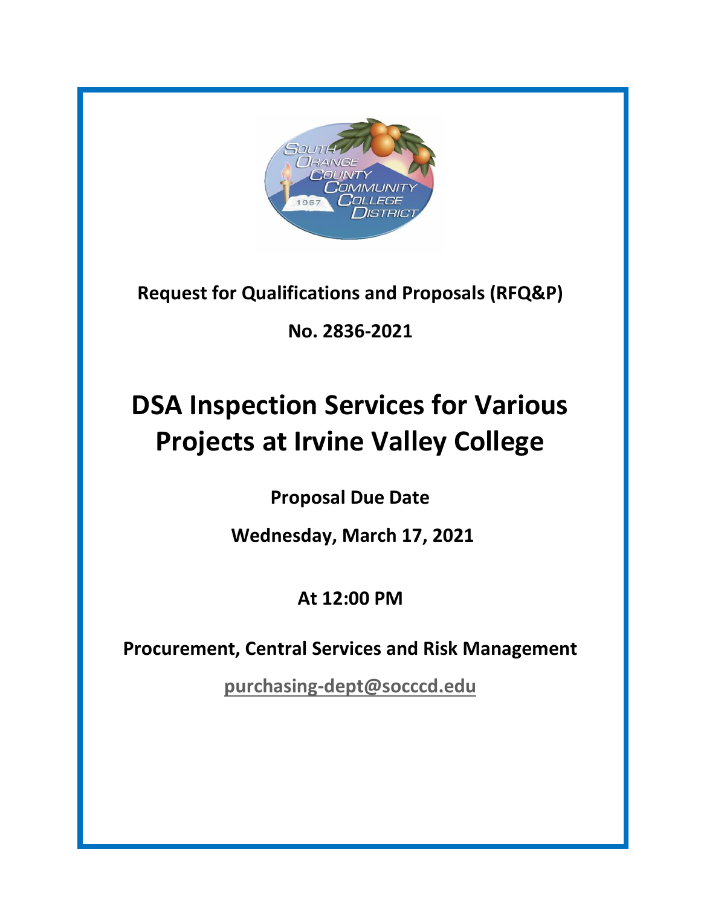**Request for Qualifications and Proposals (RFQ&P)**

**No. 2836-2021**

# DSA Inspection Services for Various Projects at Irvine Valley College

**Proposal Due Date**

**Wednesday, March 17, 2021**

**At 12:00 PM**

**Procurement, Central Services and Risk Management**

**purchasing-dept@socccd.edu**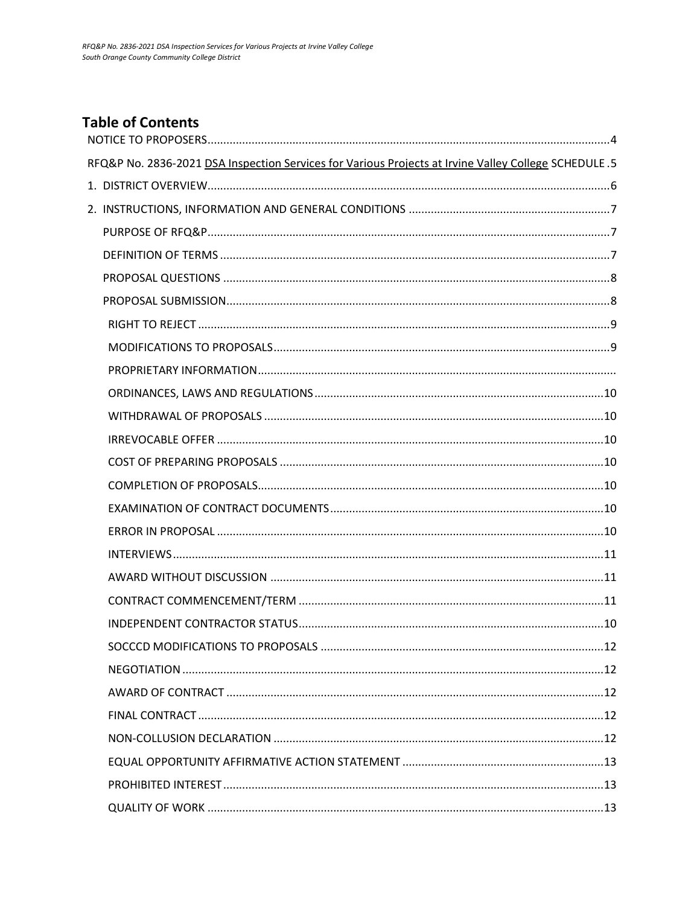## Table of Contents

NOTICE TO PROPOSERS....................................................................................................................4

RFQ&P No. 2836-2021 DSA Inspection Services for Various Projects at Irvine Valley College SCHEDULE .5

1. DISTRICT OVERVIEW....................................................................................................................6

2. INSTRUCTIONS, INFORMATION AND GENERAL CONDITIONS ...............................................................7

   PURPOSE OF RFQ&P....................................................................................................................7

   DEFINITION OF TERMS ...............................................................................................................7

   PROPOSAL QUESTIONS ..............................................................................................................8

   PROPOSAL SUBMISSION..............................................................................................................8

      RIGHT TO REJECT ....................................................................................................................9

      MODIFICATIONS TO PROPOSALS.............................................................................................9

      PROPRIETARY INFORMATION.......................................................................................................

      ORDINANCES, LAWS AND REGULATIONS..............................................................................10

      WITHDRAWAL OF PROPOSALS ..............................................................................................10

      IRREVOCABLE OFFER .............................................................................................................10

      COST OF PREPARING PROPOSALS .........................................................................................10

      COMPLETION OF PROPOSALS................................................................................................10

      EXAMINATION OF CONTRACT DOCUMENTS..........................................................................10

      ERROR IN PROPOSAL .............................................................................................................10

      INTERVIEWS...........................................................................................................................11

      AWARD WITHOUT DISCUSSION ............................................................................................11

      CONTRACT COMMENCEMENT/TERM ....................................................................................11

      INDEPENDENT CONTRACTOR STATUS....................................................................................10

      SOCCCD MODIFICATIONS TO PROPOSALS .............................................................................12

      NEGOTIATION ........................................................................................................................12

      AWARD OF CONTRACT ..........................................................................................................12

      FINAL CONTRACT ...................................................................................................................12

      NON-COLLUSION DECLARATION ...........................................................................................12

      EQUAL OPPORTUNITY AFFIRMATIVE ACTION STATEMENT ...................................................13

      PROHIBITED INTEREST...........................................................................................................13

      QUALITY OF WORK ................................................................................................................13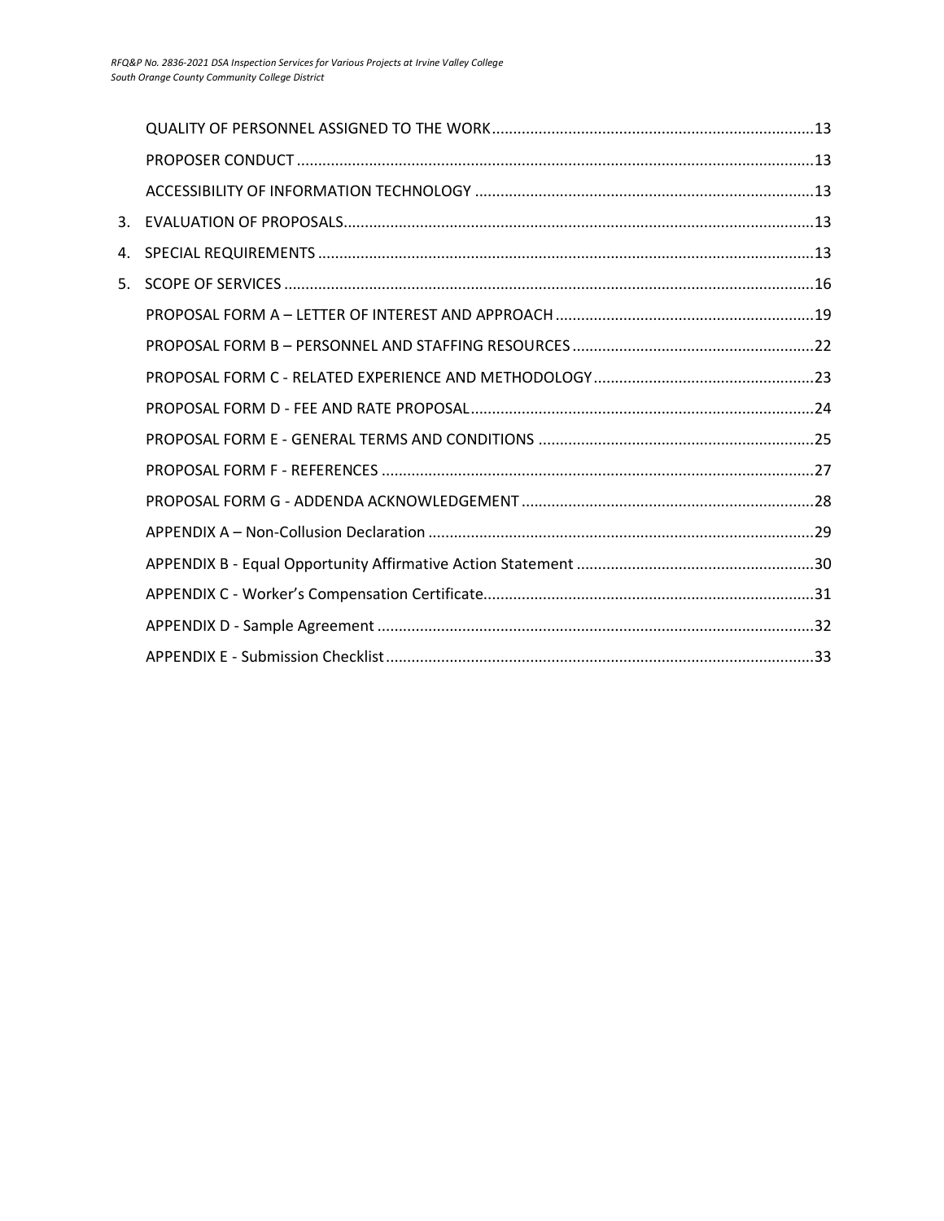QUALITY OF PERSONNEL ASSIGNED TO THE WORK ..... 13

PROPOSER CONDUCT ..... 13

ACCESSIBILITY OF INFORMATION TECHNOLOGY ..... 13

3. EVALUATION OF PROPOSALS ..... 13

4. SPECIAL REQUIREMENTS ..... 13

5. SCOPE OF SERVICES ..... 16

PROPOSAL FORM A – LETTER OF INTEREST AND APPROACH ..... 19

PROPOSAL FORM B – PERSONNEL AND STAFFING RESOURCES ..... 22

PROPOSAL FORM C - RELATED EXPERIENCE AND METHODOLOGY ..... 23

PROPOSAL FORM D - FEE AND RATE PROPOSAL ..... 24

PROPOSAL FORM E - GENERAL TERMS AND CONDITIONS ..... 25

PROPOSAL FORM F - REFERENCES ..... 27

PROPOSAL FORM G - ADDENDA ACKNOWLEDGEMENT ..... 28

APPENDIX A – Non-Collusion Declaration ..... 29

APPENDIX B - Equal Opportunity Affirmative Action Statement ..... 30

APPENDIX C - Worker's Compensation Certificate ..... 31

APPENDIX D - Sample Agreement ..... 32

APPENDIX E - Submission Checklist ..... 33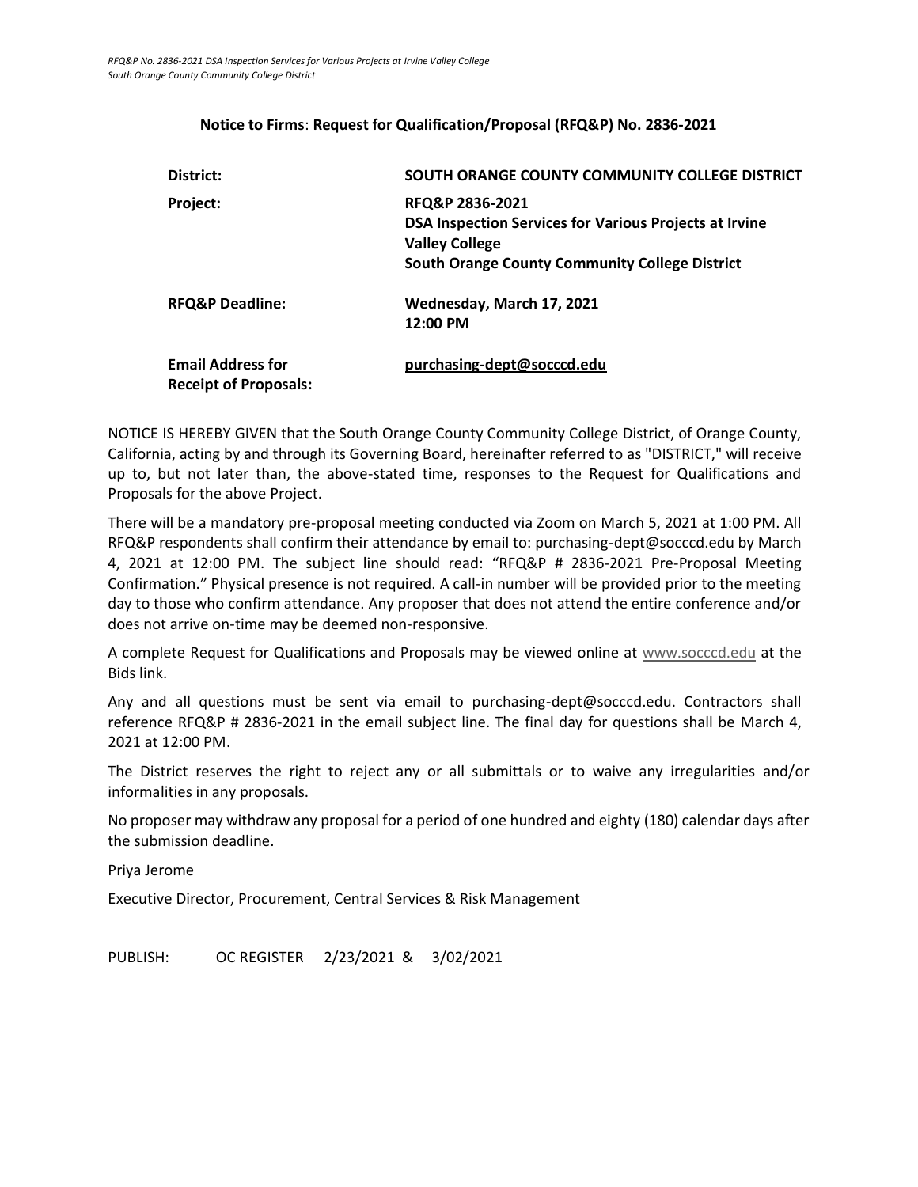**Notice to Firms**: **Request for Qualification/Proposal (RFQ&P) No. 2836-2021**

| | |
|---|---|
| **District:** | **SOUTH ORANGE COUNTY COMMUNITY COLLEGE DISTRICT** |
| **Project:** | **RFQ&P 2836-2021**<br>**DSA Inspection Services for Various Projects at Irvine Valley College**<br>**South Orange County Community College District** |
| **RFQ&P Deadline:** | **Wednesday, March 17, 2021**<br>**12:00 PM** |
| **Email Address for Receipt of Proposals:** | **purchasing-dept@socccd.edu** |

NOTICE IS HEREBY GIVEN that the South Orange County Community College District, of Orange County, California, acting by and through its Governing Board, hereinafter referred to as "DISTRICT," will receive up to, but not later than, the above-stated time, responses to the Request for Qualifications and Proposals for the above Project.

There will be a mandatory pre-proposal meeting conducted via Zoom on March 5, 2021 at 1:00 PM. All RFQ&P respondents shall confirm their attendance by email to: purchasing-dept@socccd.edu by March 4, 2021 at 12:00 PM. The subject line should read: "RFQ&P # 2836-2021 Pre-Proposal Meeting Confirmation." Physical presence is not required. A call-in number will be provided prior to the meeting day to those who confirm attendance. Any proposer that does not attend the entire conference and/or does not arrive on-time may be deemed non-responsive.

A complete Request for Qualifications and Proposals may be viewed online at www.socccd.edu at the Bids link.

Any and all questions must be sent via email to purchasing-dept@socccd.edu. Contractors shall reference RFQ&P # 2836-2021 in the email subject line. The final day for questions shall be March 4, 2021 at 12:00 PM.

The District reserves the right to reject any or all submittals or to waive any irregularities and/or informalities in any proposals.

No proposer may withdraw any proposal for a period of one hundred and eighty (180) calendar days after the submission deadline.

Priya Jerome

Executive Director, Procurement, Central Services & Risk Management

PUBLISH: OC REGISTER 2/23/2021 & 3/02/2021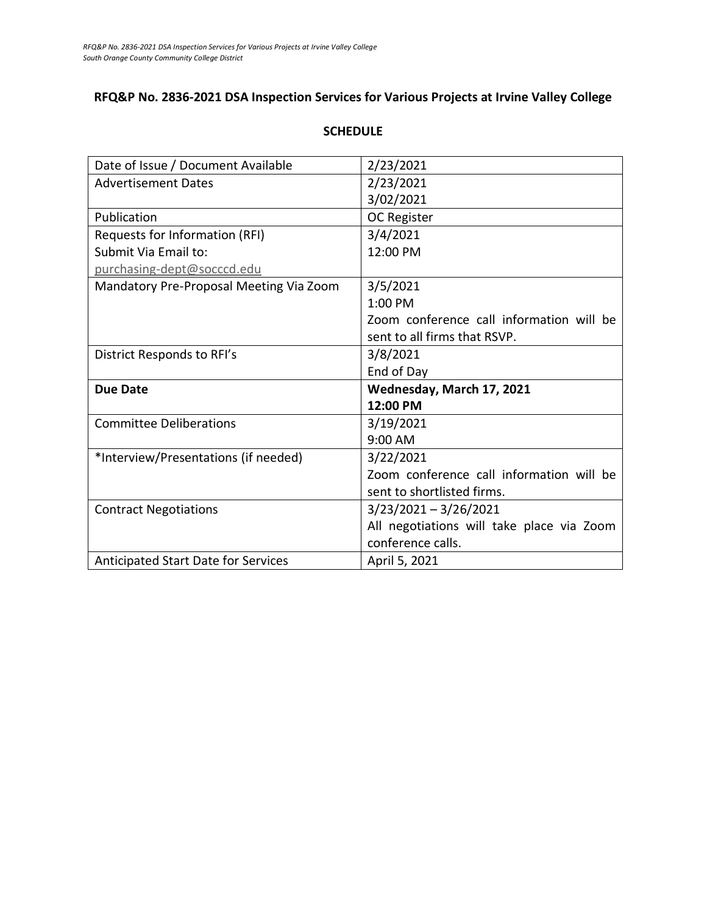## RFQ&P No. 2836-2021 DSA Inspection Services for Various Projects at Irvine Valley College

### SCHEDULE

| | |
|---|---|
| Date of Issue / Document Available | 2/23/2021 |
| Advertisement Dates | 2/23/2021<br>3/02/2021 |
| Publication | OC Register |
| Requests for Information (RFI)<br>Submit Via Email to:<br>purchasing-dept@socccd.edu | 3/4/2021<br>12:00 PM |
| Mandatory Pre-Proposal Meeting Via Zoom | 3/5/2021<br>1:00 PM<br>Zoom conference call information will be sent to all firms that RSVP. |
| District Responds to RFI's | 3/8/2021<br>End of Day |
| **Due Date** | **Wednesday, March 17, 2021**<br>**12:00 PM** |
| Committee Deliberations | 3/19/2021<br>9:00 AM |
| *Interview/Presentations (if needed) | 3/22/2021<br>Zoom conference call information will be sent to shortlisted firms. |
| Contract Negotiations | 3/23/2021 – 3/26/2021<br>All negotiations will take place via Zoom conference calls. |
| Anticipated Start Date for Services | April 5, 2021 |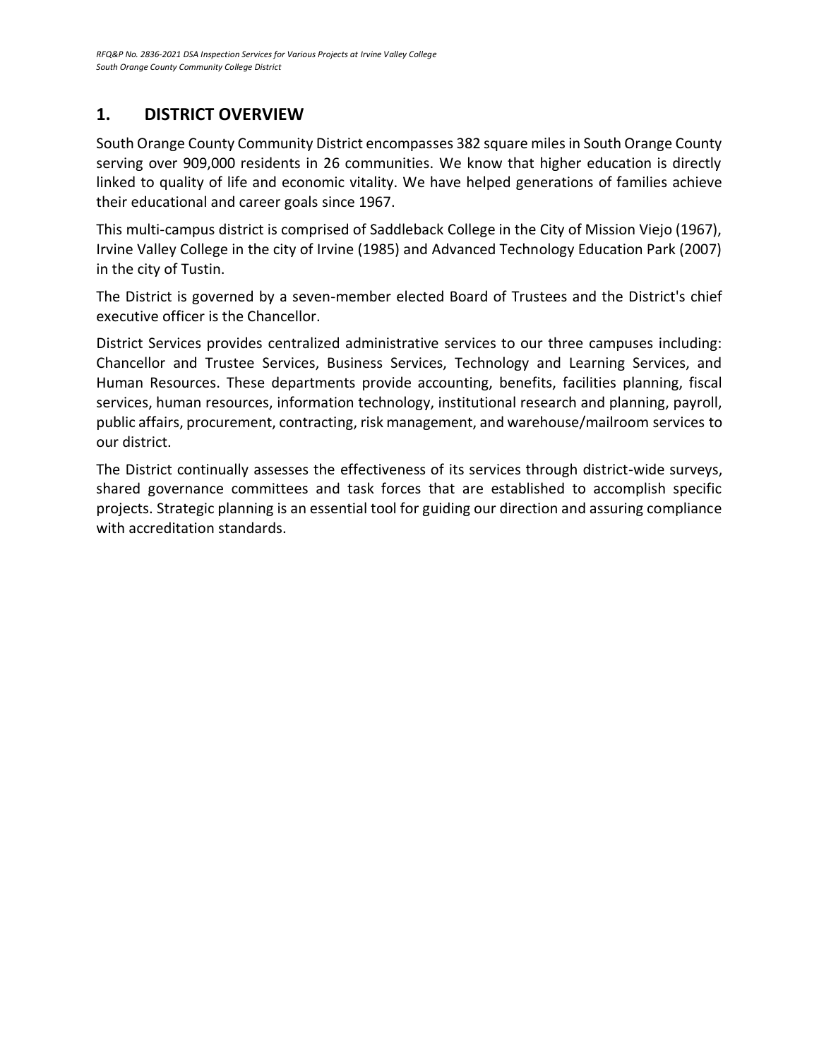## 1. DISTRICT OVERVIEW

South Orange County Community District encompasses 382 square miles in South Orange County serving over 909,000 residents in 26 communities. We know that higher education is directly linked to quality of life and economic vitality. We have helped generations of families achieve their educational and career goals since 1967.

This multi-campus district is comprised of Saddleback College in the City of Mission Viejo (1967), Irvine Valley College in the city of Irvine (1985) and Advanced Technology Education Park (2007) in the city of Tustin.

The District is governed by a seven-member elected Board of Trustees and the District's chief executive officer is the Chancellor.

District Services provides centralized administrative services to our three campuses including: Chancellor and Trustee Services, Business Services, Technology and Learning Services, and Human Resources. These departments provide accounting, benefits, facilities planning, fiscal services, human resources, information technology, institutional research and planning, payroll, public affairs, procurement, contracting, risk management, and warehouse/mailroom services to our district.

The District continually assesses the effectiveness of its services through district-wide surveys, shared governance committees and task forces that are established to accomplish specific projects. Strategic planning is an essential tool for guiding our direction and assuring compliance with accreditation standards.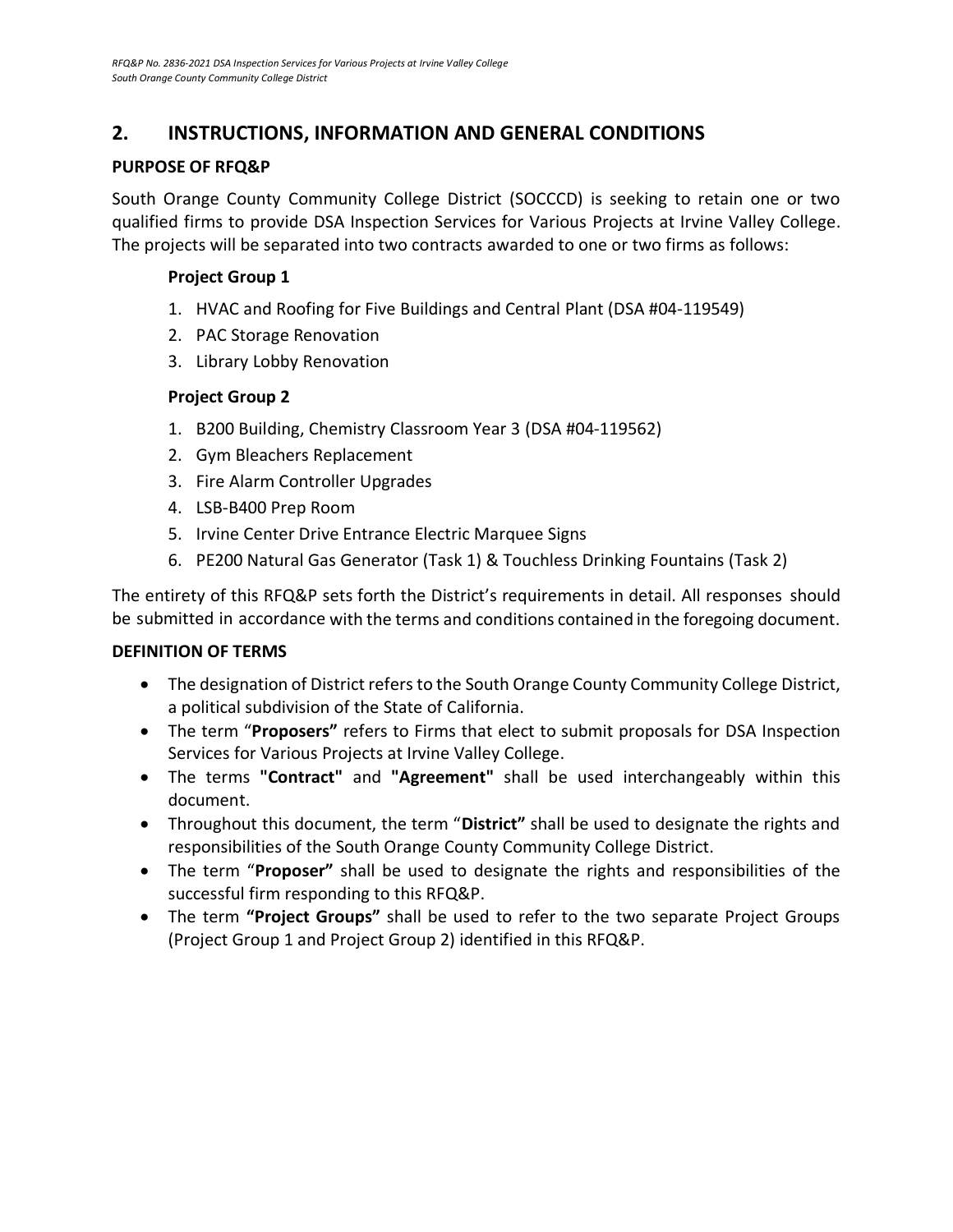## 2. INSTRUCTIONS, INFORMATION AND GENERAL CONDITIONS

### PURPOSE OF RFQ&P

South Orange County Community College District (SOCCCD) is seeking to retain one or two qualified firms to provide DSA Inspection Services for Various Projects at Irvine Valley College. The projects will be separated into two contracts awarded to one or two firms as follows:

**Project Group 1**

1. HVAC and Roofing for Five Buildings and Central Plant (DSA #04-119549)
2. PAC Storage Renovation
3. Library Lobby Renovation

**Project Group 2**

1. B200 Building, Chemistry Classroom Year 3 (DSA #04-119562)
2. Gym Bleachers Replacement
3. Fire Alarm Controller Upgrades
4. LSB-B400 Prep Room
5. Irvine Center Drive Entrance Electric Marquee Signs
6. PE200 Natural Gas Generator (Task 1) & Touchless Drinking Fountains (Task 2)

The entirety of this RFQ&P sets forth the District's requirements in detail. All responses should be submitted in accordance with the terms and conditions contained in the foregoing document.

### DEFINITION OF TERMS

- The designation of District refers to the South Orange County Community College District, a political subdivision of the State of California.
- The term "**Proposers"** refers to Firms that elect to submit proposals for DSA Inspection Services for Various Projects at Irvine Valley College.
- The terms **"Contract"** and **"Agreement"** shall be used interchangeably within this document.
- Throughout this document, the term "**District"** shall be used to designate the rights and responsibilities of the South Orange County Community College District.
- The term "**Proposer"** shall be used to designate the rights and responsibilities of the successful firm responding to this RFQ&P.
- The term **"Project Groups"** shall be used to refer to the two separate Project Groups (Project Group 1 and Project Group 2) identified in this RFQ&P.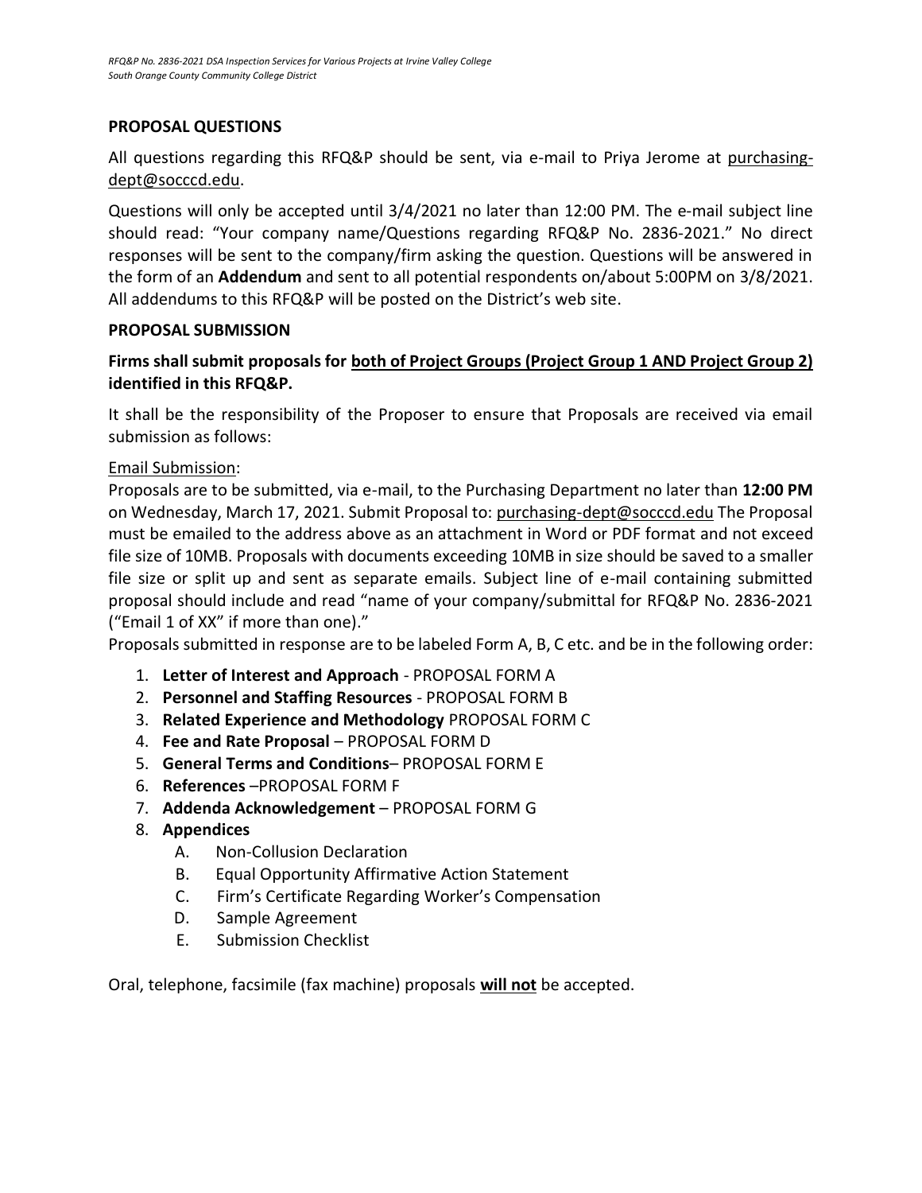## PROPOSAL QUESTIONS

All questions regarding this RFQ&P should be sent, via e-mail to Priya Jerome at purchasing-dept@socccd.edu.

Questions will only be accepted until 3/4/2021 no later than 12:00 PM. The e-mail subject line should read: "Your company name/Questions regarding RFQ&P No. 2836-2021." No direct responses will be sent to the company/firm asking the question. Questions will be answered in the form of an **Addendum** and sent to all potential respondents on/about 5:00PM on 3/8/2021. All addendums to this RFQ&P will be posted on the District's web site.

## PROPOSAL SUBMISSION

**Firms shall submit proposals for both of Project Groups (Project Group 1 AND Project Group 2) identified in this RFQ&P.**

It shall be the responsibility of the Proposer to ensure that Proposals are received via email submission as follows:

Email Submission:

Proposals are to be submitted, via e-mail, to the Purchasing Department no later than **12:00 PM** on Wednesday, March 17, 2021. Submit Proposal to: purchasing-dept@socccd.edu The Proposal must be emailed to the address above as an attachment in Word or PDF format and not exceed file size of 10MB. Proposals with documents exceeding 10MB in size should be saved to a smaller file size or split up and sent as separate emails. Subject line of e-mail containing submitted proposal should include and read "name of your company/submittal for RFQ&P No. 2836-2021 ("Email 1 of XX" if more than one)."

Proposals submitted in response are to be labeled Form A, B, C etc. and be in the following order:

1. **Letter of Interest and Approach** - PROPOSAL FORM A
2. **Personnel and Staffing Resources** - PROPOSAL FORM B
3. **Related Experience and Methodology** PROPOSAL FORM C
4. **Fee and Rate Proposal** – PROPOSAL FORM D
5. **General Terms and Conditions**– PROPOSAL FORM E
6. **References** –PROPOSAL FORM F
7. **Addenda Acknowledgement** – PROPOSAL FORM G
8. **Appendices**
   - A. Non-Collusion Declaration
   - B. Equal Opportunity Affirmative Action Statement
   - C. Firm's Certificate Regarding Worker's Compensation
   - D. Sample Agreement
   - E. Submission Checklist

Oral, telephone, facsimile (fax machine) proposals **will not** be accepted.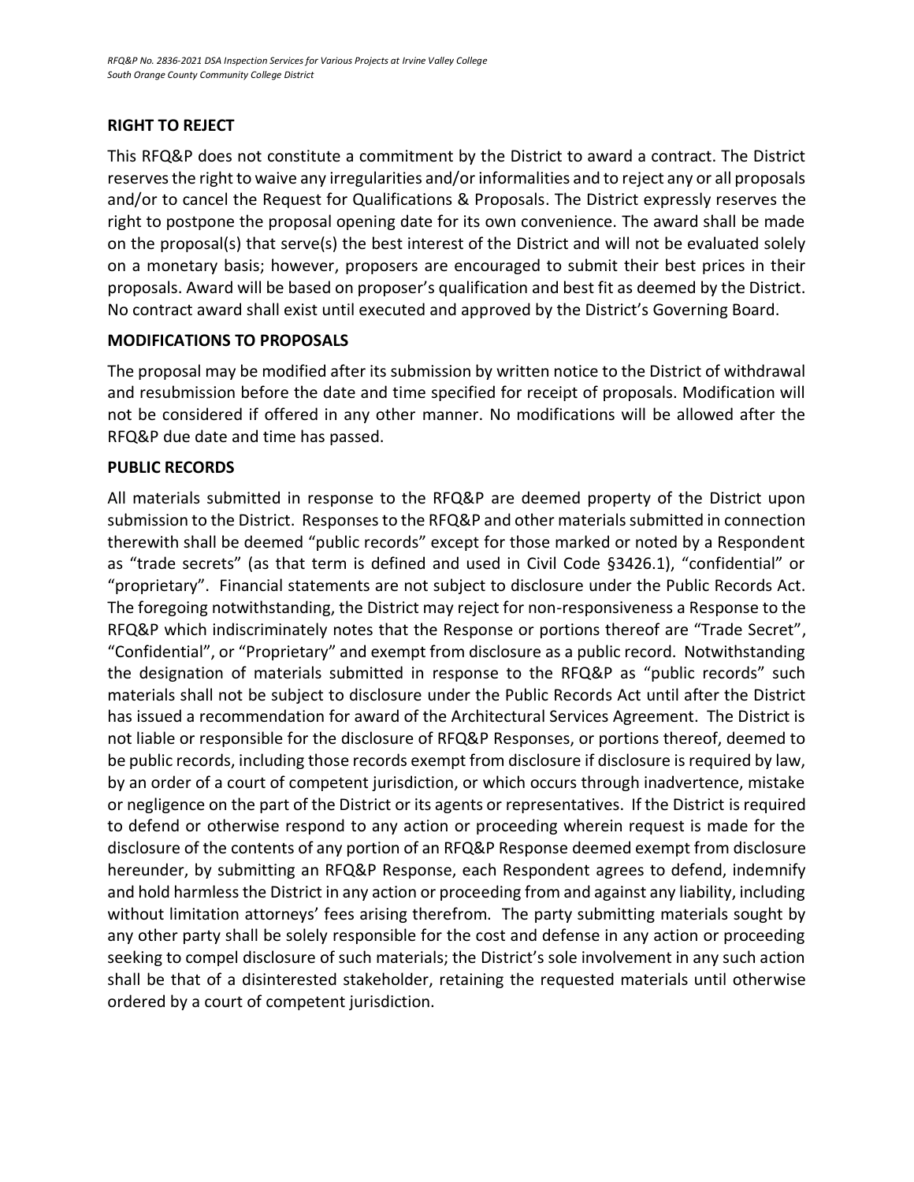## RIGHT TO REJECT

This RFQ&P does not constitute a commitment by the District to award a contract. The District reserves the right to waive any irregularities and/or informalities and to reject any or all proposals and/or to cancel the Request for Qualifications & Proposals. The District expressly reserves the right to postpone the proposal opening date for its own convenience. The award shall be made on the proposal(s) that serve(s) the best interest of the District and will not be evaluated solely on a monetary basis; however, proposers are encouraged to submit their best prices in their proposals. Award will be based on proposer's qualification and best fit as deemed by the District. No contract award shall exist until executed and approved by the District's Governing Board.

## MODIFICATIONS TO PROPOSALS

The proposal may be modified after its submission by written notice to the District of withdrawal and resubmission before the date and time specified for receipt of proposals. Modification will not be considered if offered in any other manner. No modifications will be allowed after the RFQ&P due date and time has passed.

## PUBLIC RECORDS

All materials submitted in response to the RFQ&P are deemed property of the District upon submission to the District. Responses to the RFQ&P and other materials submitted in connection therewith shall be deemed "public records" except for those marked or noted by a Respondent as "trade secrets" (as that term is defined and used in Civil Code §3426.1), "confidential" or "proprietary". Financial statements are not subject to disclosure under the Public Records Act. The foregoing notwithstanding, the District may reject for non-responsiveness a Response to the RFQ&P which indiscriminately notes that the Response or portions thereof are "Trade Secret", "Confidential", or "Proprietary" and exempt from disclosure as a public record. Notwithstanding the designation of materials submitted in response to the RFQ&P as "public records" such materials shall not be subject to disclosure under the Public Records Act until after the District has issued a recommendation for award of the Architectural Services Agreement. The District is not liable or responsible for the disclosure of RFQ&P Responses, or portions thereof, deemed to be public records, including those records exempt from disclosure if disclosure is required by law, by an order of a court of competent jurisdiction, or which occurs through inadvertence, mistake or negligence on the part of the District or its agents or representatives. If the District is required to defend or otherwise respond to any action or proceeding wherein request is made for the disclosure of the contents of any portion of an RFQ&P Response deemed exempt from disclosure hereunder, by submitting an RFQ&P Response, each Respondent agrees to defend, indemnify and hold harmless the District in any action or proceeding from and against any liability, including without limitation attorneys' fees arising therefrom. The party submitting materials sought by any other party shall be solely responsible for the cost and defense in any action or proceeding seeking to compel disclosure of such materials; the District's sole involvement in any such action shall be that of a disinterested stakeholder, retaining the requested materials until otherwise ordered by a court of competent jurisdiction.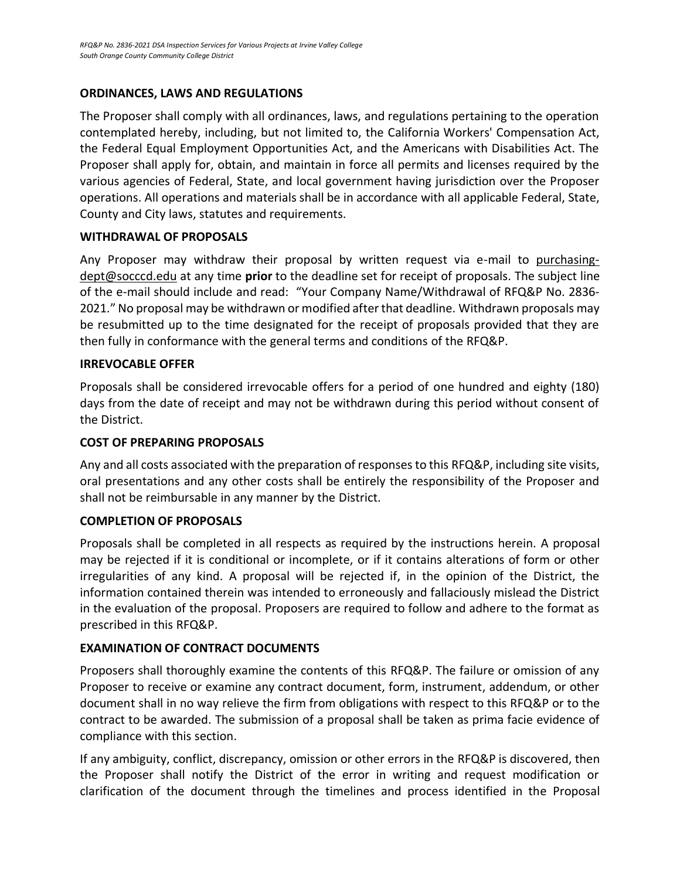## ORDINANCES, LAWS AND REGULATIONS

The Proposer shall comply with all ordinances, laws, and regulations pertaining to the operation contemplated hereby, including, but not limited to, the California Workers' Compensation Act, the Federal Equal Employment Opportunities Act, and the Americans with Disabilities Act. The Proposer shall apply for, obtain, and maintain in force all permits and licenses required by the various agencies of Federal, State, and local government having jurisdiction over the Proposer operations. All operations and materials shall be in accordance with all applicable Federal, State, County and City laws, statutes and requirements.

## WITHDRAWAL OF PROPOSALS

Any Proposer may withdraw their proposal by written request via e-mail to purchasing-dept@socccd.edu at any time **prior** to the deadline set for receipt of proposals. The subject line of the e-mail should include and read: "Your Company Name/Withdrawal of RFQ&P No. 2836-2021." No proposal may be withdrawn or modified after that deadline. Withdrawn proposals may be resubmitted up to the time designated for the receipt of proposals provided that they are then fully in conformance with the general terms and conditions of the RFQ&P.

## IRREVOCABLE OFFER

Proposals shall be considered irrevocable offers for a period of one hundred and eighty (180) days from the date of receipt and may not be withdrawn during this period without consent of the District.

## COST OF PREPARING PROPOSALS

Any and all costs associated with the preparation of responses to this RFQ&P, including site visits, oral presentations and any other costs shall be entirely the responsibility of the Proposer and shall not be reimbursable in any manner by the District.

## COMPLETION OF PROPOSALS

Proposals shall be completed in all respects as required by the instructions herein. A proposal may be rejected if it is conditional or incomplete, or if it contains alterations of form or other irregularities of any kind. A proposal will be rejected if, in the opinion of the District, the information contained therein was intended to erroneously and fallaciously mislead the District in the evaluation of the proposal. Proposers are required to follow and adhere to the format as prescribed in this RFQ&P.

## EXAMINATION OF CONTRACT DOCUMENTS

Proposers shall thoroughly examine the contents of this RFQ&P. The failure or omission of any Proposer to receive or examine any contract document, form, instrument, addendum, or other document shall in no way relieve the firm from obligations with respect to this RFQ&P or to the contract to be awarded. The submission of a proposal shall be taken as prima facie evidence of compliance with this section.

If any ambiguity, conflict, discrepancy, omission or other errors in the RFQ&P is discovered, then the Proposer shall notify the District of the error in writing and request modification or clarification of the document through the timelines and process identified in the Proposal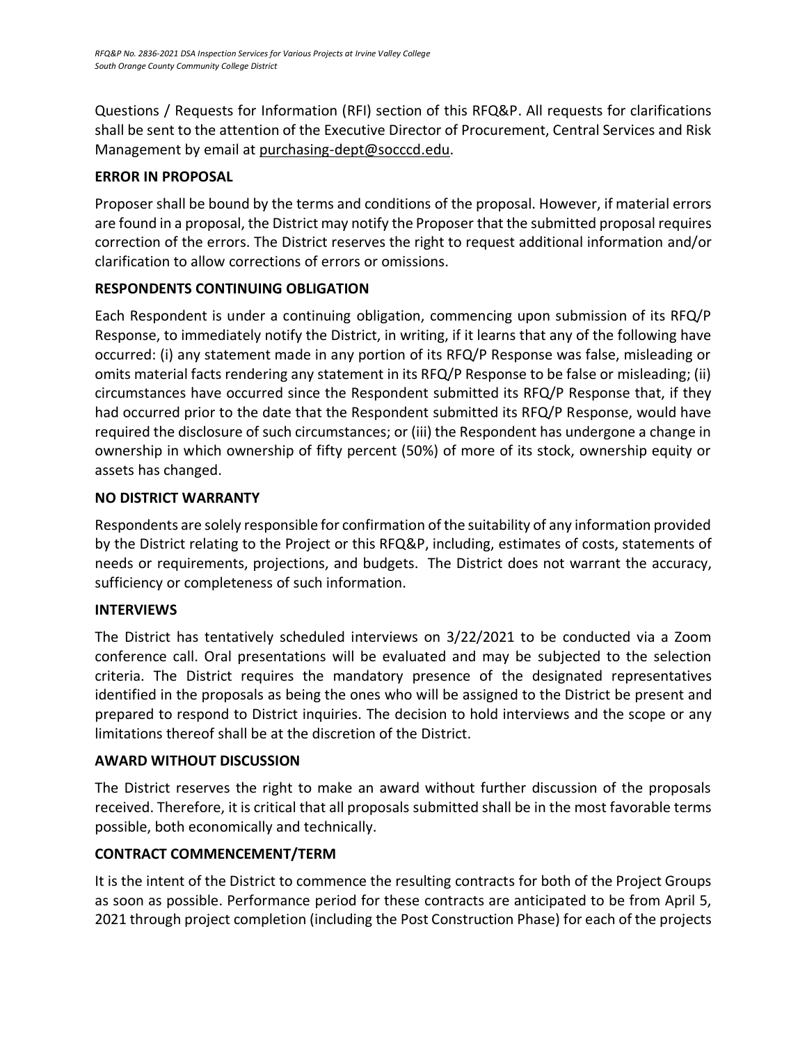Questions / Requests for Information (RFI) section of this RFQ&P. All requests for clarifications shall be sent to the attention of the Executive Director of Procurement, Central Services and Risk Management by email at purchasing-dept@socccd.edu.

**ERROR IN PROPOSAL**

Proposer shall be bound by the terms and conditions of the proposal. However, if material errors are found in a proposal, the District may notify the Proposer that the submitted proposal requires correction of the errors. The District reserves the right to request additional information and/or clarification to allow corrections of errors or omissions.

**RESPONDENTS CONTINUING OBLIGATION**

Each Respondent is under a continuing obligation, commencing upon submission of its RFQ/P Response, to immediately notify the District, in writing, if it learns that any of the following have occurred: (i) any statement made in any portion of its RFQ/P Response was false, misleading or omits material facts rendering any statement in its RFQ/P Response to be false or misleading; (ii) circumstances have occurred since the Respondent submitted its RFQ/P Response that, if they had occurred prior to the date that the Respondent submitted its RFQ/P Response, would have required the disclosure of such circumstances; or (iii) the Respondent has undergone a change in ownership in which ownership of fifty percent (50%) of more of its stock, ownership equity or assets has changed.

**NO DISTRICT WARRANTY**

Respondents are solely responsible for confirmation of the suitability of any information provided by the District relating to the Project or this RFQ&P, including, estimates of costs, statements of needs or requirements, projections, and budgets. The District does not warrant the accuracy, sufficiency or completeness of such information.

**INTERVIEWS**

The District has tentatively scheduled interviews on 3/22/2021 to be conducted via a Zoom conference call. Oral presentations will be evaluated and may be subjected to the selection criteria. The District requires the mandatory presence of the designated representatives identified in the proposals as being the ones who will be assigned to the District be present and prepared to respond to District inquiries. The decision to hold interviews and the scope or any limitations thereof shall be at the discretion of the District.

**AWARD WITHOUT DISCUSSION**

The District reserves the right to make an award without further discussion of the proposals received. Therefore, it is critical that all proposals submitted shall be in the most favorable terms possible, both economically and technically.

**CONTRACT COMMENCEMENT/TERM**

It is the intent of the District to commence the resulting contracts for both of the Project Groups as soon as possible. Performance period for these contracts are anticipated to be from April 5, 2021 through project completion (including the Post Construction Phase) for each of the projects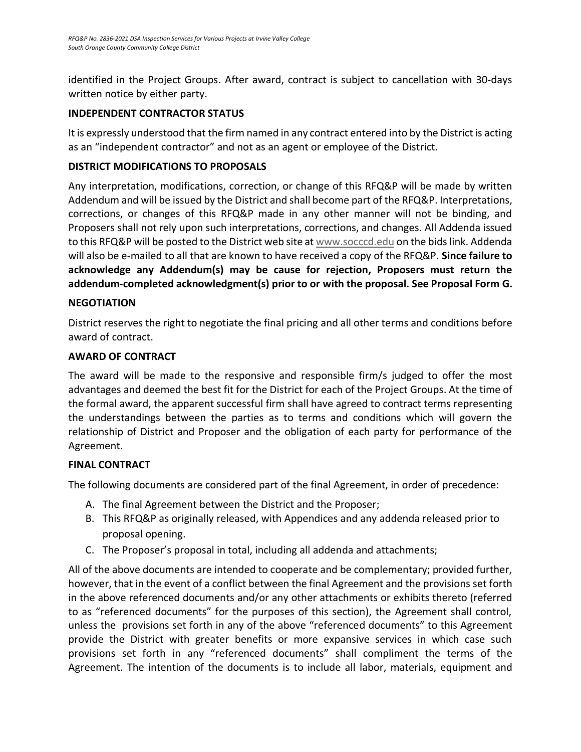identified in the Project Groups. After award, contract is subject to cancellation with 30-days written notice by either party.

**INDEPENDENT CONTRACTOR STATUS**

It is expressly understood that the firm named in any contract entered into by the District is acting as an "independent contractor" and not as an agent or employee of the District.

**DISTRICT MODIFICATIONS TO PROPOSALS**

Any interpretation, modifications, correction, or change of this RFQ&P will be made by written Addendum and will be issued by the District and shall become part of the RFQ&P. Interpretations, corrections, or changes of this RFQ&P made in any other manner will not be binding, and Proposers shall not rely upon such interpretations, corrections, and changes. All Addenda issued to this RFQ&P will be posted to the District web site at www.socccd.edu on the bids link. Addenda will also be e-mailed to all that are known to have received a copy of the RFQ&P. **Since failure to acknowledge any Addendum(s) may be cause for rejection, Proposers must return the addendum-completed acknowledgment(s) prior to or with the proposal. See Proposal Form G.**

**NEGOTIATION**

District reserves the right to negotiate the final pricing and all other terms and conditions before award of contract.

**AWARD OF CONTRACT**

The award will be made to the responsive and responsible firm/s judged to offer the most advantages and deemed the best fit for the District for each of the Project Groups. At the time of the formal award, the apparent successful firm shall have agreed to contract terms representing the understandings between the parties as to terms and conditions which will govern the relationship of District and Proposer and the obligation of each party for performance of the Agreement.

**FINAL CONTRACT**

The following documents are considered part of the final Agreement, in order of precedence:

A. The final Agreement between the District and the Proposer;
B. This RFQ&P as originally released, with Appendices and any addenda released prior to proposal opening.
C. The Proposer's proposal in total, including all addenda and attachments;

All of the above documents are intended to cooperate and be complementary; provided further, however, that in the event of a conflict between the final Agreement and the provisions set forth in the above referenced documents and/or any other attachments or exhibits thereto (referred to as "referenced documents" for the purposes of this section), the Agreement shall control, unless the provisions set forth in any of the above "referenced documents" to this Agreement provide the District with greater benefits or more expansive services in which case such provisions set forth in any "referenced documents" shall compliment the terms of the Agreement. The intention of the documents is to include all labor, materials, equipment and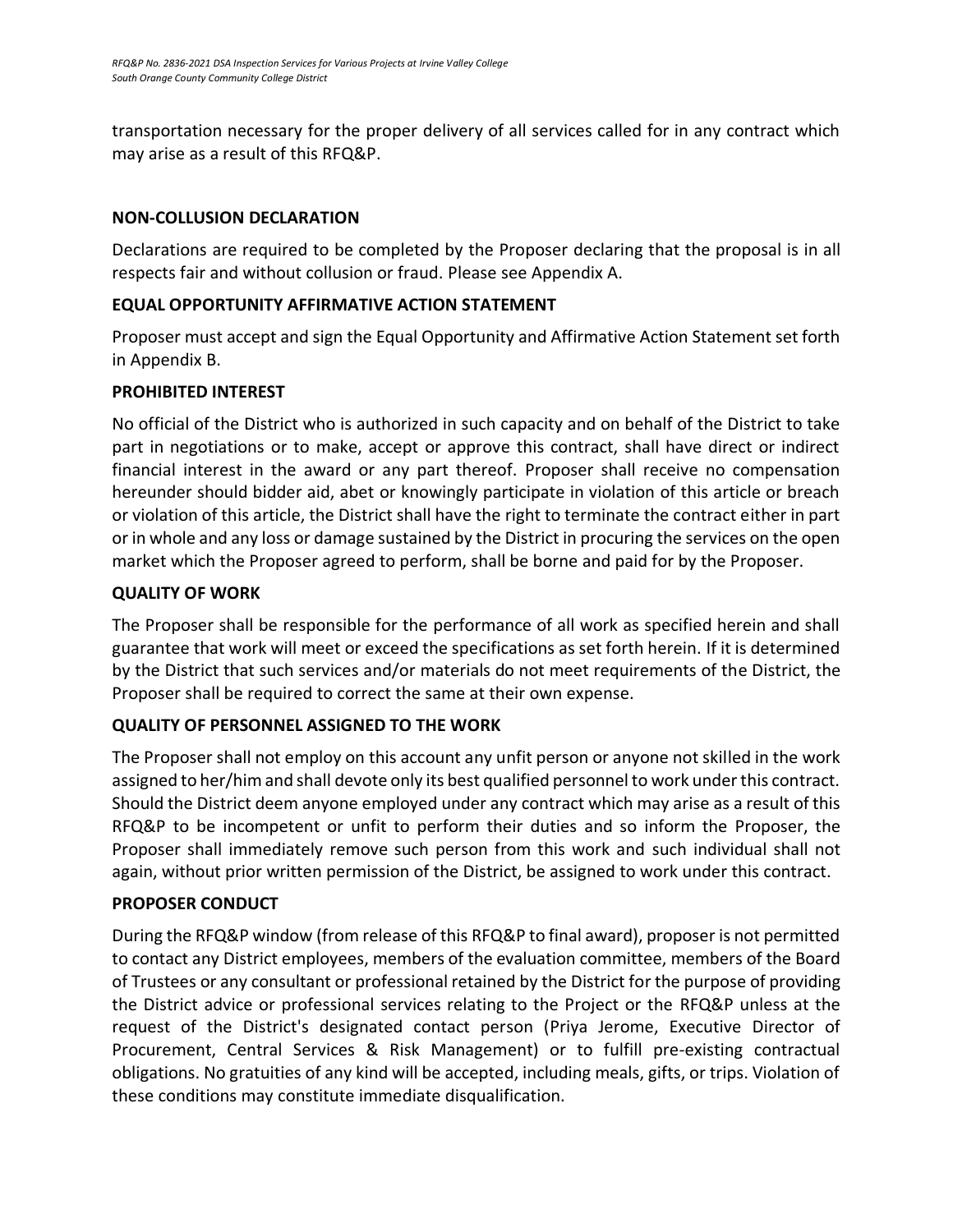transportation necessary for the proper delivery of all services called for in any contract which may arise as a result of this RFQ&P.

**NON-COLLUSION DECLARATION**

Declarations are required to be completed by the Proposer declaring that the proposal is in all respects fair and without collusion or fraud. Please see Appendix A.

**EQUAL OPPORTUNITY AFFIRMATIVE ACTION STATEMENT**

Proposer must accept and sign the Equal Opportunity and Affirmative Action Statement set forth in Appendix B.

**PROHIBITED INTEREST**

No official of the District who is authorized in such capacity and on behalf of the District to take part in negotiations or to make, accept or approve this contract, shall have direct or indirect financial interest in the award or any part thereof. Proposer shall receive no compensation hereunder should bidder aid, abet or knowingly participate in violation of this article or breach or violation of this article, the District shall have the right to terminate the contract either in part or in whole and any loss or damage sustained by the District in procuring the services on the open market which the Proposer agreed to perform, shall be borne and paid for by the Proposer.

**QUALITY OF WORK**

The Proposer shall be responsible for the performance of all work as specified herein and shall guarantee that work will meet or exceed the specifications as set forth herein. If it is determined by the District that such services and/or materials do not meet requirements of the District, the Proposer shall be required to correct the same at their own expense.

**QUALITY OF PERSONNEL ASSIGNED TO THE WORK**

The Proposer shall not employ on this account any unfit person or anyone not skilled in the work assigned to her/him and shall devote only its best qualified personnel to work under this contract. Should the District deem anyone employed under any contract which may arise as a result of this RFQ&P to be incompetent or unfit to perform their duties and so inform the Proposer, the Proposer shall immediately remove such person from this work and such individual shall not again, without prior written permission of the District, be assigned to work under this contract.

**PROPOSER CONDUCT**

During the RFQ&P window (from release of this RFQ&P to final award), proposer is not permitted to contact any District employees, members of the evaluation committee, members of the Board of Trustees or any consultant or professional retained by the District for the purpose of providing the District advice or professional services relating to the Project or the RFQ&P unless at the request of the District's designated contact person (Priya Jerome, Executive Director of Procurement, Central Services & Risk Management) or to fulfill pre-existing contractual obligations. No gratuities of any kind will be accepted, including meals, gifts, or trips. Violation of these conditions may constitute immediate disqualification.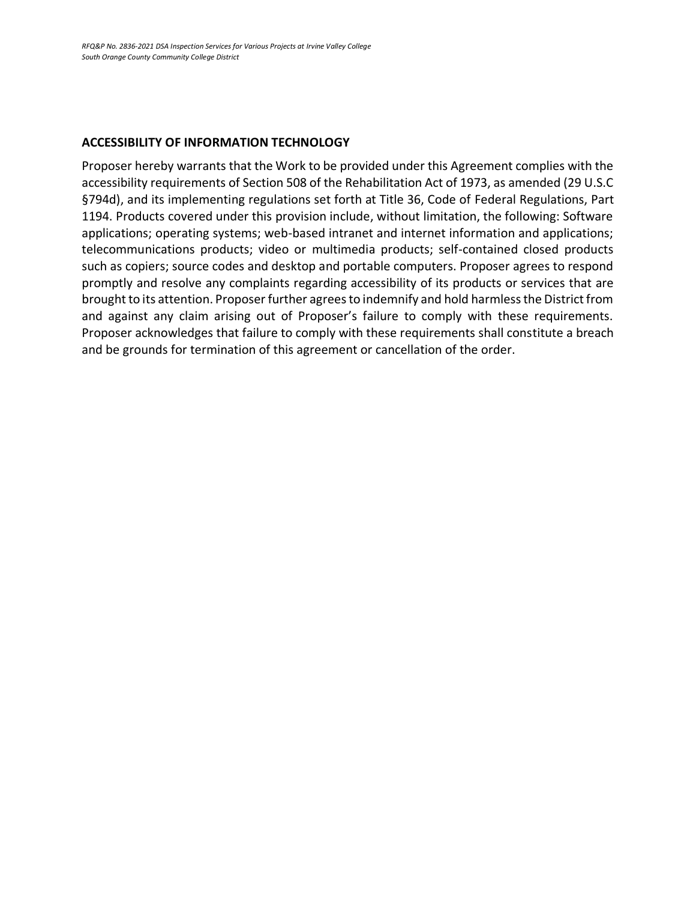## ACCESSIBILITY OF INFORMATION TECHNOLOGY

Proposer hereby warrants that the Work to be provided under this Agreement complies with the accessibility requirements of Section 508 of the Rehabilitation Act of 1973, as amended (29 U.S.C §794d), and its implementing regulations set forth at Title 36, Code of Federal Regulations, Part 1194. Products covered under this provision include, without limitation, the following: Software applications; operating systems; web-based intranet and internet information and applications; telecommunications products; video or multimedia products; self-contained closed products such as copiers; source codes and desktop and portable computers. Proposer agrees to respond promptly and resolve any complaints regarding accessibility of its products or services that are brought to its attention. Proposer further agrees to indemnify and hold harmless the District from and against any claim arising out of Proposer's failure to comply with these requirements. Proposer acknowledges that failure to comply with these requirements shall constitute a breach and be grounds for termination of this agreement or cancellation of the order.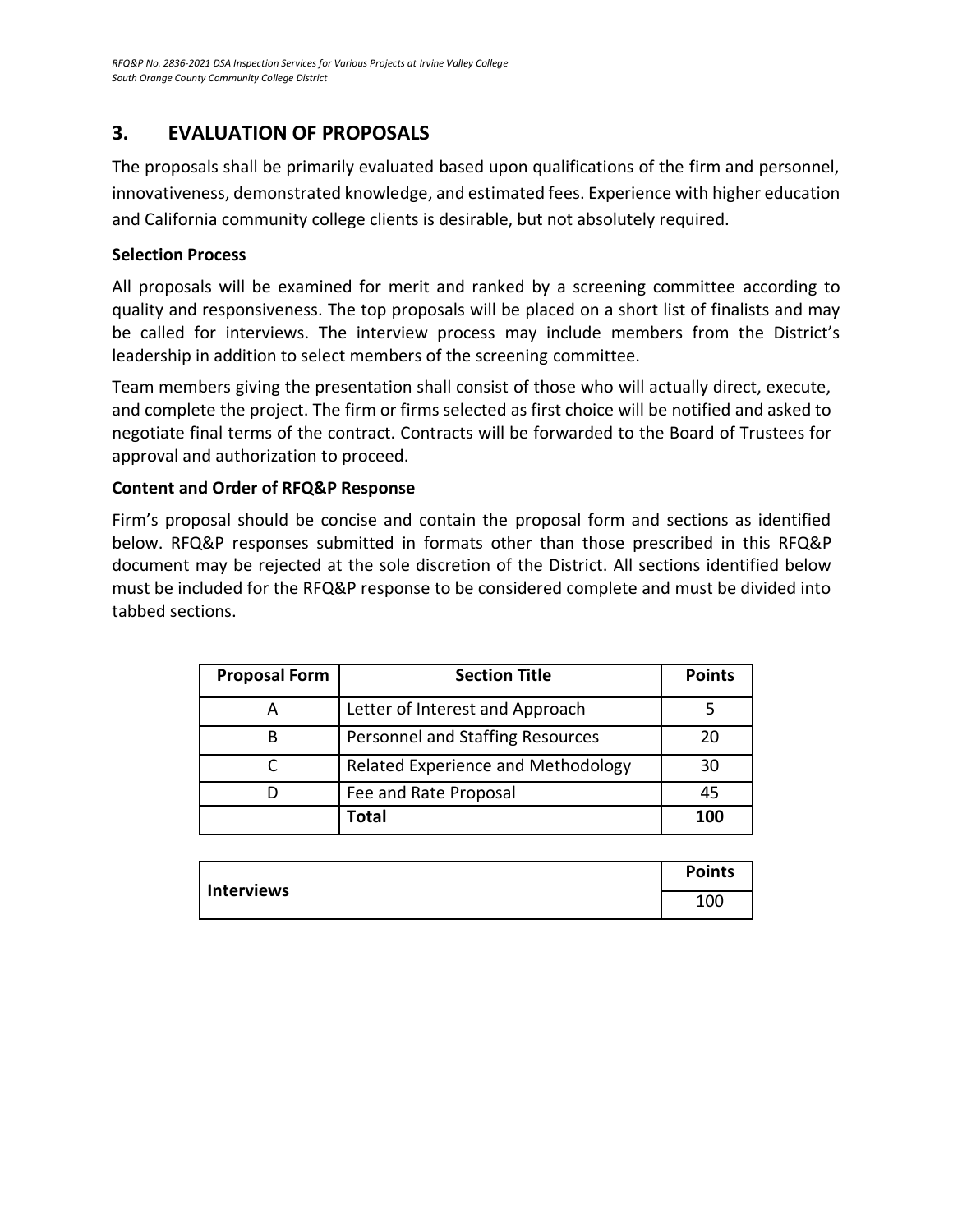## 3. EVALUATION OF PROPOSALS

The proposals shall be primarily evaluated based upon qualifications of the firm and personnel, innovativeness, demonstrated knowledge, and estimated fees. Experience with higher education and California community college clients is desirable, but not absolutely required.

**Selection Process**

All proposals will be examined for merit and ranked by a screening committee according to quality and responsiveness. The top proposals will be placed on a short list of finalists and may be called for interviews. The interview process may include members from the District's leadership in addition to select members of the screening committee.

Team members giving the presentation shall consist of those who will actually direct, execute, and complete the project. The firm or firms selected as first choice will be notified and asked to negotiate final terms of the contract. Contracts will be forwarded to the Board of Trustees for approval and authorization to proceed.

**Content and Order of RFQ&P Response**

Firm's proposal should be concise and contain the proposal form and sections as identified below. RFQ&P responses submitted in formats other than those prescribed in this RFQ&P document may be rejected at the sole discretion of the District. All sections identified below must be included for the RFQ&P response to be considered complete and must be divided into tabbed sections.

| Proposal Form | Section Title | Points |
|---|---|---|
| A | Letter of Interest and Approach | 5 |
| B | Personnel and Staffing Resources | 20 |
| C | Related Experience and Methodology | 30 |
| D | Fee and Rate Proposal | 45 |
| | **Total** | **100** |

| | Points |
|---|---|
| **Interviews** | 100 |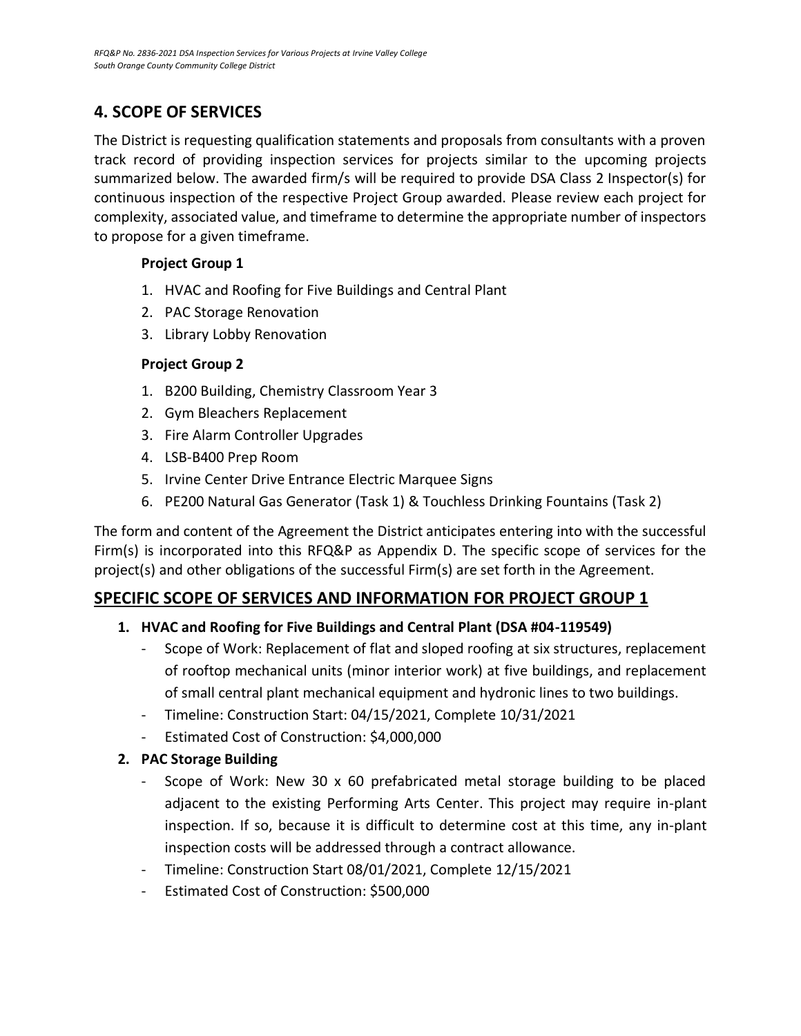## 4. SCOPE OF SERVICES

The District is requesting qualification statements and proposals from consultants with a proven track record of providing inspection services for projects similar to the upcoming projects summarized below. The awarded firm/s will be required to provide DSA Class 2 Inspector(s) for continuous inspection of the respective Project Group awarded. Please review each project for complexity, associated value, and timeframe to determine the appropriate number of inspectors to propose for a given timeframe.

**Project Group 1**

1. HVAC and Roofing for Five Buildings and Central Plant
2. PAC Storage Renovation
3. Library Lobby Renovation

**Project Group 2**

1. B200 Building, Chemistry Classroom Year 3
2. Gym Bleachers Replacement
3. Fire Alarm Controller Upgrades
4. LSB-B400 Prep Room
5. Irvine Center Drive Entrance Electric Marquee Signs
6. PE200 Natural Gas Generator (Task 1) & Touchless Drinking Fountains (Task 2)

The form and content of the Agreement the District anticipates entering into with the successful Firm(s) is incorporated into this RFQ&P as Appendix D. The specific scope of services for the project(s) and other obligations of the successful Firm(s) are set forth in the Agreement.

## SPECIFIC SCOPE OF SERVICES AND INFORMATION FOR PROJECT GROUP 1

1. **HVAC and Roofing for Five Buildings and Central Plant (DSA #04-119549)**
   - Scope of Work: Replacement of flat and sloped roofing at six structures, replacement of rooftop mechanical units (minor interior work) at five buildings, and replacement of small central plant mechanical equipment and hydronic lines to two buildings.
   - Timeline: Construction Start: 04/15/2021, Complete 10/31/2021
   - Estimated Cost of Construction: $4,000,000
2. **PAC Storage Building**
   - Scope of Work: New 30 x 60 prefabricated metal storage building to be placed adjacent to the existing Performing Arts Center. This project may require in-plant inspection. If so, because it is difficult to determine cost at this time, any in-plant inspection costs will be addressed through a contract allowance.
   - Timeline: Construction Start 08/01/2021, Complete 12/15/2021
   - Estimated Cost of Construction: $500,000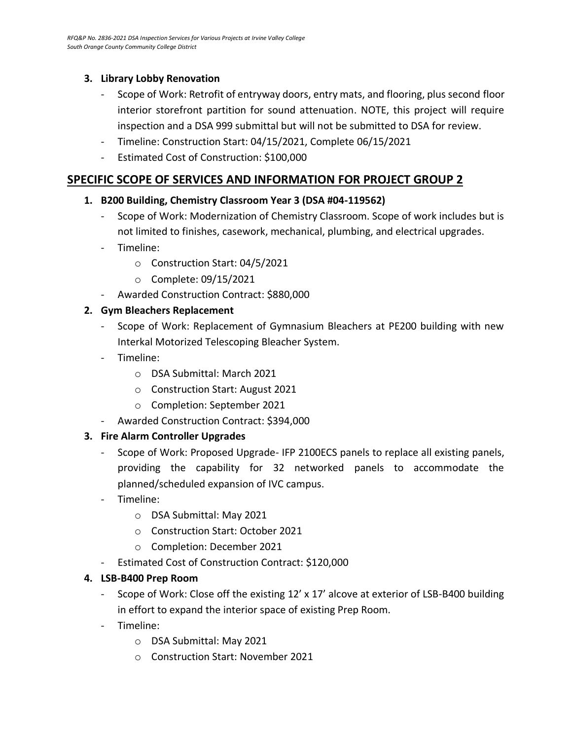3. **Library Lobby Renovation**
   - Scope of Work: Retrofit of entryway doors, entry mats, and flooring, plus second floor interior storefront partition for sound attenuation. NOTE, this project will require inspection and a DSA 999 submittal but will not be submitted to DSA for review.
   - Timeline: Construction Start: 04/15/2021, Complete 06/15/2021
   - Estimated Cost of Construction: $100,000

## SPECIFIC SCOPE OF SERVICES AND INFORMATION FOR PROJECT GROUP 2

1. **B200 Building, Chemistry Classroom Year 3 (DSA #04-119562)**
   - Scope of Work: Modernization of Chemistry Classroom. Scope of work includes but is not limited to finishes, casework, mechanical, plumbing, and electrical upgrades.
   - Timeline:
     - Construction Start: 04/5/2021
     - Complete: 09/15/2021
   - Awarded Construction Contract: $880,000
2. **Gym Bleachers Replacement**
   - Scope of Work: Replacement of Gymnasium Bleachers at PE200 building with new Interkal Motorized Telescoping Bleacher System.
   - Timeline:
     - DSA Submittal: March 2021
     - Construction Start: August 2021
     - Completion: September 2021
   - Awarded Construction Contract: $394,000
3. **Fire Alarm Controller Upgrades**
   - Scope of Work: Proposed Upgrade- IFP 2100ECS panels to replace all existing panels, providing the capability for 32 networked panels to accommodate the planned/scheduled expansion of IVC campus.
   - Timeline:
     - DSA Submittal: May 2021
     - Construction Start: October 2021
     - Completion: December 2021
   - Estimated Cost of Construction Contract: $120,000
4. **LSB-B400 Prep Room**
   - Scope of Work: Close off the existing 12' x 17' alcove at exterior of LSB-B400 building in effort to expand the interior space of existing Prep Room.
   - Timeline:
     - DSA Submittal: May 2021
     - Construction Start: November 2021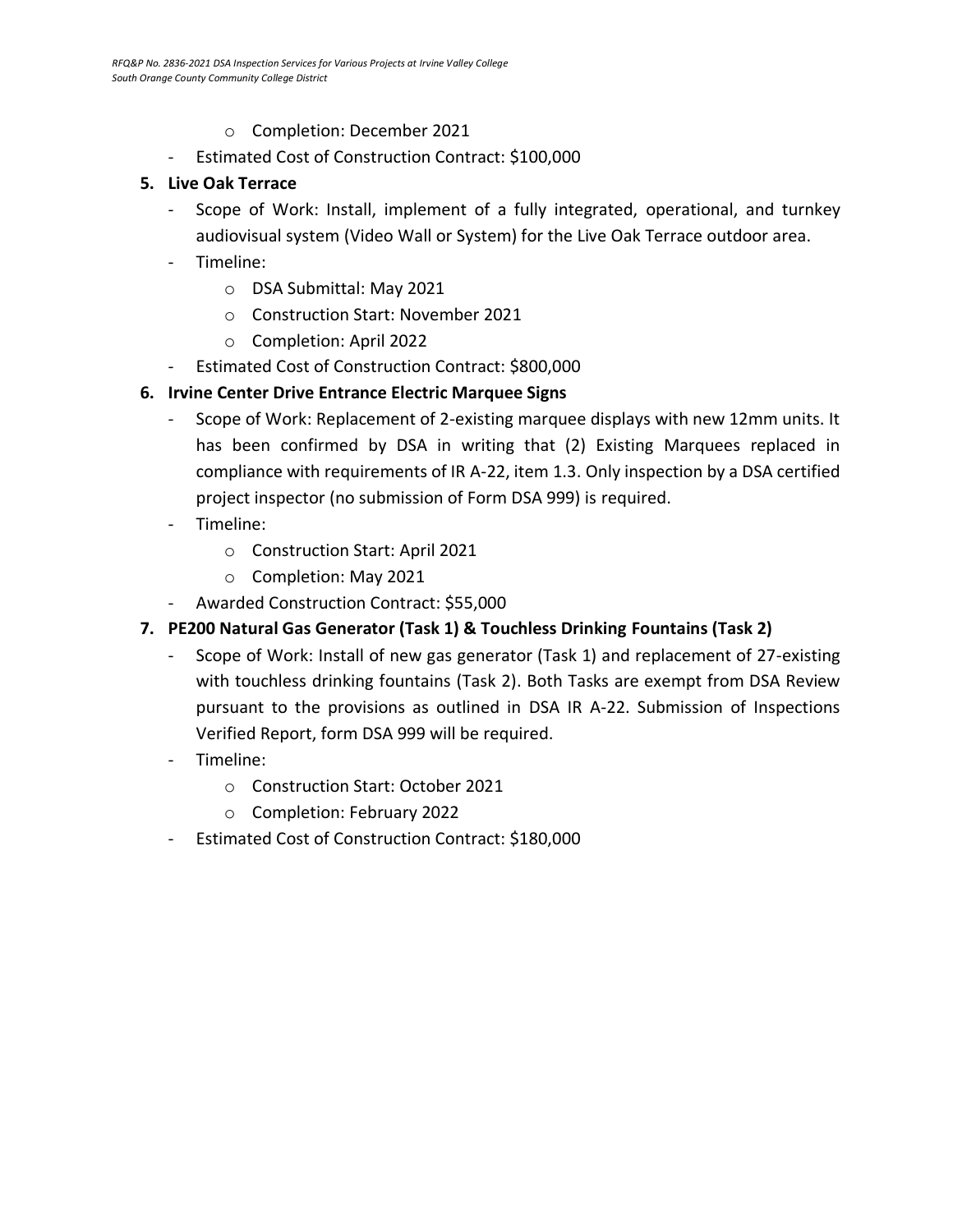- Completion: December 2021
- Estimated Cost of Construction Contract: $100,000

5. **Live Oak Terrace**
   - Scope of Work: Install, implement of a fully integrated, operational, and turnkey audiovisual system (Video Wall or System) for the Live Oak Terrace outdoor area.
   - Timeline:
     - DSA Submittal: May 2021
     - Construction Start: November 2021
     - Completion: April 2022
   - Estimated Cost of Construction Contract: $800,000

6. **Irvine Center Drive Entrance Electric Marquee Signs**
   - Scope of Work: Replacement of 2-existing marquee displays with new 12mm units. It has been confirmed by DSA in writing that (2) Existing Marquees replaced in compliance with requirements of IR A-22, item 1.3. Only inspection by a DSA certified project inspector (no submission of Form DSA 999) is required.
   - Timeline:
     - Construction Start: April 2021
     - Completion: May 2021
   - Awarded Construction Contract: $55,000

7. **PE200 Natural Gas Generator (Task 1) & Touchless Drinking Fountains (Task 2)**
   - Scope of Work: Install of new gas generator (Task 1) and replacement of 27-existing with touchless drinking fountains (Task 2). Both Tasks are exempt from DSA Review pursuant to the provisions as outlined in DSA IR A-22. Submission of Inspections Verified Report, form DSA 999 will be required.
   - Timeline:
     - Construction Start: October 2021
     - Completion: February 2022
   - Estimated Cost of Construction Contract: $180,000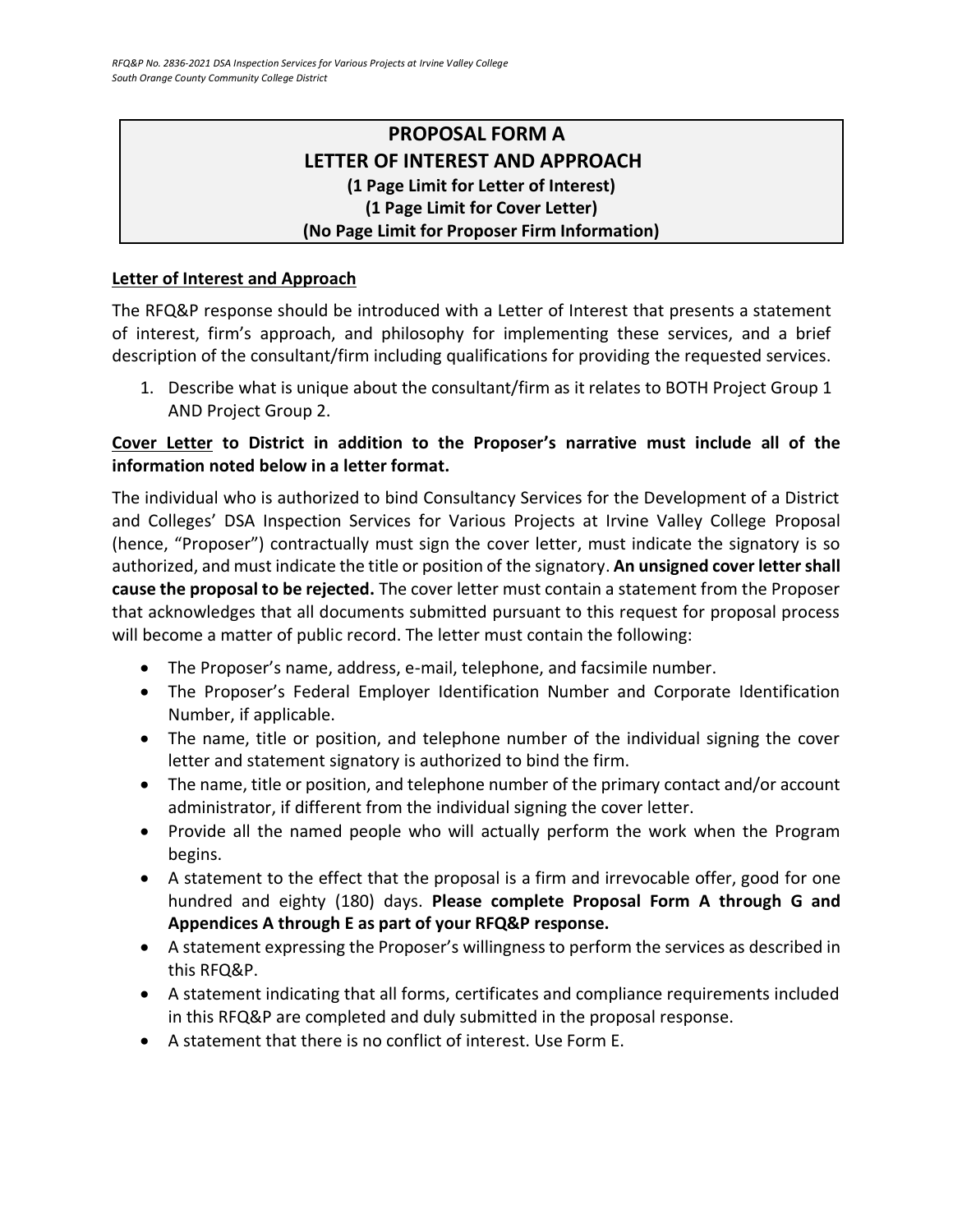# PROPOSAL FORM A
## LETTER OF INTEREST AND APPROACH
**(1 Page Limit for Letter of Interest)**
**(1 Page Limit for Cover Letter)**
**(No Page Limit for Proposer Firm Information)**

**Letter of Interest and Approach**

The RFQ&P response should be introduced with a Letter of Interest that presents a statement of interest, firm's approach, and philosophy for implementing these services, and a brief description of the consultant/firm including qualifications for providing the requested services.

1. Describe what is unique about the consultant/firm as it relates to BOTH Project Group 1 AND Project Group 2.

**Cover Letter to District in addition to the Proposer's narrative must include all of the information noted below in a letter format.**

The individual who is authorized to bind Consultancy Services for the Development of a District and Colleges' DSA Inspection Services for Various Projects at Irvine Valley College Proposal (hence, "Proposer") contractually must sign the cover letter, must indicate the signatory is so authorized, and must indicate the title or position of the signatory. **An unsigned cover letter shall cause the proposal to be rejected.** The cover letter must contain a statement from the Proposer that acknowledges that all documents submitted pursuant to this request for proposal process will become a matter of public record. The letter must contain the following:

- The Proposer's name, address, e-mail, telephone, and facsimile number.
- The Proposer's Federal Employer Identification Number and Corporate Identification Number, if applicable.
- The name, title or position, and telephone number of the individual signing the cover letter and statement signatory is authorized to bind the firm.
- The name, title or position, and telephone number of the primary contact and/or account administrator, if different from the individual signing the cover letter.
- Provide all the named people who will actually perform the work when the Program begins.
- A statement to the effect that the proposal is a firm and irrevocable offer, good for one hundred and eighty (180) days. **Please complete Proposal Form A through G and Appendices A through E as part of your RFQ&P response.**
- A statement expressing the Proposer's willingness to perform the services as described in this RFQ&P.
- A statement indicating that all forms, certificates and compliance requirements included in this RFQ&P are completed and duly submitted in the proposal response.
- A statement that there is no conflict of interest. Use Form E.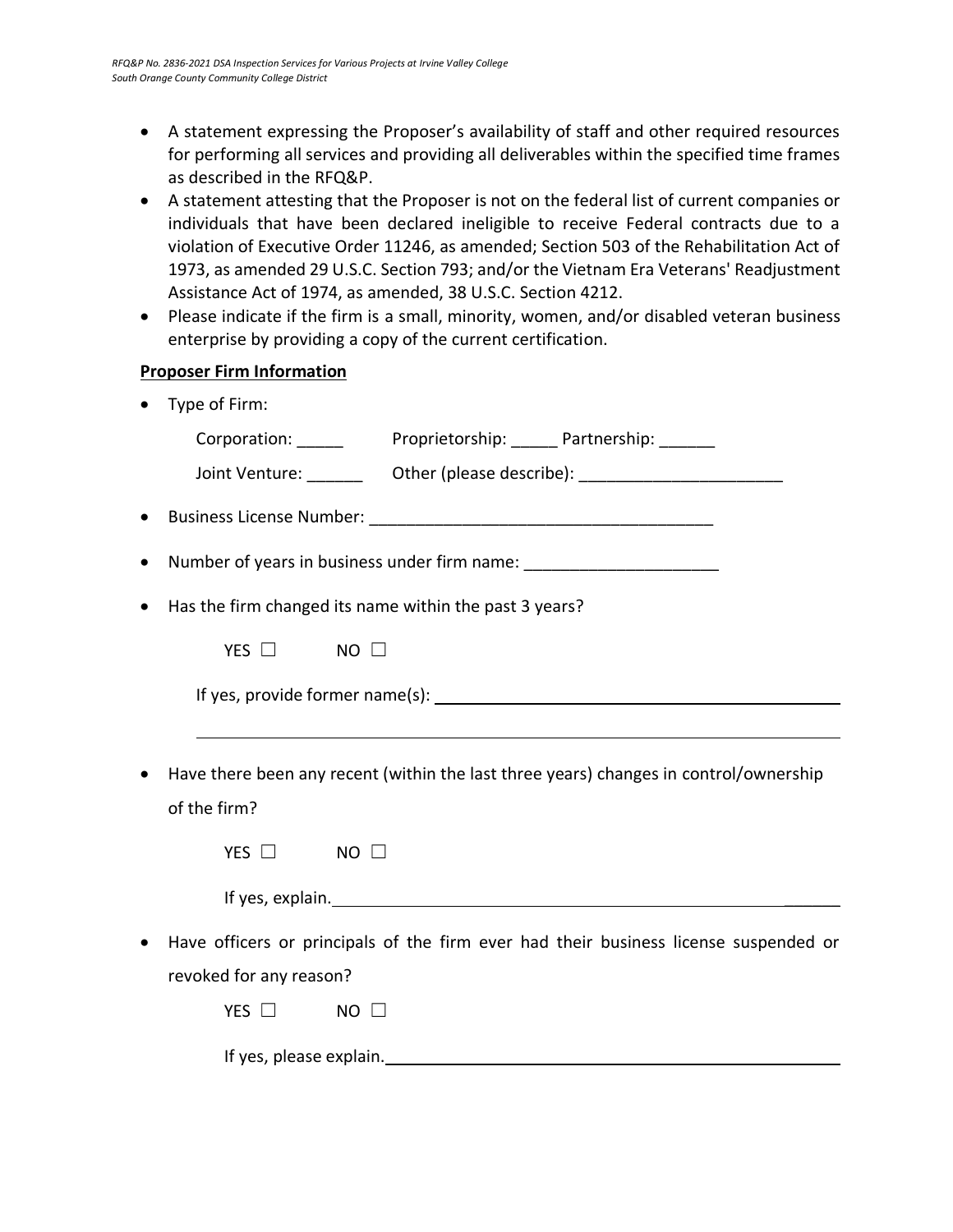- A statement expressing the Proposer's availability of staff and other required resources for performing all services and providing all deliverables within the specified time frames as described in the RFQ&P.
- A statement attesting that the Proposer is not on the federal list of current companies or individuals that have been declared ineligible to receive Federal contracts due to a violation of Executive Order 11246, as amended; Section 503 of the Rehabilitation Act of 1973, as amended 29 U.S.C. Section 793; and/or the Vietnam Era Veterans' Readjustment Assistance Act of 1974, as amended, 38 U.S.C. Section 4212.
- Please indicate if the firm is a small, minority, women, and/or disabled veteran business enterprise by providing a copy of the current certification.

**Proposer Firm Information**

- Type of Firm:

  Corporation: _____ Proprietorship: _____ Partnership: ______

  Joint Venture: ______ Other (please describe): ______________________

- Business License Number: _____________________________________

- Number of years in business under firm name: _____________________

- Has the firm changed its name within the past 3 years?

  YES ☐ NO ☐

  If yes, provide former name(s): _____________________________________________

  ____________________________________________________________________

- Have there been any recent (within the last three years) changes in control/ownership of the firm?

  YES ☐ NO ☐

  If yes, explain. _____________________________________________________

- Have officers or principals of the firm ever had their business license suspended or revoked for any reason?

  YES ☐ NO ☐

  If yes, please explain. _________________________________________________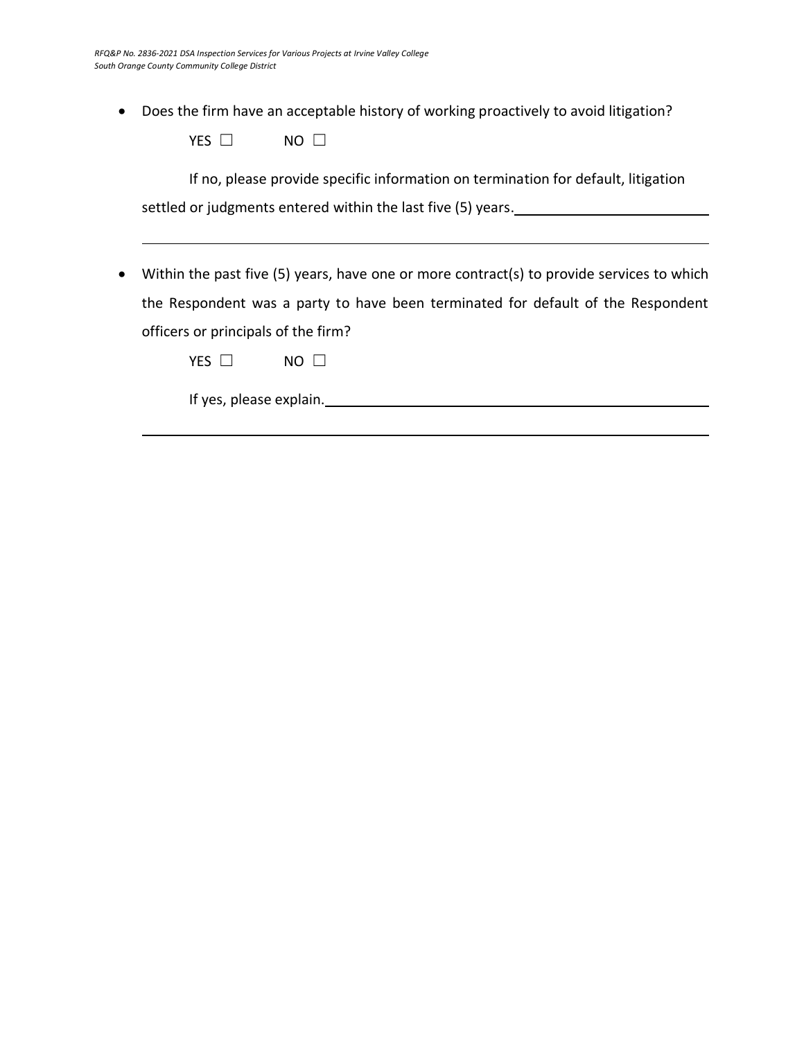- Does the firm have an acceptable history of working proactively to avoid litigation?

  YES ☐ NO ☐

  If no, please provide specific information on termination for default, litigation settled or judgments entered within the last five (5) years.\_\_\_\_\_\_\_\_\_\_\_\_\_\_\_\_\_\_\_\_\_\_\_\_

  \_\_\_\_\_\_\_\_\_\_\_\_\_\_\_\_\_\_\_\_\_\_\_\_\_\_\_\_\_\_\_\_\_\_\_\_\_\_\_\_\_\_\_\_\_\_\_\_\_\_\_\_\_\_\_\_\_\_\_\_

- Within the past five (5) years, have one or more contract(s) to provide services to which the Respondent was a party to have been terminated for default of the Respondent officers or principals of the firm?

  YES ☐ NO ☐

  If yes, please explain.\_\_\_\_\_\_\_\_\_\_\_\_\_\_\_\_\_\_\_\_\_\_\_\_\_\_\_\_\_\_\_\_\_\_\_\_\_\_\_\_\_\_\_\_

  \_\_\_\_\_\_\_\_\_\_\_\_\_\_\_\_\_\_\_\_\_\_\_\_\_\_\_\_\_\_\_\_\_\_\_\_\_\_\_\_\_\_\_\_\_\_\_\_\_\_\_\_\_\_\_\_\_\_\_\_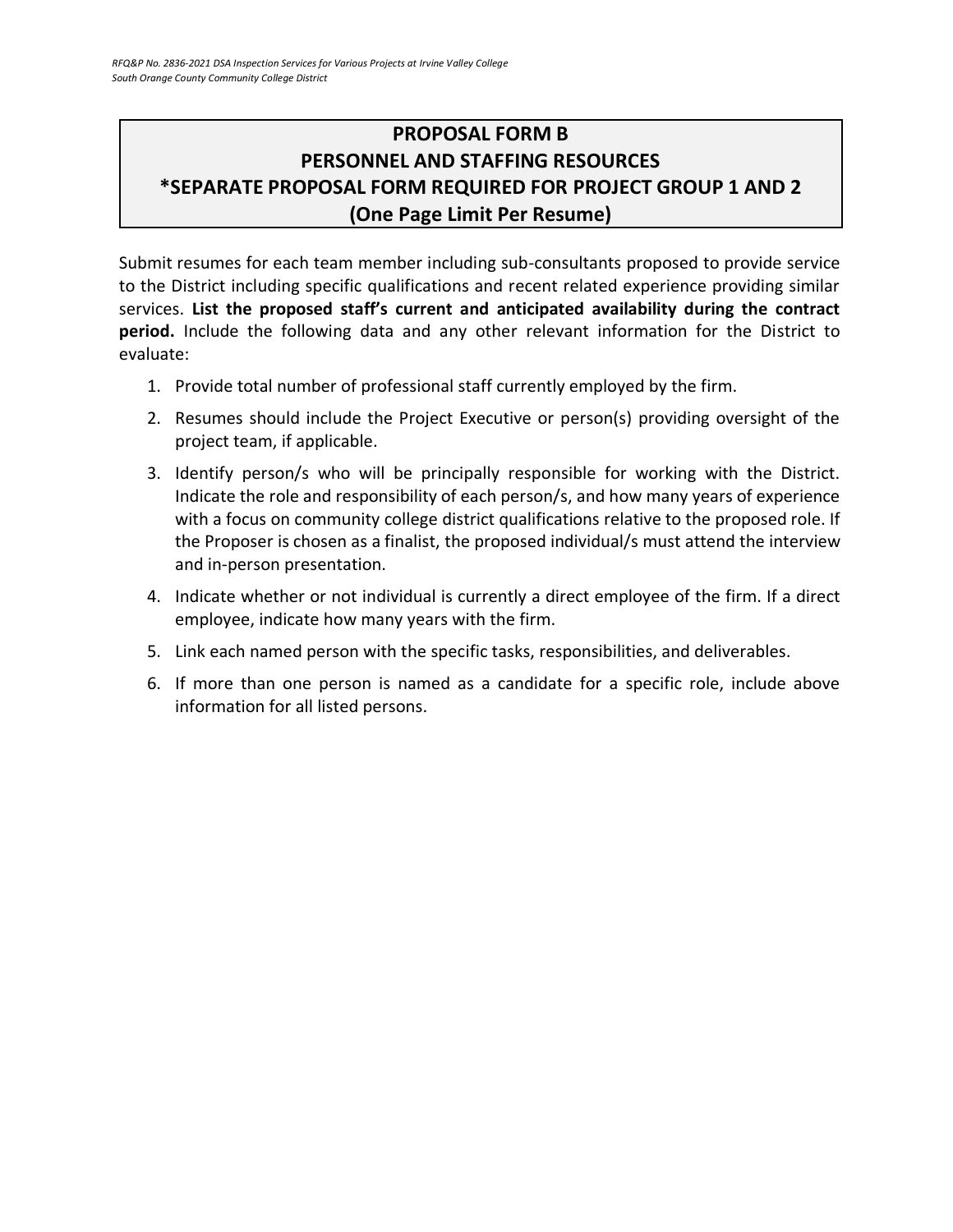# PROPOSAL FORM B
# PERSONNEL AND STAFFING RESOURCES
# *SEPARATE PROPOSAL FORM REQUIRED FOR PROJECT GROUP 1 AND 2
# (One Page Limit Per Resume)

Submit resumes for each team member including sub-consultants proposed to provide service to the District including specific qualifications and recent related experience providing similar services. **List the proposed staff's current and anticipated availability during the contract period.** Include the following data and any other relevant information for the District to evaluate:

1. Provide total number of professional staff currently employed by the firm.
2. Resumes should include the Project Executive or person(s) providing oversight of the project team, if applicable.
3. Identify person/s who will be principally responsible for working with the District. Indicate the role and responsibility of each person/s, and how many years of experience with a focus on community college district qualifications relative to the proposed role. If the Proposer is chosen as a finalist, the proposed individual/s must attend the interview and in-person presentation.
4. Indicate whether or not individual is currently a direct employee of the firm. If a direct employee, indicate how many years with the firm.
5. Link each named person with the specific tasks, responsibilities, and deliverables.
6. If more than one person is named as a candidate for a specific role, include above information for all listed persons.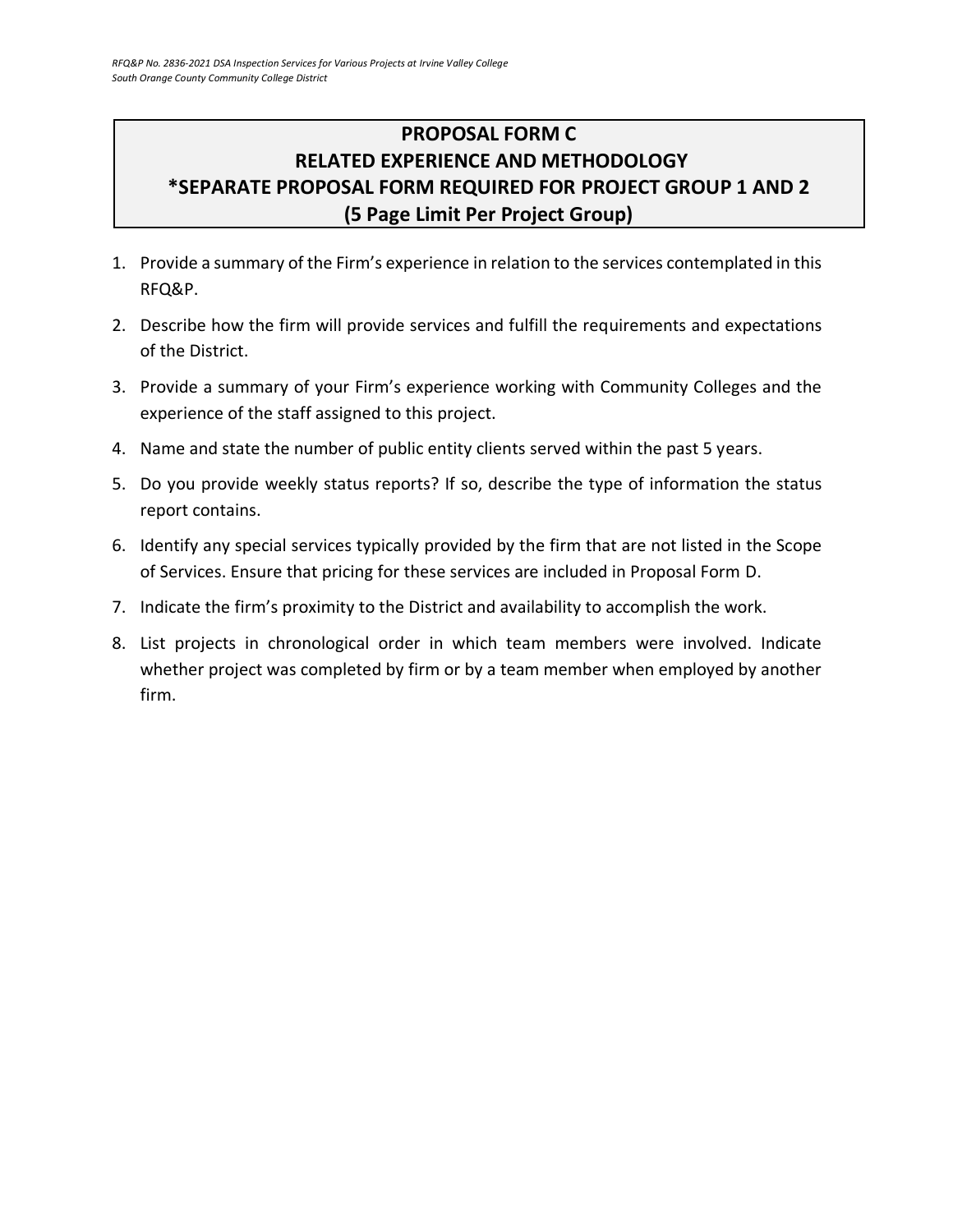# PROPOSAL FORM C
# RELATED EXPERIENCE AND METHODOLOGY
# *SEPARATE PROPOSAL FORM REQUIRED FOR PROJECT GROUP 1 AND 2
# (5 Page Limit Per Project Group)

1. Provide a summary of the Firm's experience in relation to the services contemplated in this RFQ&P.
2. Describe how the firm will provide services and fulfill the requirements and expectations of the District.
3. Provide a summary of your Firm's experience working with Community Colleges and the experience of the staff assigned to this project.
4. Name and state the number of public entity clients served within the past 5 years.
5. Do you provide weekly status reports? If so, describe the type of information the status report contains.
6. Identify any special services typically provided by the firm that are not listed in the Scope of Services. Ensure that pricing for these services are included in Proposal Form D.
7. Indicate the firm's proximity to the District and availability to accomplish the work.
8. List projects in chronological order in which team members were involved. Indicate whether project was completed by firm or by a team member when employed by another firm.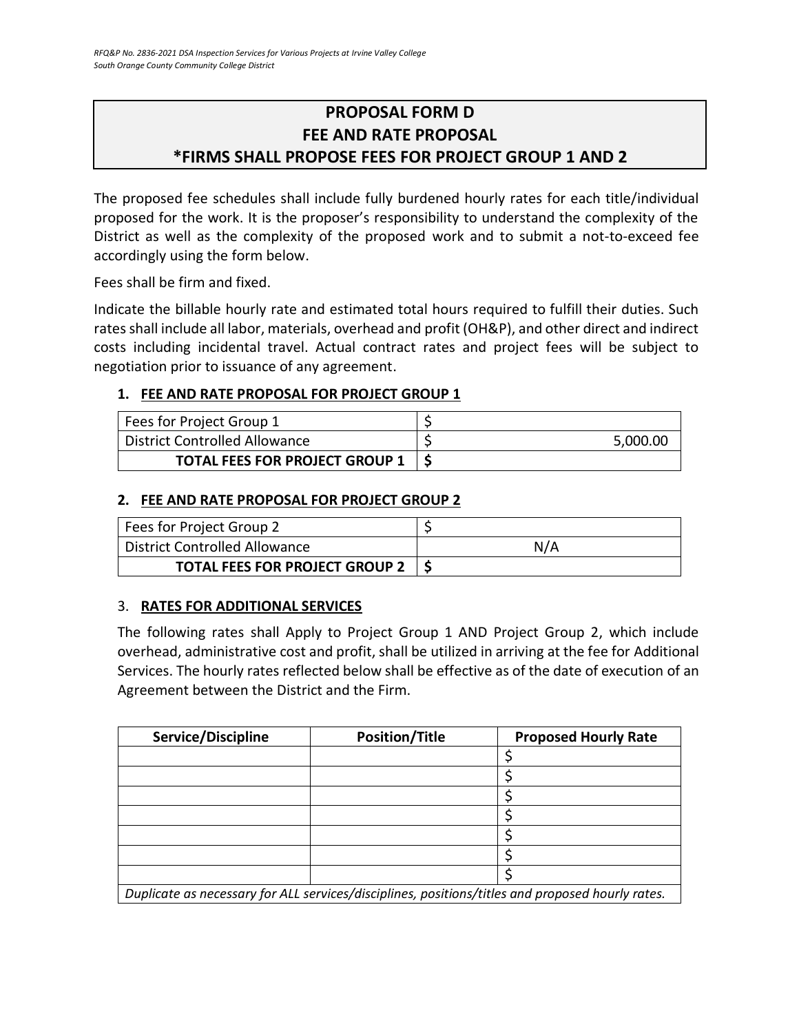## PROPOSAL FORM D
## FEE AND RATE PROPOSAL
## *FIRMS SHALL PROPOSE FEES FOR PROJECT GROUP 1 AND 2

The proposed fee schedules shall include fully burdened hourly rates for each title/individual proposed for the work. It is the proposer's responsibility to understand the complexity of the District as well as the complexity of the proposed work and to submit a not-to-exceed fee accordingly using the form below.

Fees shall be firm and fixed.

Indicate the billable hourly rate and estimated total hours required to fulfill their duties. Such rates shall include all labor, materials, overhead and profit (OH&P), and other direct and indirect costs including incidental travel. Actual contract rates and project fees will be subject to negotiation prior to issuance of any agreement.

### 1. FEE AND RATE PROPOSAL FOR PROJECT GROUP 1

| | |
|---|---|
| Fees for Project Group 1 | $ |
| District Controlled Allowance | $ 5,000.00 |
| **TOTAL FEES FOR PROJECT GROUP 1** | **$** |

### 2. FEE AND RATE PROPOSAL FOR PROJECT GROUP 2

| | |
|---|---|
| Fees for Project Group 2 | $ |
| District Controlled Allowance | N/A |
| **TOTAL FEES FOR PROJECT GROUP 2** | **$** |

### 3. RATES FOR ADDITIONAL SERVICES

The following rates shall Apply to Project Group 1 AND Project Group 2, which include overhead, administrative cost and profit, shall be utilized in arriving at the fee for Additional Services. The hourly rates reflected below shall be effective as of the date of execution of an Agreement between the District and the Firm.

| Service/Discipline | Position/Title | Proposed Hourly Rate |
|---|---|---|
| | | $ |
| | | $ |
| | | $ |
| | | $ |
| | | $ |
| | | $ |
| | | $ |
| *Duplicate as necessary for ALL services/disciplines, positions/titles and proposed hourly rates.* | | |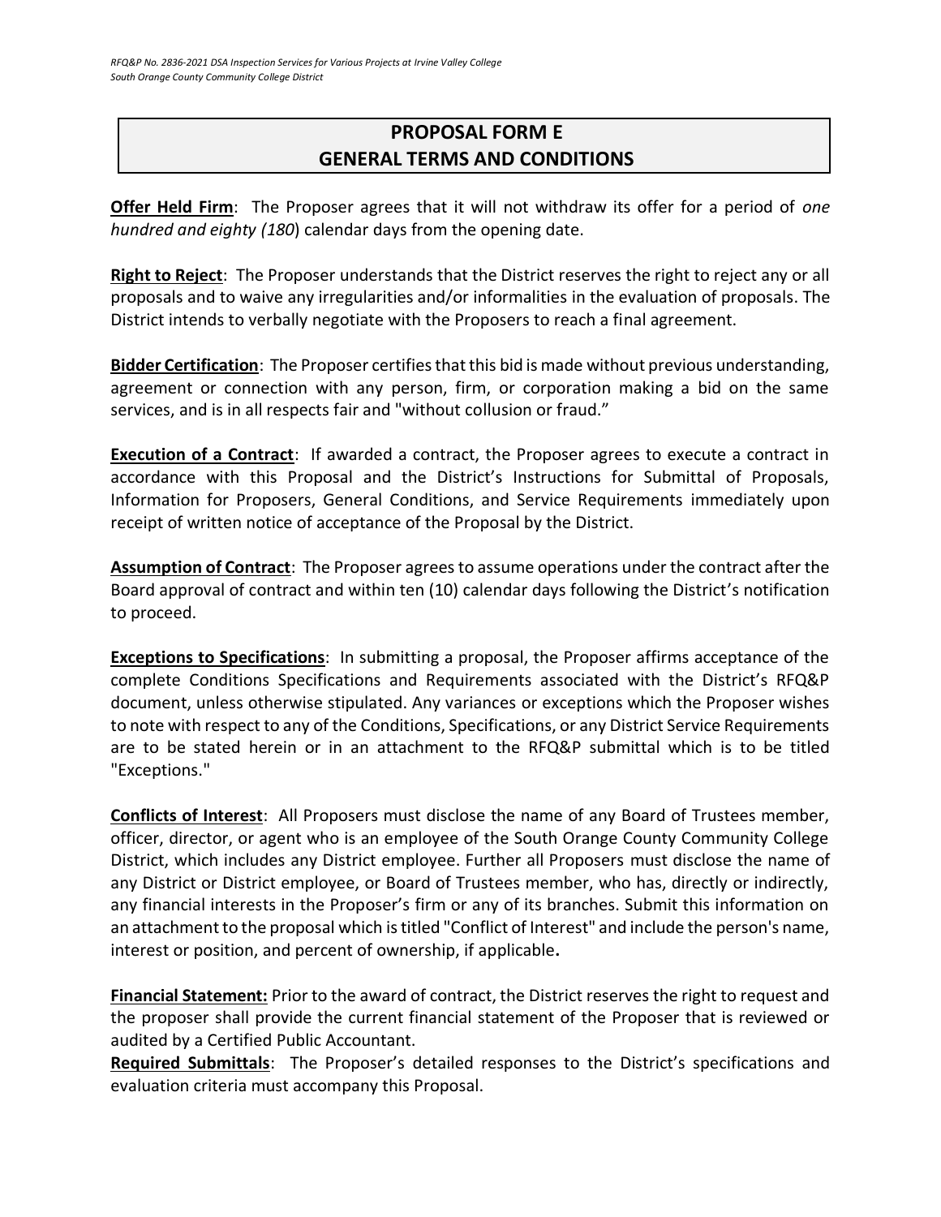# PROPOSAL FORM E
# GENERAL TERMS AND CONDITIONS

**Offer Held Firm**: The Proposer agrees that it will not withdraw its offer for a period of *one hundred and eighty (180*) calendar days from the opening date.

**Right to Reject**: The Proposer understands that the District reserves the right to reject any or all proposals and to waive any irregularities and/or informalities in the evaluation of proposals. The District intends to verbally negotiate with the Proposers to reach a final agreement.

**Bidder Certification**: The Proposer certifies that this bid is made without previous understanding, agreement or connection with any person, firm, or corporation making a bid on the same services, and is in all respects fair and "without collusion or fraud."

**Execution of a Contract**: If awarded a contract, the Proposer agrees to execute a contract in accordance with this Proposal and the District's Instructions for Submittal of Proposals, Information for Proposers, General Conditions, and Service Requirements immediately upon receipt of written notice of acceptance of the Proposal by the District.

**Assumption of Contract**: The Proposer agrees to assume operations under the contract after the Board approval of contract and within ten (10) calendar days following the District's notification to proceed.

**Exceptions to Specifications**: In submitting a proposal, the Proposer affirms acceptance of the complete Conditions Specifications and Requirements associated with the District's RFQ&P document, unless otherwise stipulated. Any variances or exceptions which the Proposer wishes to note with respect to any of the Conditions, Specifications, or any District Service Requirements are to be stated herein or in an attachment to the RFQ&P submittal which is to be titled "Exceptions."

**Conflicts of Interest**: All Proposers must disclose the name of any Board of Trustees member, officer, director, or agent who is an employee of the South Orange County Community College District, which includes any District employee. Further all Proposers must disclose the name of any District or District employee, or Board of Trustees member, who has, directly or indirectly, any financial interests in the Proposer's firm or any of its branches. Submit this information on an attachment to the proposal which is titled "Conflict of Interest" and include the person's name, interest or position, and percent of ownership, if applicable**.**

**Financial Statement:** Prior to the award of contract, the District reserves the right to request and the proposer shall provide the current financial statement of the Proposer that is reviewed or audited by a Certified Public Accountant.

**Required Submittals**: The Proposer's detailed responses to the District's specifications and evaluation criteria must accompany this Proposal.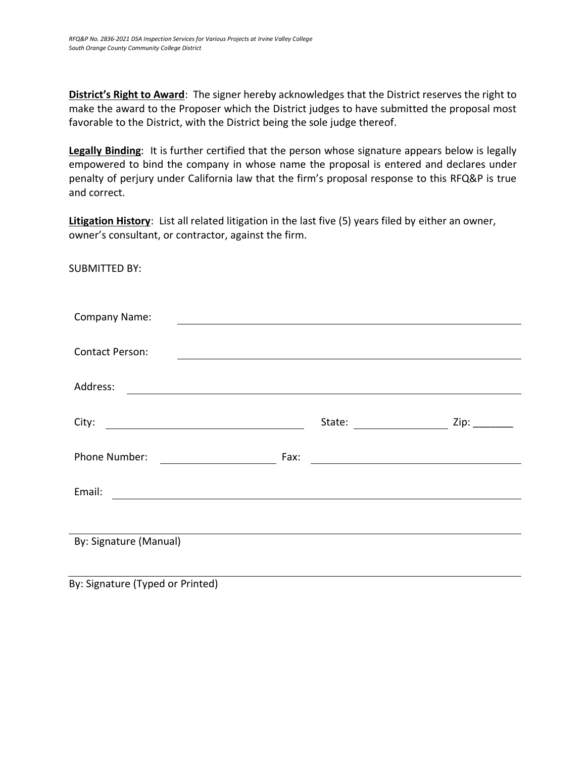**District's Right to Award**: The signer hereby acknowledges that the District reserves the right to make the award to the Proposer which the District judges to have submitted the proposal most favorable to the District, with the District being the sole judge thereof.

**Legally Binding**: It is further certified that the person whose signature appears below is legally empowered to bind the company in whose name the proposal is entered and declares under penalty of perjury under California law that the firm's proposal response to this RFQ&P is true and correct.

**Litigation History**: List all related litigation in the last five (5) years filed by either an owner, owner's consultant, or contractor, against the firm.

SUBMITTED BY:

Company Name: ______________________________________________

Contact Person: ______________________________________________

Address: ______________________________________________

City: ______________________ State: ______________ Zip: _______

Phone Number: ________________ Fax: ______________________

Email: ______________________________________________

______________________________________________
By: Signature (Manual)

______________________________________________
By: Signature (Typed or Printed)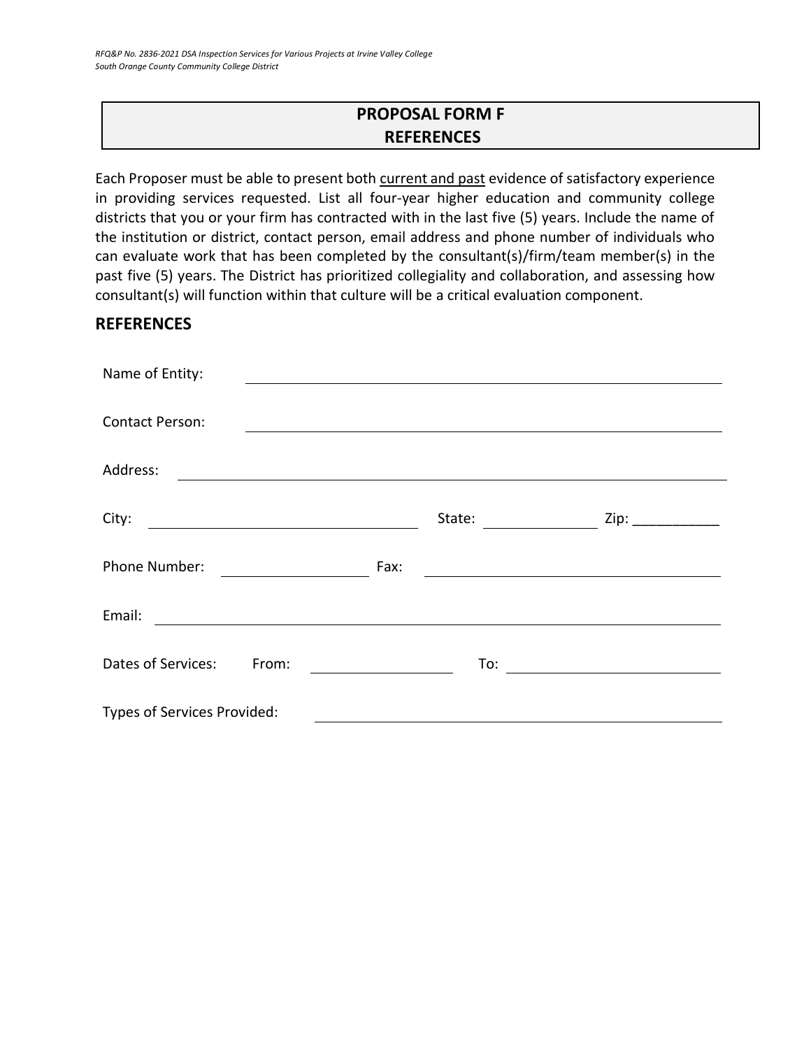# PROPOSAL FORM F
# REFERENCES

Each Proposer must be able to present both current and past evidence of satisfactory experience in providing services requested. List all four-year higher education and community college districts that you or your firm has contracted with in the last five (5) years. Include the name of the institution or district, contact person, email address and phone number of individuals who can evaluate work that has been completed by the consultant(s)/firm/team member(s) in the past five (5) years. The District has prioritized collegiality and collaboration, and assessing how consultant(s) will function within that culture will be a critical evaluation component.

## REFERENCES

Name of Entity: ______________________________________________

Contact Person: ______________________________________________

Address: ______________________________________________

City: ______________________ State: ____________ Zip: ___________

Phone Number: ______________ Fax: ______________________

Email: ______________________________________________

Dates of Services: From: ______________ To: ______________________

Types of Services Provided: ______________________________________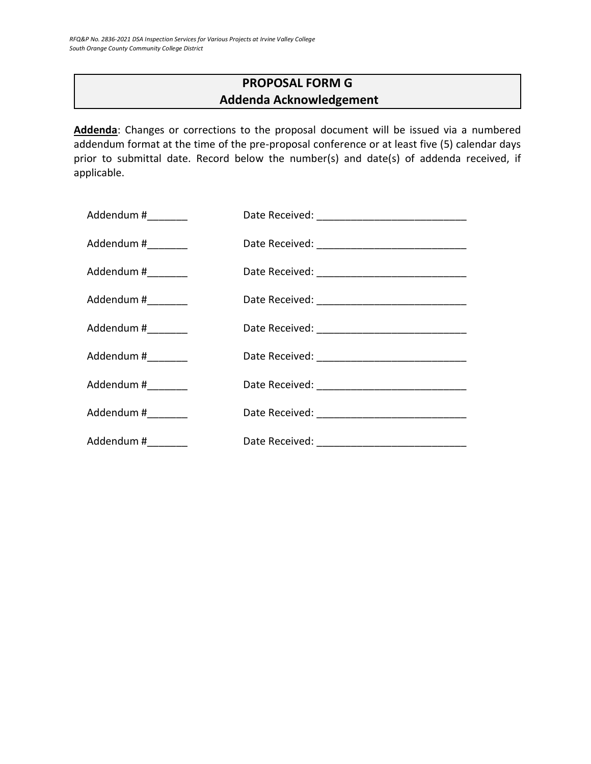## PROPOSAL FORM G
## Addenda Acknowledgement

**Addenda**: Changes or corrections to the proposal document will be issued via a numbered addendum format at the time of the pre-proposal conference or at least five (5) calendar days prior to submittal date. Record below the number(s) and date(s) of addenda received, if applicable.

Addendum #_______ Date Received: __________________________

Addendum #_______ Date Received: __________________________

Addendum #_______ Date Received: __________________________

Addendum #_______ Date Received: __________________________

Addendum #_______ Date Received: __________________________

Addendum #_______ Date Received: __________________________

Addendum #_______ Date Received: __________________________

Addendum #_______ Date Received: __________________________

Addendum #_______ Date Received: __________________________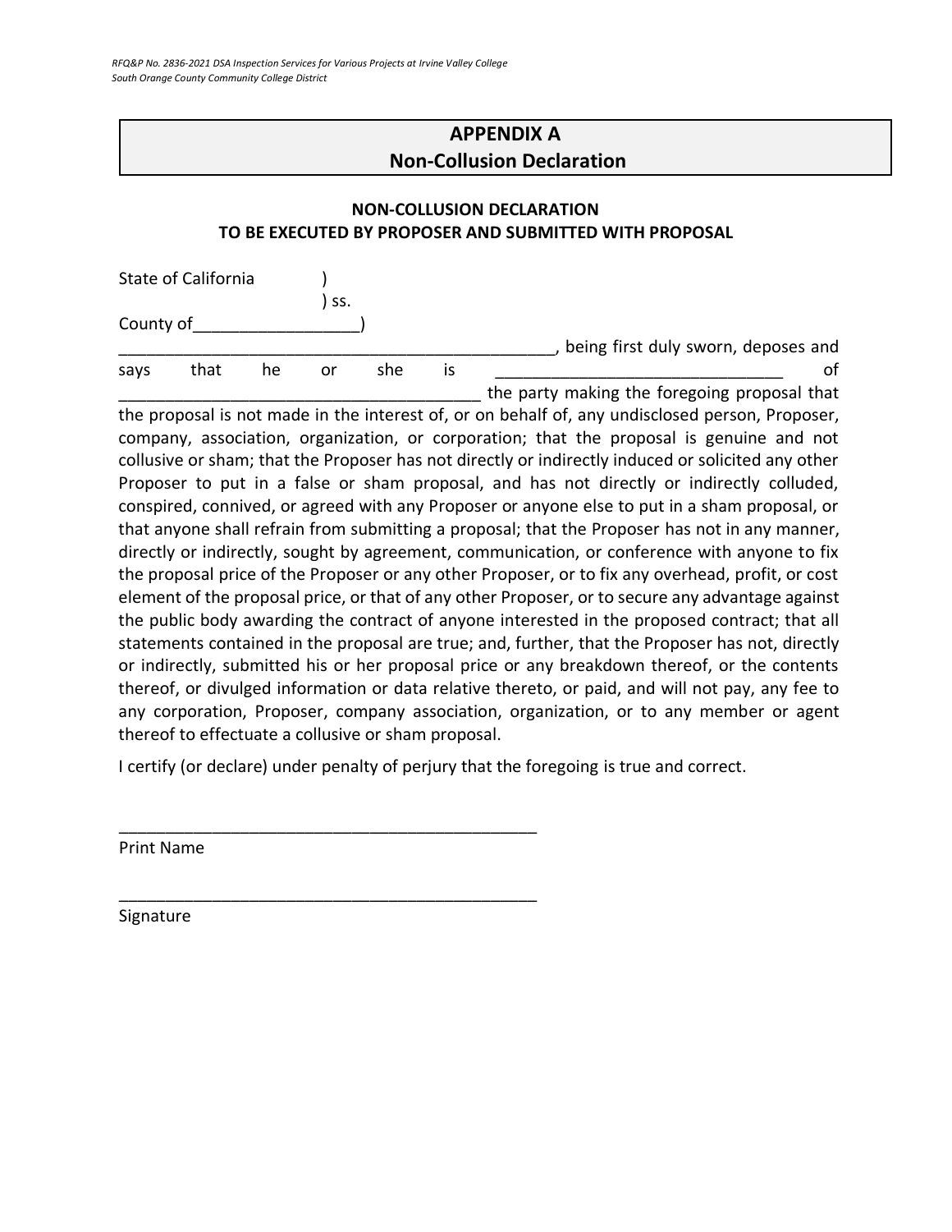## APPENDIX A
## Non-Collusion Declaration

### NON-COLLUSION DECLARATION
### TO BE EXECUTED BY PROPOSER AND SUBMITTED WITH PROPOSAL

State of California )
) ss.
County of_________________)

_______________________________________________, being first duly sworn, deposes and says that he or she is ______________________________ of ______________________________________ the party making the foregoing proposal that the proposal is not made in the interest of, or on behalf of, any undisclosed person, Proposer, company, association, organization, or corporation; that the proposal is genuine and not collusive or sham; that the Proposer has not directly or indirectly induced or solicited any other Proposer to put in a false or sham proposal, and has not directly or indirectly colluded, conspired, connived, or agreed with any Proposer or anyone else to put in a sham proposal, or that anyone shall refrain from submitting a proposal; that the Proposer has not in any manner, directly or indirectly, sought by agreement, communication, or conference with anyone to fix the proposal price of the Proposer or any other Proposer, or to fix any overhead, profit, or cost element of the proposal price, or that of any other Proposer, or to secure any advantage against the public body awarding the contract of anyone interested in the proposed contract; that all statements contained in the proposal are true; and, further, that the Proposer has not, directly or indirectly, submitted his or her proposal price or any breakdown thereof, or the contents thereof, or divulged information or data relative thereto, or paid, and will not pay, any fee to any corporation, Proposer, company association, organization, or to any member or agent thereof to effectuate a collusive or sham proposal.

I certify (or declare) under penalty of perjury that the foregoing is true and correct.

______________________________________________
Print Name

______________________________________________
Signature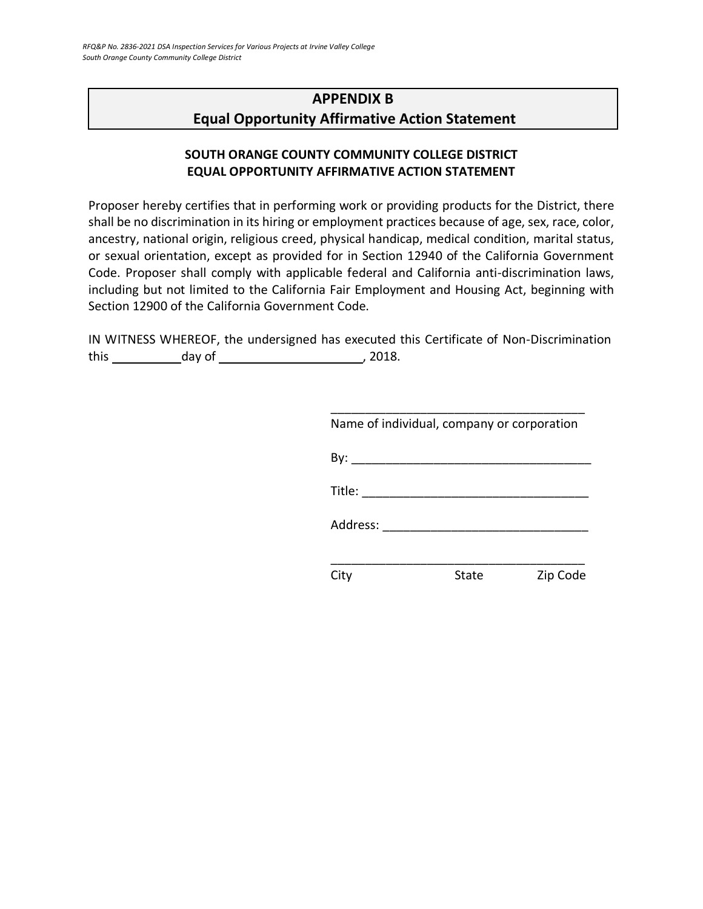## APPENDIX B
## Equal Opportunity Affirmative Action Statement

### SOUTH ORANGE COUNTY COMMUNITY COLLEGE DISTRICT
### EQUAL OPPORTUNITY AFFIRMATIVE ACTION STATEMENT

Proposer hereby certifies that in performing work or providing products for the District, there shall be no discrimination in its hiring or employment practices because of age, sex, race, color, ancestry, national origin, religious creed, physical handicap, medical condition, marital status, or sexual orientation, except as provided for in Section 12940 of the California Government Code. Proposer shall comply with applicable federal and California anti-discrimination laws, including but not limited to the California Fair Employment and Housing Act, beginning with Section 12900 of the California Government Code.

IN WITNESS WHEREOF, the undersigned has executed this Certificate of Non-Discrimination this __________day of _____________________, 2018.

_____________________________________
Name of individual, company or corporation

By: ___________________________________

Title: _________________________________

Address: ______________________________

_____________________________________
City State Zip Code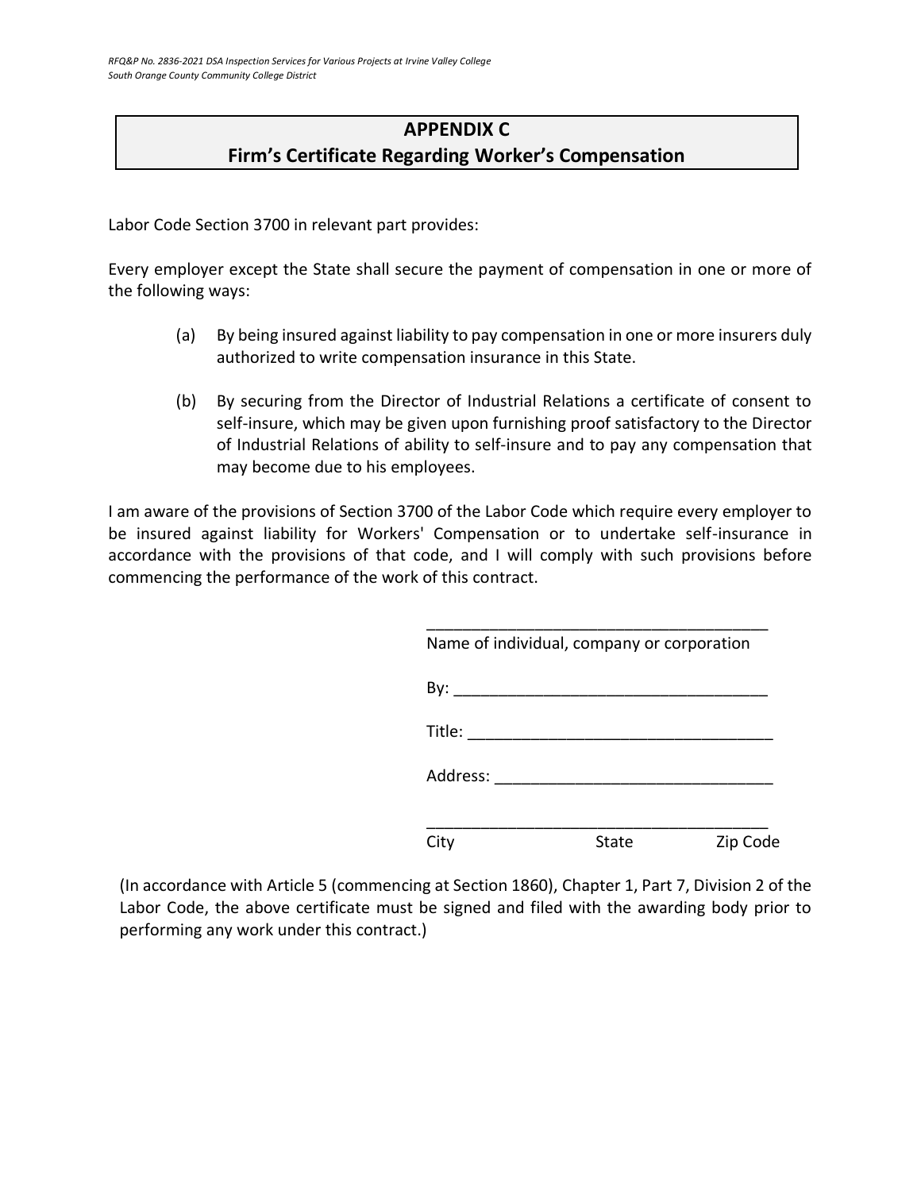# APPENDIX C
## Firm's Certificate Regarding Worker's Compensation

Labor Code Section 3700 in relevant part provides:

Every employer except the State shall secure the payment of compensation in one or more of the following ways:

(a) By being insured against liability to pay compensation in one or more insurers duly authorized to write compensation insurance in this State.

(b) By securing from the Director of Industrial Relations a certificate of consent to self-insure, which may be given upon furnishing proof satisfactory to the Director of Industrial Relations of ability to self-insure and to pay any compensation that may become due to his employees.

I am aware of the provisions of Section 3700 of the Labor Code which require every employer to be insured against liability for Workers' Compensation or to undertake self-insurance in accordance with the provisions of that code, and I will comply with such provisions before commencing the performance of the work of this contract.

_______________________________________
Name of individual, company or corporation

By: ___________________________________

Title: __________________________________

Address: _______________________________

_______________________________________
City State Zip Code

(In accordance with Article 5 (commencing at Section 1860), Chapter 1, Part 7, Division 2 of the Labor Code, the above certificate must be signed and filed with the awarding body prior to performing any work under this contract.)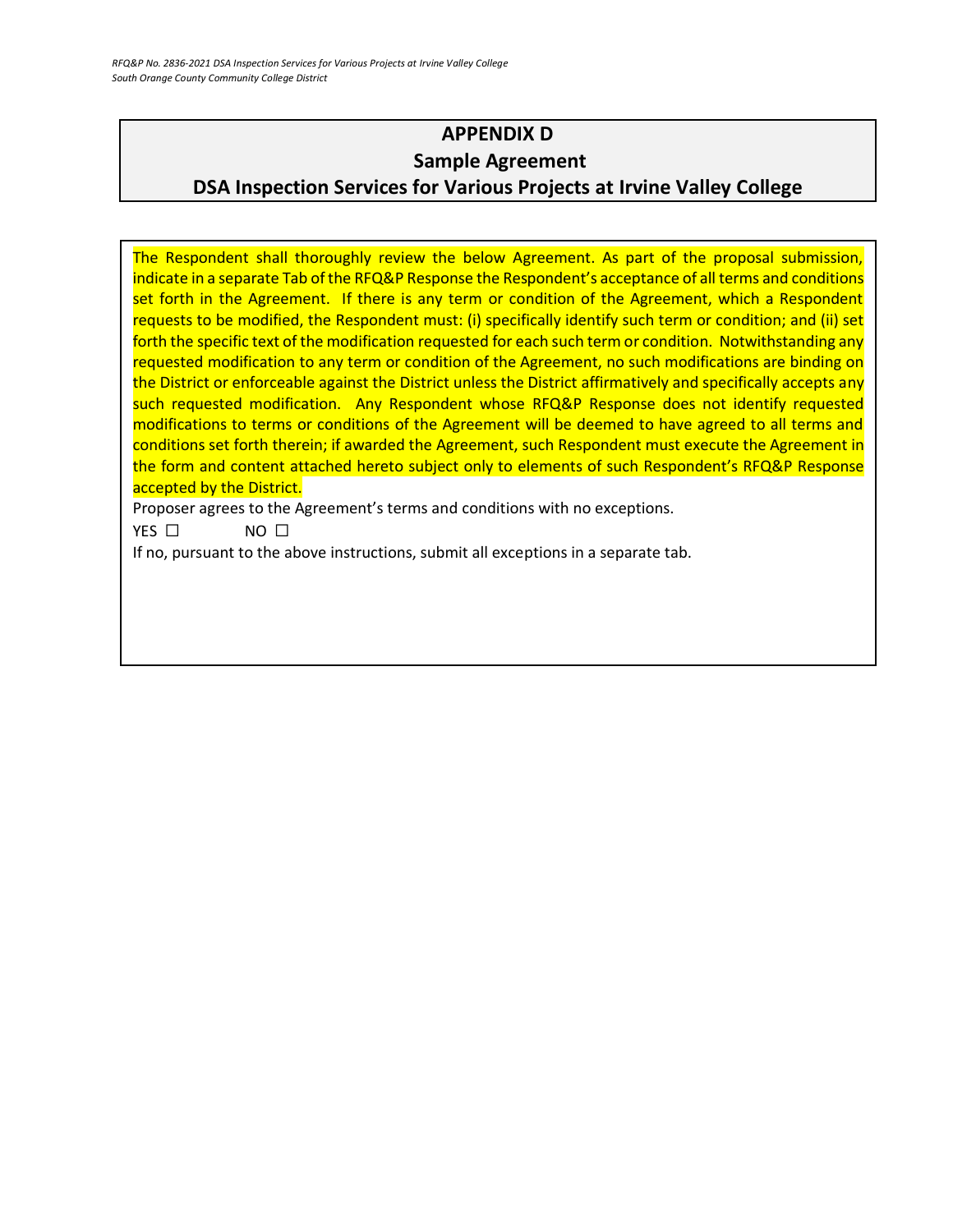# APPENDIX D
## Sample Agreement
## DSA Inspection Services for Various Projects at Irvine Valley College

The Respondent shall thoroughly review the below Agreement. As part of the proposal submission, indicate in a separate Tab of the RFQ&P Response the Respondent's acceptance of all terms and conditions set forth in the Agreement. If there is any term or condition of the Agreement, which a Respondent requests to be modified, the Respondent must: (i) specifically identify such term or condition; and (ii) set forth the specific text of the modification requested for each such term or condition. Notwithstanding any requested modification to any term or condition of the Agreement, no such modifications are binding on the District or enforceable against the District unless the District affirmatively and specifically accepts any such requested modification. Any Respondent whose RFQ&P Response does not identify requested modifications to terms or conditions of the Agreement will be deemed to have agreed to all terms and conditions set forth therein; if awarded the Agreement, such Respondent must execute the Agreement in the form and content attached hereto subject only to elements of such Respondent's RFQ&P Response accepted by the District.

Proposer agrees to the Agreement's terms and conditions with no exceptions.

YES ☐ NO ☐

If no, pursuant to the above instructions, submit all exceptions in a separate tab.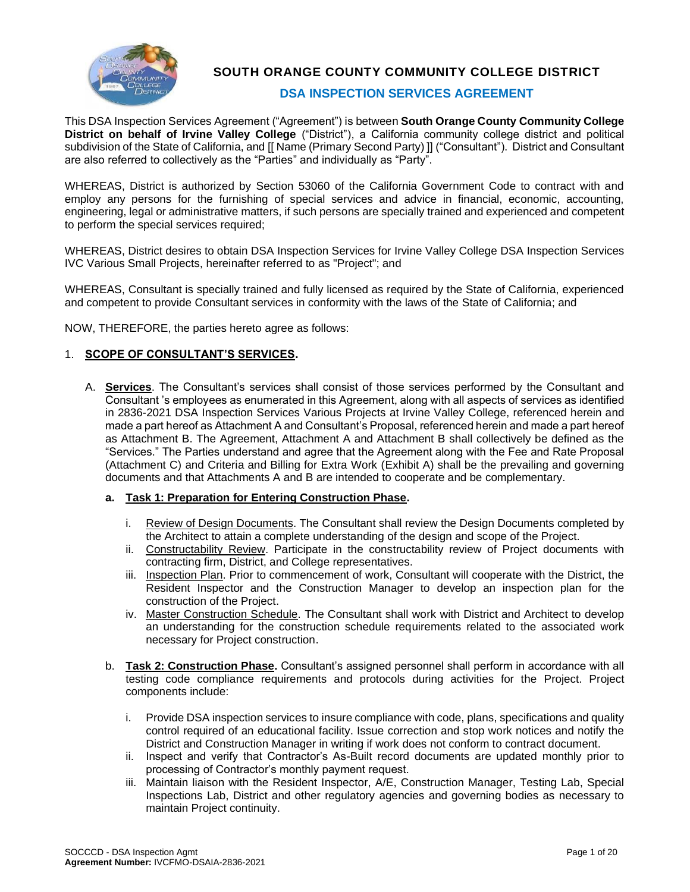## SOUTH ORANGE COUNTY COMMUNITY COLLEGE DISTRICT

### DSA INSPECTION SERVICES AGREEMENT

This DSA Inspection Services Agreement ("Agreement") is between **South Orange County Community College District on behalf of Irvine Valley College** ("District"), a California community college district and political subdivision of the State of California, and [[ Name (Primary Second Party) ]] ("Consultant"). District and Consultant are also referred to collectively as the "Parties" and individually as "Party".

WHEREAS, District is authorized by Section 53060 of the California Government Code to contract with and employ any persons for the furnishing of special services and advice in financial, economic, accounting, engineering, legal or administrative matters, if such persons are specially trained and experienced and competent to perform the special services required;

WHEREAS, District desires to obtain DSA Inspection Services for Irvine Valley College DSA Inspection Services IVC Various Small Projects, hereinafter referred to as "Project"; and

WHEREAS, Consultant is specially trained and fully licensed as required by the State of California, experienced and competent to provide Consultant services in conformity with the laws of the State of California; and

NOW, THEREFORE, the parties hereto agree as follows:

1. **SCOPE OF CONSULTANT'S SERVICES.**

   A. **Services**. The Consultant's services shall consist of those services performed by the Consultant and Consultant 's employees as enumerated in this Agreement, along with all aspects of services as identified in 2836-2021 DSA Inspection Services Various Projects at Irvine Valley College, referenced herein and made a part hereof as Attachment A and Consultant's Proposal, referenced herein and made a part hereof as Attachment B. The Agreement, Attachment A and Attachment B shall collectively be defined as the "Services." The Parties understand and agree that the Agreement along with the Fee and Rate Proposal (Attachment C) and Criteria and Billing for Extra Work (Exhibit A) shall be the prevailing and governing documents and that Attachments A and B are intended to cooperate and be complementary.

      a. **Task 1: Preparation for Entering Construction Phase.**

         i. Review of Design Documents. The Consultant shall review the Design Documents completed by the Architect to attain a complete understanding of the design and scope of the Project.
         ii. Constructability Review. Participate in the constructability review of Project documents with contracting firm, District, and College representatives.
         iii. Inspection Plan. Prior to commencement of work, Consultant will cooperate with the District, the Resident Inspector and the Construction Manager to develop an inspection plan for the construction of the Project.
         iv. Master Construction Schedule. The Consultant shall work with District and Architect to develop an understanding for the construction schedule requirements related to the associated work necessary for Project construction.

      b. **Task 2: Construction Phase.** Consultant's assigned personnel shall perform in accordance with all testing code compliance requirements and protocols during activities for the Project. Project components include:

         i. Provide DSA inspection services to insure compliance with code, plans, specifications and quality control required of an educational facility. Issue correction and stop work notices and notify the District and Construction Manager in writing if work does not conform to contract document.
         ii. Inspect and verify that Contractor's As-Built record documents are updated monthly prior to processing of Contractor's monthly payment request.
         iii. Maintain liaison with the Resident Inspector, A/E, Construction Manager, Testing Lab, Special Inspections Lab, District and other regulatory agencies and governing bodies as necessary to maintain Project continuity.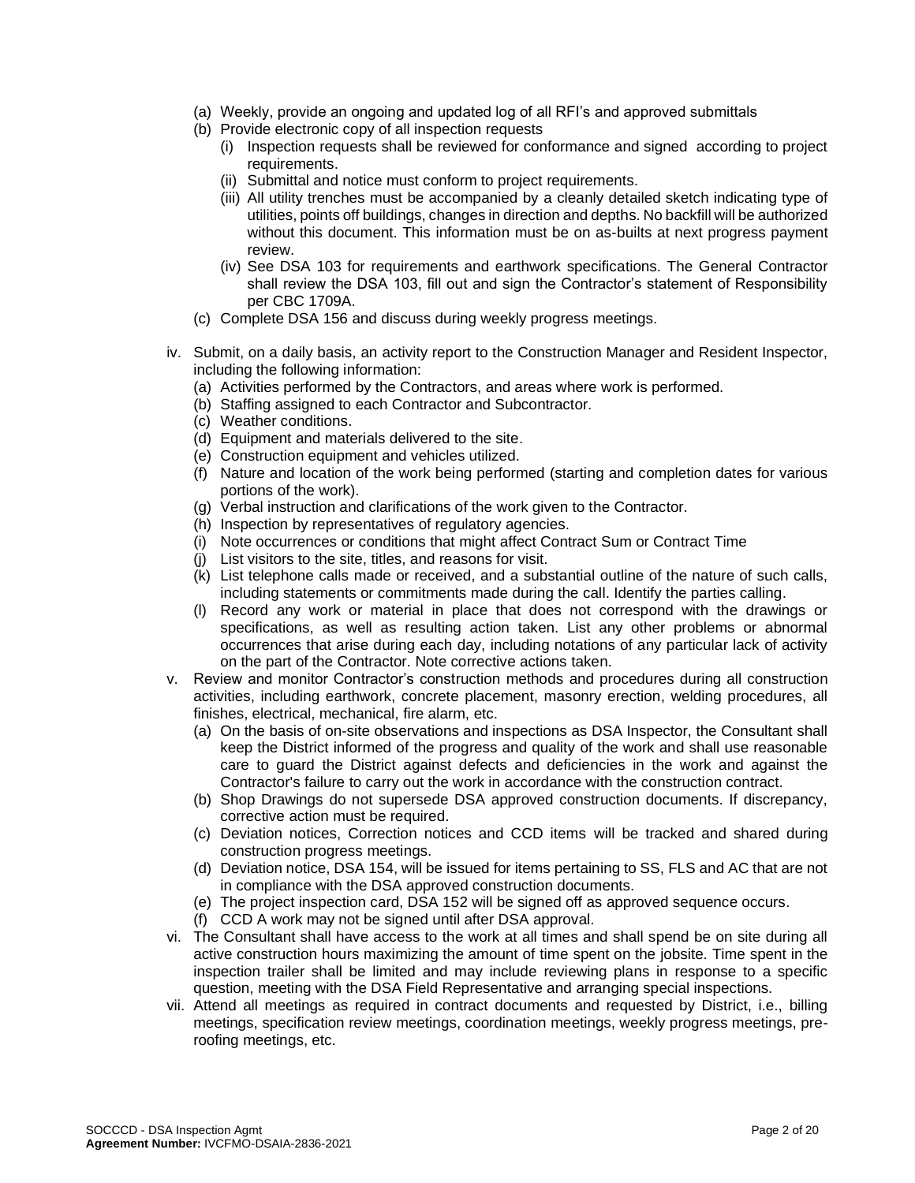(a) Weekly, provide an ongoing and updated log of all RFI's and approved submittals
(b) Provide electronic copy of all inspection requests
    (i) Inspection requests shall be reviewed for conformance and signed according to project requirements.
    (ii) Submittal and notice must conform to project requirements.
    (iii) All utility trenches must be accompanied by a cleanly detailed sketch indicating type of utilities, points off buildings, changes in direction and depths. No backfill will be authorized without this document. This information must be on as-builts at next progress payment review.
    (iv) See DSA 103 for requirements and earthwork specifications. The General Contractor shall review the DSA 103, fill out and sign the Contractor's statement of Responsibility per CBC 1709A.
(c) Complete DSA 156 and discuss during weekly progress meetings.

iv. Submit, on a daily basis, an activity report to the Construction Manager and Resident Inspector, including the following information:
   (a) Activities performed by the Contractors, and areas where work is performed.
   (b) Staffing assigned to each Contractor and Subcontractor.
   (c) Weather conditions.
   (d) Equipment and materials delivered to the site.
   (e) Construction equipment and vehicles utilized.
   (f) Nature and location of the work being performed (starting and completion dates for various portions of the work).
   (g) Verbal instruction and clarifications of the work given to the Contractor.
   (h) Inspection by representatives of regulatory agencies.
   (i) Note occurrences or conditions that might affect Contract Sum or Contract Time
   (j) List visitors to the site, titles, and reasons for visit.
   (k) List telephone calls made or received, and a substantial outline of the nature of such calls, including statements or commitments made during the call. Identify the parties calling.
   (l) Record any work or material in place that does not correspond with the drawings or specifications, as well as resulting action taken. List any other problems or abnormal occurrences that arise during each day, including notations of any particular lack of activity on the part of the Contractor. Note corrective actions taken.

v. Review and monitor Contractor's construction methods and procedures during all construction activities, including earthwork, concrete placement, masonry erection, welding procedures, all finishes, electrical, mechanical, fire alarm, etc.
   (a) On the basis of on-site observations and inspections as DSA Inspector, the Consultant shall keep the District informed of the progress and quality of the work and shall use reasonable care to guard the District against defects and deficiencies in the work and against the Contractor's failure to carry out the work in accordance with the construction contract.
   (b) Shop Drawings do not supersede DSA approved construction documents. If discrepancy, corrective action must be required.
   (c) Deviation notices, Correction notices and CCD items will be tracked and shared during construction progress meetings.
   (d) Deviation notice, DSA 154, will be issued for items pertaining to SS, FLS and AC that are not in compliance with the DSA approved construction documents.
   (e) The project inspection card, DSA 152 will be signed off as approved sequence occurs.
   (f) CCD A work may not be signed until after DSA approval.

vi. The Consultant shall have access to the work at all times and shall spend be on site during all active construction hours maximizing the amount of time spent on the jobsite. Time spent in the inspection trailer shall be limited and may include reviewing plans in response to a specific question, meeting with the DSA Field Representative and arranging special inspections.

vii. Attend all meetings as required in contract documents and requested by District, i.e., billing meetings, specification review meetings, coordination meetings, weekly progress meetings, pre-roofing meetings, etc.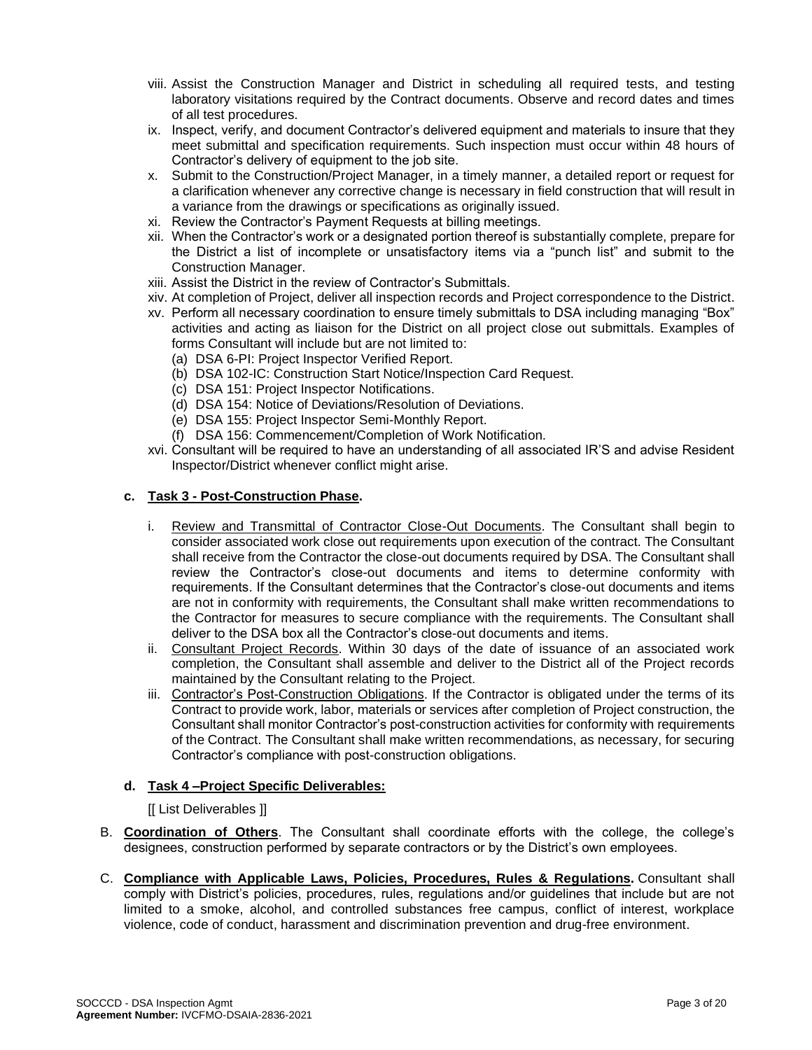viii. Assist the Construction Manager and District in scheduling all required tests, and testing laboratory visitations required by the Contract documents. Observe and record dates and times of all test procedures.
ix. Inspect, verify, and document Contractor's delivered equipment and materials to insure that they meet submittal and specification requirements. Such inspection must occur within 48 hours of Contractor's delivery of equipment to the job site.
x. Submit to the Construction/Project Manager, in a timely manner, a detailed report or request for a clarification whenever any corrective change is necessary in field construction that will result in a variance from the drawings or specifications as originally issued.
xi. Review the Contractor's Payment Requests at billing meetings.
xii. When the Contractor's work or a designated portion thereof is substantially complete, prepare for the District a list of incomplete or unsatisfactory items via a "punch list" and submit to the Construction Manager.
xiii. Assist the District in the review of Contractor's Submittals.
xiv. At completion of Project, deliver all inspection records and Project correspondence to the District.
xv. Perform all necessary coordination to ensure timely submittals to DSA including managing "Box" activities and acting as liaison for the District on all project close out submittals. Examples of forms Consultant will include but are not limited to:
   (a) DSA 6-PI: Project Inspector Verified Report.
   (b) DSA 102-IC: Construction Start Notice/Inspection Card Request.
   (c) DSA 151: Project Inspector Notifications.
   (d) DSA 154: Notice of Deviations/Resolution of Deviations.
   (e) DSA 155: Project Inspector Semi-Monthly Report.
   (f) DSA 156: Commencement/Completion of Work Notification.
xvi. Consultant will be required to have an understanding of all associated IR'S and advise Resident Inspector/District whenever conflict might arise.

**c. Task 3 - Post-Construction Phase.**

i. Review and Transmittal of Contractor Close-Out Documents. The Consultant shall begin to consider associated work close out requirements upon execution of the contract. The Consultant shall receive from the Contractor the close-out documents required by DSA. The Consultant shall review the Contractor's close-out documents and items to determine conformity with requirements. If the Consultant determines that the Contractor's close-out documents and items are not in conformity with requirements, the Consultant shall make written recommendations to the Contractor for measures to secure compliance with the requirements. The Consultant shall deliver to the DSA box all the Contractor's close-out documents and items.
ii. Consultant Project Records. Within 30 days of the date of issuance of an associated work completion, the Consultant shall assemble and deliver to the District all of the Project records maintained by the Consultant relating to the Project.
iii. Contractor's Post-Construction Obligations. If the Contractor is obligated under the terms of its Contract to provide work, labor, materials or services after completion of Project construction, the Consultant shall monitor Contractor's post-construction activities for conformity with requirements of the Contract. The Consultant shall make written recommendations, as necessary, for securing Contractor's compliance with post-construction obligations.

**d. Task 4 –Project Specific Deliverables:**

[[ List Deliverables ]]

B. **Coordination of Others**. The Consultant shall coordinate efforts with the college, the college's designees, construction performed by separate contractors or by the District's own employees.

C. **Compliance with Applicable Laws, Policies, Procedures, Rules & Regulations.** Consultant shall comply with District's policies, procedures, rules, regulations and/or guidelines that include but are not limited to a smoke, alcohol, and controlled substances free campus, conflict of interest, workplace violence, code of conduct, harassment and discrimination prevention and drug-free environment.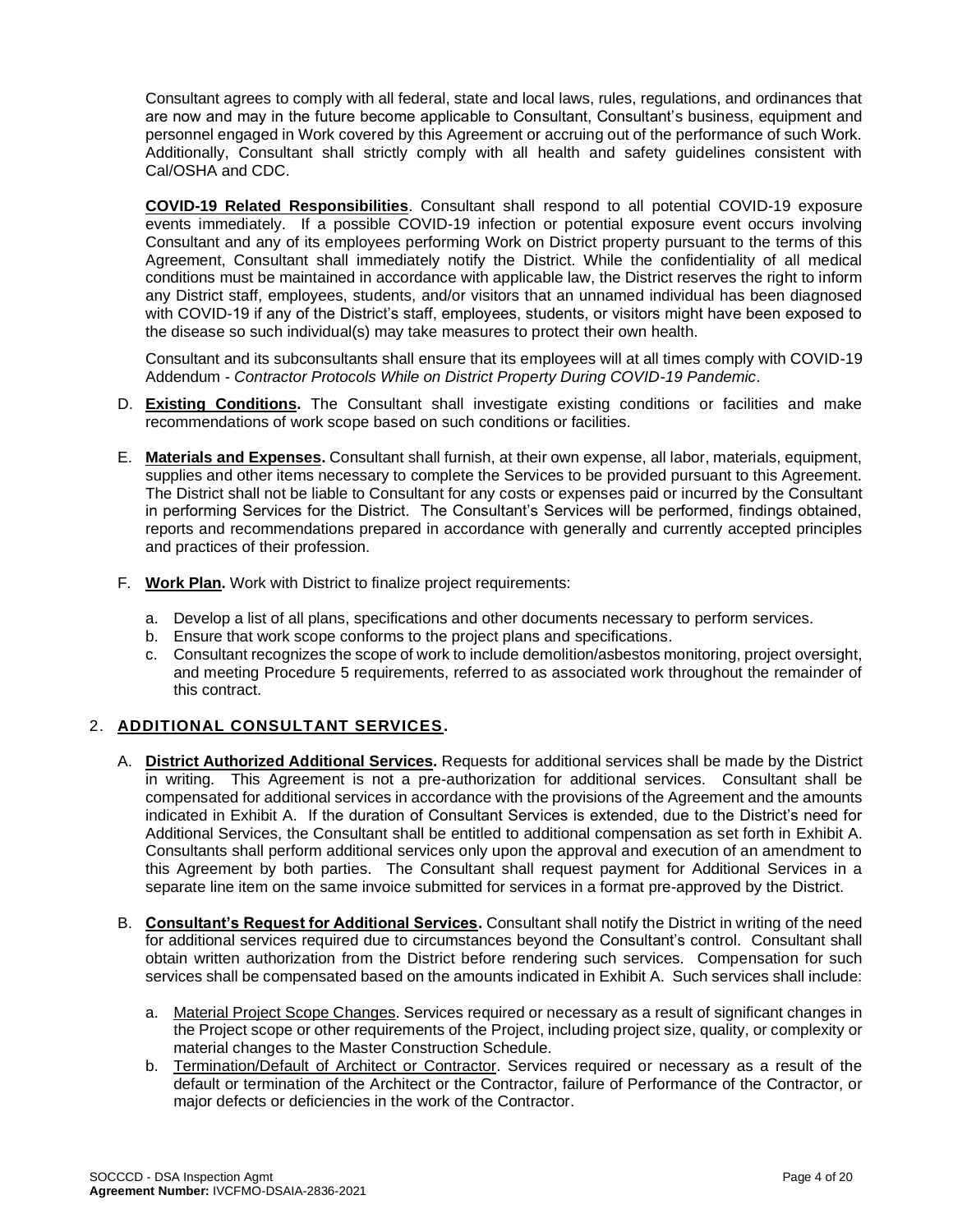Consultant agrees to comply with all federal, state and local laws, rules, regulations, and ordinances that are now and may in the future become applicable to Consultant, Consultant's business, equipment and personnel engaged in Work covered by this Agreement or accruing out of the performance of such Work. Additionally, Consultant shall strictly comply with all health and safety guidelines consistent with Cal/OSHA and CDC.

**COVID-19 Related Responsibilities**. Consultant shall respond to all potential COVID-19 exposure events immediately. If a possible COVID-19 infection or potential exposure event occurs involving Consultant and any of its employees performing Work on District property pursuant to the terms of this Agreement, Consultant shall immediately notify the District. While the confidentiality of all medical conditions must be maintained in accordance with applicable law, the District reserves the right to inform any District staff, employees, students, and/or visitors that an unnamed individual has been diagnosed with COVID-19 if any of the District's staff, employees, students, or visitors might have been exposed to the disease so such individual(s) may take measures to protect their own health.

Consultant and its subconsultants shall ensure that its employees will at all times comply with COVID-19 Addendum - *Contractor Protocols While on District Property During COVID-19 Pandemic*.

D. **Existing Conditions.** The Consultant shall investigate existing conditions or facilities and make recommendations of work scope based on such conditions or facilities.

E. **Materials and Expenses.** Consultant shall furnish, at their own expense, all labor, materials, equipment, supplies and other items necessary to complete the Services to be provided pursuant to this Agreement. The District shall not be liable to Consultant for any costs or expenses paid or incurred by the Consultant in performing Services for the District. The Consultant's Services will be performed, findings obtained, reports and recommendations prepared in accordance with generally and currently accepted principles and practices of their profession.

F. **Work Plan.** Work with District to finalize project requirements:

   a. Develop a list of all plans, specifications and other documents necessary to perform services.
   b. Ensure that work scope conforms to the project plans and specifications.
   c. Consultant recognizes the scope of work to include demolition/asbestos monitoring, project oversight, and meeting Procedure 5 requirements, referred to as associated work throughout the remainder of this contract.

## 2. ADDITIONAL CONSULTANT SERVICES.

A. **District Authorized Additional Services.** Requests for additional services shall be made by the District in writing. This Agreement is not a pre-authorization for additional services. Consultant shall be compensated for additional services in accordance with the provisions of the Agreement and the amounts indicated in Exhibit A. If the duration of Consultant Services is extended, due to the District's need for Additional Services, the Consultant shall be entitled to additional compensation as set forth in Exhibit A. Consultants shall perform additional services only upon the approval and execution of an amendment to this Agreement by both parties. The Consultant shall request payment for Additional Services in a separate line item on the same invoice submitted for services in a format pre-approved by the District.

B. **Consultant's Request for Additional Services.** Consultant shall notify the District in writing of the need for additional services required due to circumstances beyond the Consultant's control. Consultant shall obtain written authorization from the District before rendering such services. Compensation for such services shall be compensated based on the amounts indicated in Exhibit A. Such services shall include:

   a. Material Project Scope Changes. Services required or necessary as a result of significant changes in the Project scope or other requirements of the Project, including project size, quality, or complexity or material changes to the Master Construction Schedule.
   b. Termination/Default of Architect or Contractor. Services required or necessary as a result of the default or termination of the Architect or the Contractor, failure of Performance of the Contractor, or major defects or deficiencies in the work of the Contractor.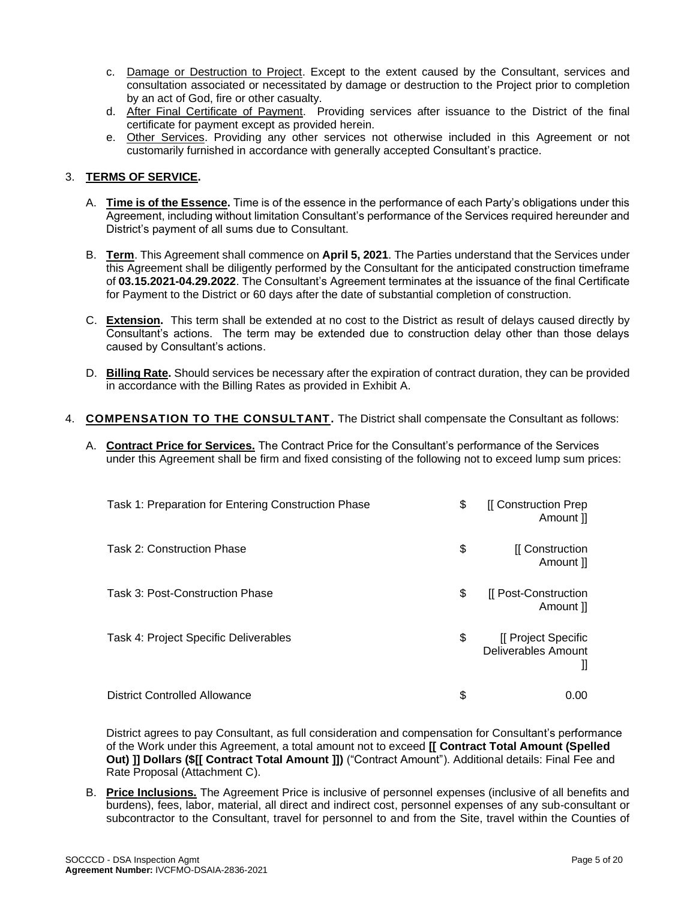c. Damage or Destruction to Project. Except to the extent caused by the Consultant, services and consultation associated or necessitated by damage or destruction to the Project prior to completion by an act of God, fire or other casualty.
d. After Final Certificate of Payment. Providing services after issuance to the District of the final certificate for payment except as provided herein.
e. Other Services. Providing any other services not otherwise included in this Agreement or not customarily furnished in accordance with generally accepted Consultant's practice.

3. **TERMS OF SERVICE.**

A. **Time is of the Essence.** Time is of the essence in the performance of each Party's obligations under this Agreement, including without limitation Consultant's performance of the Services required hereunder and District's payment of all sums due to Consultant.

B. **Term**. This Agreement shall commence on **April 5, 2021**. The Parties understand that the Services under this Agreement shall be diligently performed by the Consultant for the anticipated construction timeframe of **03.15.2021-04.29.2022**. The Consultant's Agreement terminates at the issuance of the final Certificate for Payment to the District or 60 days after the date of substantial completion of construction.

C. **Extension.** This term shall be extended at no cost to the District as result of delays caused directly by Consultant's actions. The term may be extended due to construction delay other than those delays caused by Consultant's actions.

D. **Billing Rate.** Should services be necessary after the expiration of contract duration, they can be provided in accordance with the Billing Rates as provided in Exhibit A.

4. **COMPENSATION TO THE CONSULTANT.** The District shall compensate the Consultant as follows:

A. **Contract Price for Services.** The Contract Price for the Consultant's performance of the Services under this Agreement shall be firm and fixed consisting of the following not to exceed lump sum prices:

| | | |
|---|---|---|
| Task 1: Preparation for Entering Construction Phase | $ | [[ Construction Prep Amount ]] |
| Task 2: Construction Phase | $ | [[ Construction Amount ]] |
| Task 3: Post-Construction Phase | $ | [[ Post-Construction Amount ]] |
| Task 4: Project Specific Deliverables | $ | [[ Project Specific Deliverables Amount ]] |
| District Controlled Allowance | $ | 0.00 |

District agrees to pay Consultant, as full consideration and compensation for Consultant's performance of the Work under this Agreement, a total amount not to exceed **[[ Contract Total Amount (Spelled Out) ]] Dollars ($[[ Contract Total Amount ]])** ("Contract Amount"). Additional details: Final Fee and Rate Proposal (Attachment C).

B. **Price Inclusions.** The Agreement Price is inclusive of personnel expenses (inclusive of all benefits and burdens), fees, labor, material, all direct and indirect cost, personnel expenses of any sub-consultant or subcontractor to the Consultant, travel for personnel to and from the Site, travel within the Counties of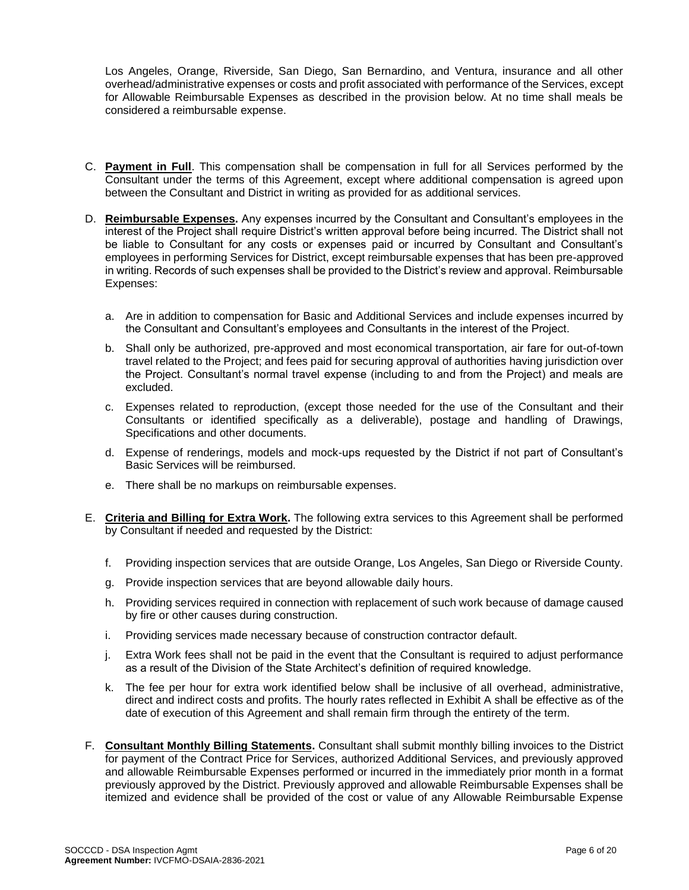Los Angeles, Orange, Riverside, San Diego, San Bernardino, and Ventura, insurance and all other overhead/administrative expenses or costs and profit associated with performance of the Services, except for Allowable Reimbursable Expenses as described in the provision below. At no time shall meals be considered a reimbursable expense.

C. **Payment in Full**. This compensation shall be compensation in full for all Services performed by the Consultant under the terms of this Agreement, except where additional compensation is agreed upon between the Consultant and District in writing as provided for as additional services.

D. **Reimbursable Expenses.** Any expenses incurred by the Consultant and Consultant's employees in the interest of the Project shall require District's written approval before being incurred. The District shall not be liable to Consultant for any costs or expenses paid or incurred by Consultant and Consultant's employees in performing Services for District, except reimbursable expenses that has been pre-approved in writing. Records of such expenses shall be provided to the District's review and approval. Reimbursable Expenses:

   a. Are in addition to compensation for Basic and Additional Services and include expenses incurred by the Consultant and Consultant's employees and Consultants in the interest of the Project.

   b. Shall only be authorized, pre-approved and most economical transportation, air fare for out-of-town travel related to the Project; and fees paid for securing approval of authorities having jurisdiction over the Project. Consultant's normal travel expense (including to and from the Project) and meals are excluded.

   c. Expenses related to reproduction, (except those needed for the use of the Consultant and their Consultants or identified specifically as a deliverable), postage and handling of Drawings, Specifications and other documents.

   d. Expense of renderings, models and mock-ups requested by the District if not part of Consultant's Basic Services will be reimbursed.

   e. There shall be no markups on reimbursable expenses.

E. **Criteria and Billing for Extra Work.** The following extra services to this Agreement shall be performed by Consultant if needed and requested by the District:

   f. Providing inspection services that are outside Orange, Los Angeles, San Diego or Riverside County.

   g. Provide inspection services that are beyond allowable daily hours.

   h. Providing services required in connection with replacement of such work because of damage caused by fire or other causes during construction.

   i. Providing services made necessary because of construction contractor default.

   j. Extra Work fees shall not be paid in the event that the Consultant is required to adjust performance as a result of the Division of the State Architect's definition of required knowledge.

   k. The fee per hour for extra work identified below shall be inclusive of all overhead, administrative, direct and indirect costs and profits. The hourly rates reflected in Exhibit A shall be effective as of the date of execution of this Agreement and shall remain firm through the entirety of the term.

F. **Consultant Monthly Billing Statements.** Consultant shall submit monthly billing invoices to the District for payment of the Contract Price for Services, authorized Additional Services, and previously approved and allowable Reimbursable Expenses performed or incurred in the immediately prior month in a format previously approved by the District. Previously approved and allowable Reimbursable Expenses shall be itemized and evidence shall be provided of the cost or value of any Allowable Reimbursable Expense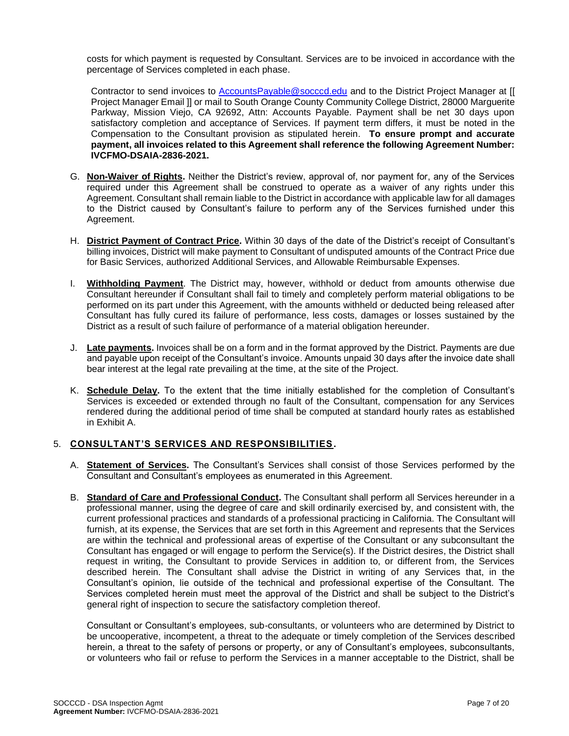costs for which payment is requested by Consultant. Services are to be invoiced in accordance with the percentage of Services completed in each phase.

Contractor to send invoices to AccountsPayable@socccd.edu and to the District Project Manager at [[ Project Manager Email ]] or mail to South Orange County Community College District, 28000 Marguerite Parkway, Mission Viejo, CA 92692, Attn: Accounts Payable. Payment shall be net 30 days upon satisfactory completion and acceptance of Services. If payment term differs, it must be noted in the Compensation to the Consultant provision as stipulated herein. **To ensure prompt and accurate payment, all invoices related to this Agreement shall reference the following Agreement Number: IVCFMO-DSAIA-2836-2021.**

G. **Non-Waiver of Rights.** Neither the District's review, approval of, nor payment for, any of the Services required under this Agreement shall be construed to operate as a waiver of any rights under this Agreement. Consultant shall remain liable to the District in accordance with applicable law for all damages to the District caused by Consultant's failure to perform any of the Services furnished under this Agreement.

H. **District Payment of Contract Price.** Within 30 days of the date of the District's receipt of Consultant's billing invoices, District will make payment to Consultant of undisputed amounts of the Contract Price due for Basic Services, authorized Additional Services, and Allowable Reimbursable Expenses.

I. **Withholding Payment**. The District may, however, withhold or deduct from amounts otherwise due Consultant hereunder if Consultant shall fail to timely and completely perform material obligations to be performed on its part under this Agreement, with the amounts withheld or deducted being released after Consultant has fully cured its failure of performance, less costs, damages or losses sustained by the District as a result of such failure of performance of a material obligation hereunder.

J. **Late payments.** Invoices shall be on a form and in the format approved by the District. Payments are due and payable upon receipt of the Consultant's invoice. Amounts unpaid 30 days after the invoice date shall bear interest at the legal rate prevailing at the time, at the site of the Project.

K. **Schedule Delay.** To the extent that the time initially established for the completion of Consultant's Services is exceeded or extended through no fault of the Consultant, compensation for any Services rendered during the additional period of time shall be computed at standard hourly rates as established in Exhibit A.

## 5. CONSULTANT'S SERVICES AND RESPONSIBILITIES.

A. **Statement of Services.** The Consultant's Services shall consist of those Services performed by the Consultant and Consultant's employees as enumerated in this Agreement.

B. **Standard of Care and Professional Conduct.** The Consultant shall perform all Services hereunder in a professional manner, using the degree of care and skill ordinarily exercised by, and consistent with, the current professional practices and standards of a professional practicing in California. The Consultant will furnish, at its expense, the Services that are set forth in this Agreement and represents that the Services are within the technical and professional areas of expertise of the Consultant or any subconsultant the Consultant has engaged or will engage to perform the Service(s). If the District desires, the District shall request in writing, the Consultant to provide Services in addition to, or different from, the Services described herein. The Consultant shall advise the District in writing of any Services that, in the Consultant's opinion, lie outside of the technical and professional expertise of the Consultant. The Services completed herein must meet the approval of the District and shall be subject to the District's general right of inspection to secure the satisfactory completion thereof.

Consultant or Consultant's employees, sub-consultants, or volunteers who are determined by District to be uncooperative, incompetent, a threat to the adequate or timely completion of the Services described herein, a threat to the safety of persons or property, or any of Consultant's employees, subconsultants, or volunteers who fail or refuse to perform the Services in a manner acceptable to the District, shall be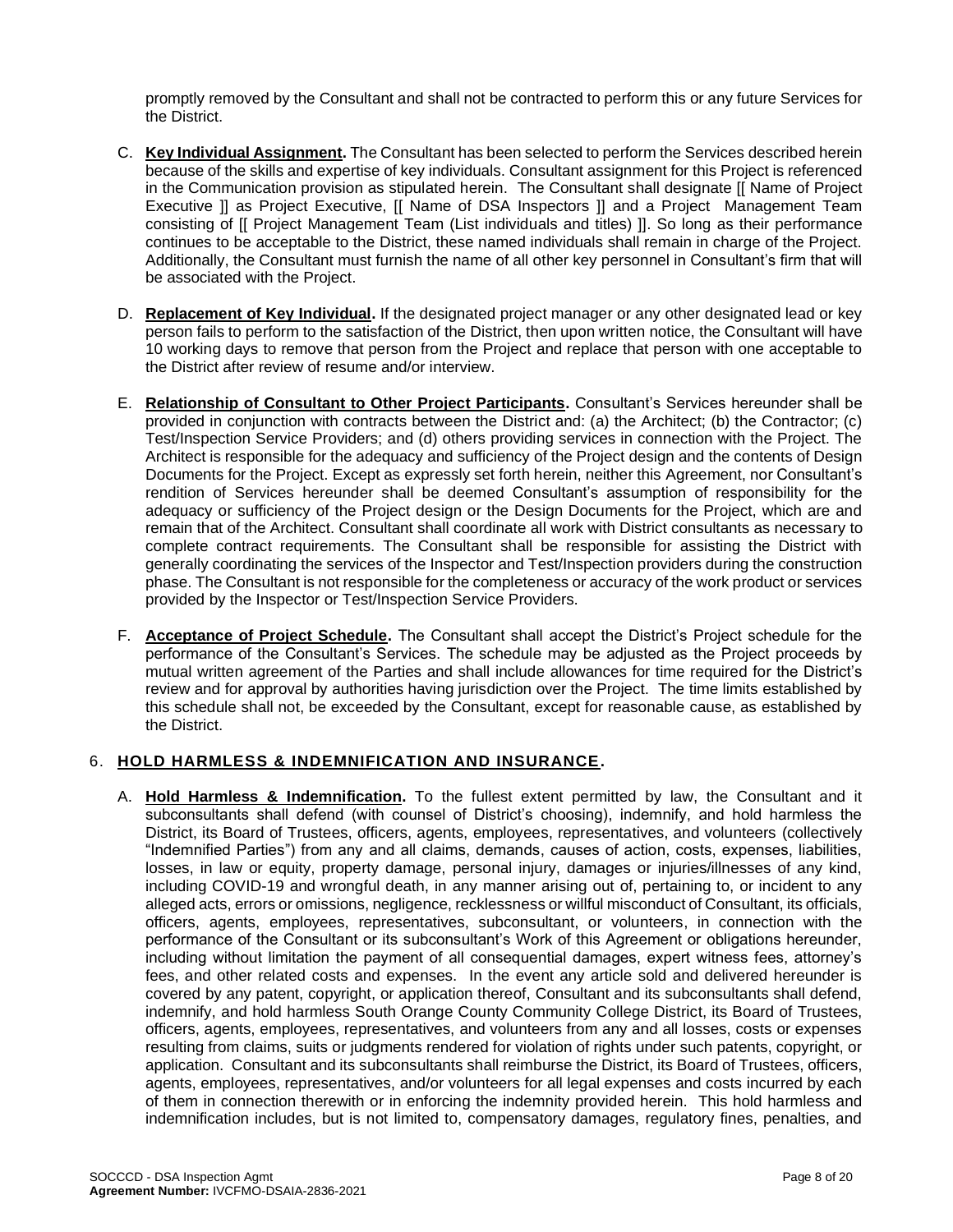promptly removed by the Consultant and shall not be contracted to perform this or any future Services for the District.

C. **Key Individual Assignment.** The Consultant has been selected to perform the Services described herein because of the skills and expertise of key individuals. Consultant assignment for this Project is referenced in the Communication provision as stipulated herein. The Consultant shall designate [[ Name of Project Executive ]] as Project Executive, [[ Name of DSA Inspectors ]] and a Project Management Team consisting of [[ Project Management Team (List individuals and titles) ]]. So long as their performance continues to be acceptable to the District, these named individuals shall remain in charge of the Project. Additionally, the Consultant must furnish the name of all other key personnel in Consultant's firm that will be associated with the Project.

D. **Replacement of Key Individual.** If the designated project manager or any other designated lead or key person fails to perform to the satisfaction of the District, then upon written notice, the Consultant will have 10 working days to remove that person from the Project and replace that person with one acceptable to the District after review of resume and/or interview.

E. **Relationship of Consultant to Other Project Participants.** Consultant's Services hereunder shall be provided in conjunction with contracts between the District and: (a) the Architect; (b) the Contractor; (c) Test/Inspection Service Providers; and (d) others providing services in connection with the Project. The Architect is responsible for the adequacy and sufficiency of the Project design and the contents of Design Documents for the Project. Except as expressly set forth herein, neither this Agreement, nor Consultant's rendition of Services hereunder shall be deemed Consultant's assumption of responsibility for the adequacy or sufficiency of the Project design or the Design Documents for the Project, which are and remain that of the Architect. Consultant shall coordinate all work with District consultants as necessary to complete contract requirements. The Consultant shall be responsible for assisting the District with generally coordinating the services of the Inspector and Test/Inspection providers during the construction phase. The Consultant is not responsible for the completeness or accuracy of the work product or services provided by the Inspector or Test/Inspection Service Providers.

F. **Acceptance of Project Schedule.** The Consultant shall accept the District's Project schedule for the performance of the Consultant's Services. The schedule may be adjusted as the Project proceeds by mutual written agreement of the Parties and shall include allowances for time required for the District's review and for approval by authorities having jurisdiction over the Project. The time limits established by this schedule shall not, be exceeded by the Consultant, except for reasonable cause, as established by the District.

## 6. HOLD HARMLESS & INDEMNIFICATION AND INSURANCE.

A. **Hold Harmless & Indemnification.** To the fullest extent permitted by law, the Consultant and it subconsultants shall defend (with counsel of District's choosing), indemnify, and hold harmless the District, its Board of Trustees, officers, agents, employees, representatives, and volunteers (collectively "Indemnified Parties") from any and all claims, demands, causes of action, costs, expenses, liabilities, losses, in law or equity, property damage, personal injury, damages or injuries/illnesses of any kind, including COVID-19 and wrongful death, in any manner arising out of, pertaining to, or incident to any alleged acts, errors or omissions, negligence, recklessness or willful misconduct of Consultant, its officials, officers, agents, employees, representatives, subconsultant, or volunteers, in connection with the performance of the Consultant or its subconsultant's Work of this Agreement or obligations hereunder, including without limitation the payment of all consequential damages, expert witness fees, attorney's fees, and other related costs and expenses. In the event any article sold and delivered hereunder is covered by any patent, copyright, or application thereof, Consultant and its subconsultants shall defend, indemnify, and hold harmless South Orange County Community College District, its Board of Trustees, officers, agents, employees, representatives, and volunteers from any and all losses, costs or expenses resulting from claims, suits or judgments rendered for violation of rights under such patents, copyright, or application. Consultant and its subconsultants shall reimburse the District, its Board of Trustees, officers, agents, employees, representatives, and/or volunteers for all legal expenses and costs incurred by each of them in connection therewith or in enforcing the indemnity provided herein. This hold harmless and indemnification includes, but is not limited to, compensatory damages, regulatory fines, penalties, and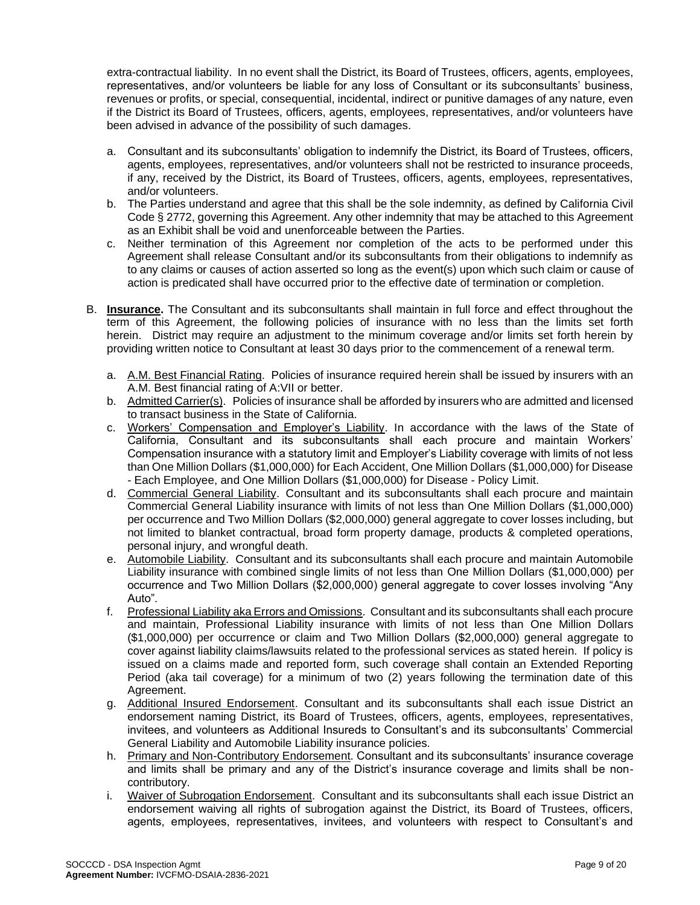extra-contractual liability. In no event shall the District, its Board of Trustees, officers, agents, employees, representatives, and/or volunteers be liable for any loss of Consultant or its subconsultants' business, revenues or profits, or special, consequential, incidental, indirect or punitive damages of any nature, even if the District its Board of Trustees, officers, agents, employees, representatives, and/or volunteers have been advised in advance of the possibility of such damages.

a. Consultant and its subconsultants' obligation to indemnify the District, its Board of Trustees, officers, agents, employees, representatives, and/or volunteers shall not be restricted to insurance proceeds, if any, received by the District, its Board of Trustees, officers, agents, employees, representatives, and/or volunteers.
b. The Parties understand and agree that this shall be the sole indemnity, as defined by California Civil Code § 2772, governing this Agreement. Any other indemnity that may be attached to this Agreement as an Exhibit shall be void and unenforceable between the Parties.
c. Neither termination of this Agreement nor completion of the acts to be performed under this Agreement shall release Consultant and/or its subconsultants from their obligations to indemnify as to any claims or causes of action asserted so long as the event(s) upon which such claim or cause of action is predicated shall have occurred prior to the effective date of termination or completion.

B. **Insurance.** The Consultant and its subconsultants shall maintain in full force and effect throughout the term of this Agreement, the following policies of insurance with no less than the limits set forth herein. District may require an adjustment to the minimum coverage and/or limits set forth herein by providing written notice to Consultant at least 30 days prior to the commencement of a renewal term.

a. A.M. Best Financial Rating. Policies of insurance required herein shall be issued by insurers with an A.M. Best financial rating of A:VII or better.
b. Admitted Carrier(s). Policies of insurance shall be afforded by insurers who are admitted and licensed to transact business in the State of California.
c. Workers' Compensation and Employer's Liability. In accordance with the laws of the State of California, Consultant and its subconsultants shall each procure and maintain Workers' Compensation insurance with a statutory limit and Employer's Liability coverage with limits of not less than One Million Dollars ($1,000,000) for Each Accident, One Million Dollars ($1,000,000) for Disease - Each Employee, and One Million Dollars ($1,000,000) for Disease - Policy Limit.
d. Commercial General Liability. Consultant and its subconsultants shall each procure and maintain Commercial General Liability insurance with limits of not less than One Million Dollars ($1,000,000) per occurrence and Two Million Dollars ($2,000,000) general aggregate to cover losses including, but not limited to blanket contractual, broad form property damage, products & completed operations, personal injury, and wrongful death.
e. Automobile Liability. Consultant and its subconsultants shall each procure and maintain Automobile Liability insurance with combined single limits of not less than One Million Dollars ($1,000,000) per occurrence and Two Million Dollars ($2,000,000) general aggregate to cover losses involving "Any Auto".
f. Professional Liability aka Errors and Omissions. Consultant and its subconsultants shall each procure and maintain, Professional Liability insurance with limits of not less than One Million Dollars ($1,000,000) per occurrence or claim and Two Million Dollars ($2,000,000) general aggregate to cover against liability claims/lawsuits related to the professional services as stated herein. If policy is issued on a claims made and reported form, such coverage shall contain an Extended Reporting Period (aka tail coverage) for a minimum of two (2) years following the termination date of this Agreement.
g. Additional Insured Endorsement. Consultant and its subconsultants shall each issue District an endorsement naming District, its Board of Trustees, officers, agents, employees, representatives, invitees, and volunteers as Additional Insureds to Consultant's and its subconsultants' Commercial General Liability and Automobile Liability insurance policies.
h. Primary and Non-Contributory Endorsement. Consultant and its subconsultants' insurance coverage and limits shall be primary and any of the District's insurance coverage and limits shall be non-contributory.
i. Waiver of Subrogation Endorsement. Consultant and its subconsultants shall each issue District an endorsement waiving all rights of subrogation against the District, its Board of Trustees, officers, agents, employees, representatives, invitees, and volunteers with respect to Consultant's and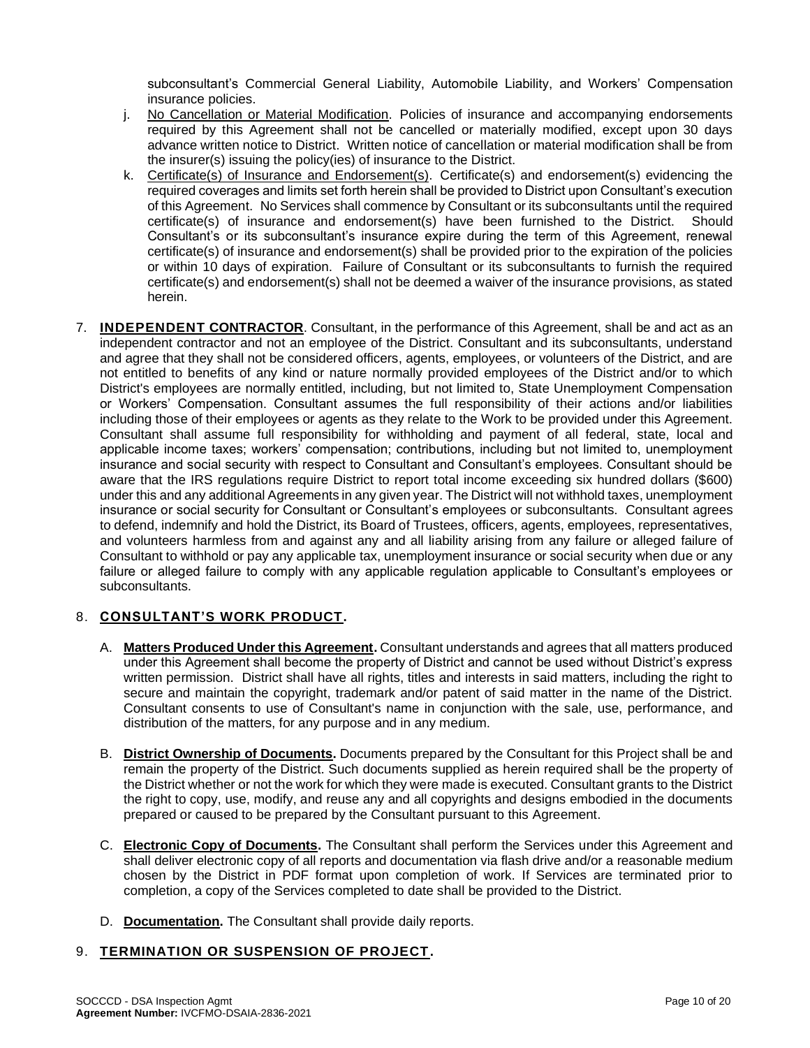subconsultant's Commercial General Liability, Automobile Liability, and Workers' Compensation insurance policies.

j. No Cancellation or Material Modification. Policies of insurance and accompanying endorsements required by this Agreement shall not be cancelled or materially modified, except upon 30 days advance written notice to District. Written notice of cancellation or material modification shall be from the insurer(s) issuing the policy(ies) of insurance to the District.

k. Certificate(s) of Insurance and Endorsement(s). Certificate(s) and endorsement(s) evidencing the required coverages and limits set forth herein shall be provided to District upon Consultant's execution of this Agreement. No Services shall commence by Consultant or its subconsultants until the required certificate(s) of insurance and endorsement(s) have been furnished to the District. Should Consultant's or its subconsultant's insurance expire during the term of this Agreement, renewal certificate(s) of insurance and endorsement(s) shall be provided prior to the expiration of the policies or within 10 days of expiration. Failure of Consultant or its subconsultants to furnish the required certificate(s) and endorsement(s) shall not be deemed a waiver of the insurance provisions, as stated herein.

7. **INDEPENDENT CONTRACTOR**. Consultant, in the performance of this Agreement, shall be and act as an independent contractor and not an employee of the District. Consultant and its subconsultants, understand and agree that they shall not be considered officers, agents, employees, or volunteers of the District, and are not entitled to benefits of any kind or nature normally provided employees of the District and/or to which District's employees are normally entitled, including, but not limited to, State Unemployment Compensation or Workers' Compensation. Consultant assumes the full responsibility of their actions and/or liabilities including those of their employees or agents as they relate to the Work to be provided under this Agreement. Consultant shall assume full responsibility for withholding and payment of all federal, state, local and applicable income taxes; workers' compensation; contributions, including but not limited to, unemployment insurance and social security with respect to Consultant and Consultant's employees. Consultant should be aware that the IRS regulations require District to report total income exceeding six hundred dollars ($600) under this and any additional Agreements in any given year. The District will not withhold taxes, unemployment insurance or social security for Consultant or Consultant's employees or subconsultants. Consultant agrees to defend, indemnify and hold the District, its Board of Trustees, officers, agents, employees, representatives, and volunteers harmless from and against any and all liability arising from any failure or alleged failure of Consultant to withhold or pay any applicable tax, unemployment insurance or social security when due or any failure or alleged failure to comply with any applicable regulation applicable to Consultant's employees or subconsultants.

8. **CONSULTANT'S WORK PRODUCT.**

A. **Matters Produced Under this Agreement.** Consultant understands and agrees that all matters produced under this Agreement shall become the property of District and cannot be used without District's express written permission. District shall have all rights, titles and interests in said matters, including the right to secure and maintain the copyright, trademark and/or patent of said matter in the name of the District. Consultant consents to use of Consultant's name in conjunction with the sale, use, performance, and distribution of the matters, for any purpose and in any medium.

B. **District Ownership of Documents.** Documents prepared by the Consultant for this Project shall be and remain the property of the District. Such documents supplied as herein required shall be the property of the District whether or not the work for which they were made is executed. Consultant grants to the District the right to copy, use, modify, and reuse any and all copyrights and designs embodied in the documents prepared or caused to be prepared by the Consultant pursuant to this Agreement.

C. **Electronic Copy of Documents.** The Consultant shall perform the Services under this Agreement and shall deliver electronic copy of all reports and documentation via flash drive and/or a reasonable medium chosen by the District in PDF format upon completion of work. If Services are terminated prior to completion, a copy of the Services completed to date shall be provided to the District.

D. **Documentation.** The Consultant shall provide daily reports.

9. **TERMINATION OR SUSPENSION OF PROJECT.**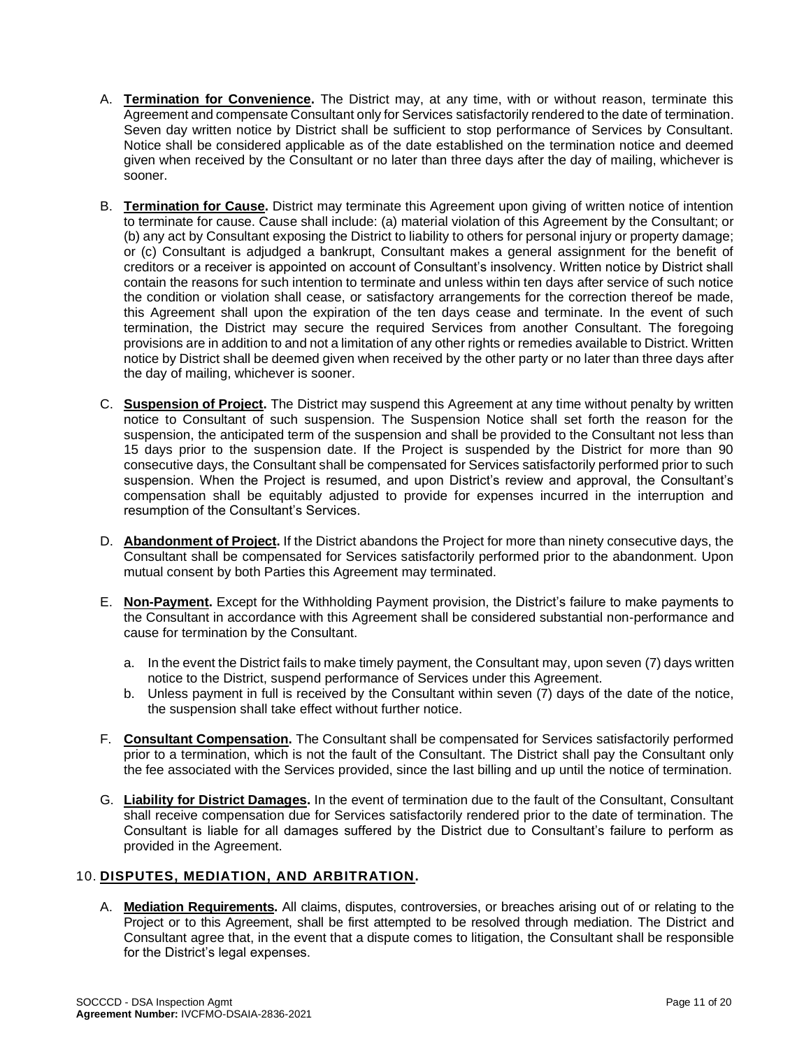A. **Termination for Convenience.** The District may, at any time, with or without reason, terminate this Agreement and compensate Consultant only for Services satisfactorily rendered to the date of termination. Seven day written notice by District shall be sufficient to stop performance of Services by Consultant. Notice shall be considered applicable as of the date established on the termination notice and deemed given when received by the Consultant or no later than three days after the day of mailing, whichever is sooner.

B. **Termination for Cause.** District may terminate this Agreement upon giving of written notice of intention to terminate for cause. Cause shall include: (a) material violation of this Agreement by the Consultant; or (b) any act by Consultant exposing the District to liability to others for personal injury or property damage; or (c) Consultant is adjudged a bankrupt, Consultant makes a general assignment for the benefit of creditors or a receiver is appointed on account of Consultant's insolvency. Written notice by District shall contain the reasons for such intention to terminate and unless within ten days after service of such notice the condition or violation shall cease, or satisfactory arrangements for the correction thereof be made, this Agreement shall upon the expiration of the ten days cease and terminate. In the event of such termination, the District may secure the required Services from another Consultant. The foregoing provisions are in addition to and not a limitation of any other rights or remedies available to District. Written notice by District shall be deemed given when received by the other party or no later than three days after the day of mailing, whichever is sooner.

C. **Suspension of Project.** The District may suspend this Agreement at any time without penalty by written notice to Consultant of such suspension. The Suspension Notice shall set forth the reason for the suspension, the anticipated term of the suspension and shall be provided to the Consultant not less than 15 days prior to the suspension date. If the Project is suspended by the District for more than 90 consecutive days, the Consultant shall be compensated for Services satisfactorily performed prior to such suspension. When the Project is resumed, and upon District's review and approval, the Consultant's compensation shall be equitably adjusted to provide for expenses incurred in the interruption and resumption of the Consultant's Services.

D. **Abandonment of Project.** If the District abandons the Project for more than ninety consecutive days, the Consultant shall be compensated for Services satisfactorily performed prior to the abandonment. Upon mutual consent by both Parties this Agreement may terminated.

E. **Non-Payment.** Except for the Withholding Payment provision, the District's failure to make payments to the Consultant in accordance with this Agreement shall be considered substantial non-performance and cause for termination by the Consultant.

   a. In the event the District fails to make timely payment, the Consultant may, upon seven (7) days written notice to the District, suspend performance of Services under this Agreement.
   b. Unless payment in full is received by the Consultant within seven (7) days of the date of the notice, the suspension shall take effect without further notice.

F. **Consultant Compensation.** The Consultant shall be compensated for Services satisfactorily performed prior to a termination, which is not the fault of the Consultant. The District shall pay the Consultant only the fee associated with the Services provided, since the last billing and up until the notice of termination.

G. **Liability for District Damages.** In the event of termination due to the fault of the Consultant, Consultant shall receive compensation due for Services satisfactorily rendered prior to the date of termination. The Consultant is liable for all damages suffered by the District due to Consultant's failure to perform as provided in the Agreement.

## 10. DISPUTES, MEDIATION, AND ARBITRATION.

A. **Mediation Requirements.** All claims, disputes, controversies, or breaches arising out of or relating to the Project or to this Agreement, shall be first attempted to be resolved through mediation. The District and Consultant agree that, in the event that a dispute comes to litigation, the Consultant shall be responsible for the District's legal expenses.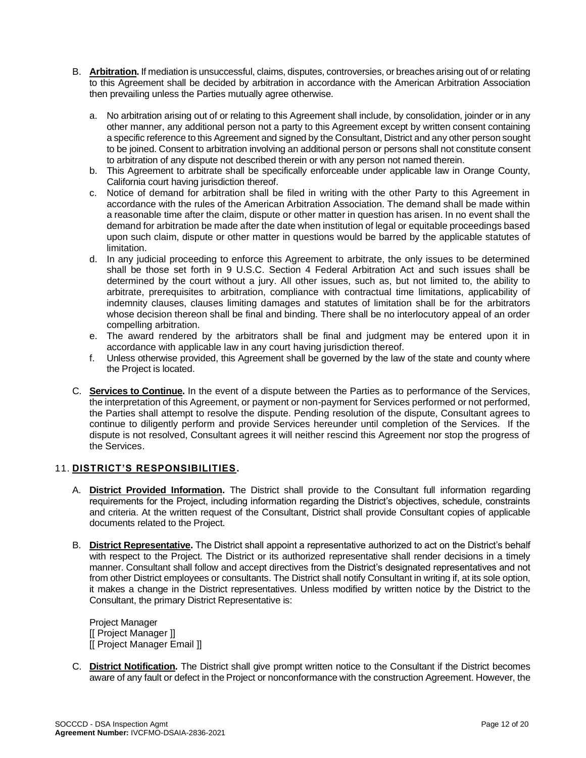B. **Arbitration.** If mediation is unsuccessful, claims, disputes, controversies, or breaches arising out of or relating to this Agreement shall be decided by arbitration in accordance with the American Arbitration Association then prevailing unless the Parties mutually agree otherwise.

   a. No arbitration arising out of or relating to this Agreement shall include, by consolidation, joinder or in any other manner, any additional person not a party to this Agreement except by written consent containing a specific reference to this Agreement and signed by the Consultant, District and any other person sought to be joined. Consent to arbitration involving an additional person or persons shall not constitute consent to arbitration of any dispute not described therein or with any person not named therein.
   b. This Agreement to arbitrate shall be specifically enforceable under applicable law in Orange County, California court having jurisdiction thereof.
   c. Notice of demand for arbitration shall be filed in writing with the other Party to this Agreement in accordance with the rules of the American Arbitration Association. The demand shall be made within a reasonable time after the claim, dispute or other matter in question has arisen. In no event shall the demand for arbitration be made after the date when institution of legal or equitable proceedings based upon such claim, dispute or other matter in questions would be barred by the applicable statutes of limitation.
   d. In any judicial proceeding to enforce this Agreement to arbitrate, the only issues to be determined shall be those set forth in 9 U.S.C. Section 4 Federal Arbitration Act and such issues shall be determined by the court without a jury. All other issues, such as, but not limited to, the ability to arbitrate, prerequisites to arbitration, compliance with contractual time limitations, applicability of indemnity clauses, clauses limiting damages and statutes of limitation shall be for the arbitrators whose decision thereon shall be final and binding. There shall be no interlocutory appeal of an order compelling arbitration.
   e. The award rendered by the arbitrators shall be final and judgment may be entered upon it in accordance with applicable law in any court having jurisdiction thereof.
   f. Unless otherwise provided, this Agreement shall be governed by the law of the state and county where the Project is located.

C. **Services to Continue.** In the event of a dispute between the Parties as to performance of the Services, the interpretation of this Agreement, or payment or non-payment for Services performed or not performed, the Parties shall attempt to resolve the dispute. Pending resolution of the dispute, Consultant agrees to continue to diligently perform and provide Services hereunder until completion of the Services. If the dispute is not resolved, Consultant agrees it will neither rescind this Agreement nor stop the progress of the Services.

## 11. DISTRICT'S RESPONSIBILITIES.

A. **District Provided Information.** The District shall provide to the Consultant full information regarding requirements for the Project, including information regarding the District's objectives, schedule, constraints and criteria. At the written request of the Consultant, District shall provide Consultant copies of applicable documents related to the Project.

B. **District Representative.** The District shall appoint a representative authorized to act on the District's behalf with respect to the Project. The District or its authorized representative shall render decisions in a timely manner. Consultant shall follow and accept directives from the District's designated representatives and not from other District employees or consultants. The District shall notify Consultant in writing if, at its sole option, it makes a change in the District representatives. Unless modified by written notice by the District to the Consultant, the primary District Representative is:

   Project Manager
   [[ Project Manager ]]
   [[ Project Manager Email ]]

C. **District Notification.** The District shall give prompt written notice to the Consultant if the District becomes aware of any fault or defect in the Project or nonconformance with the construction Agreement. However, the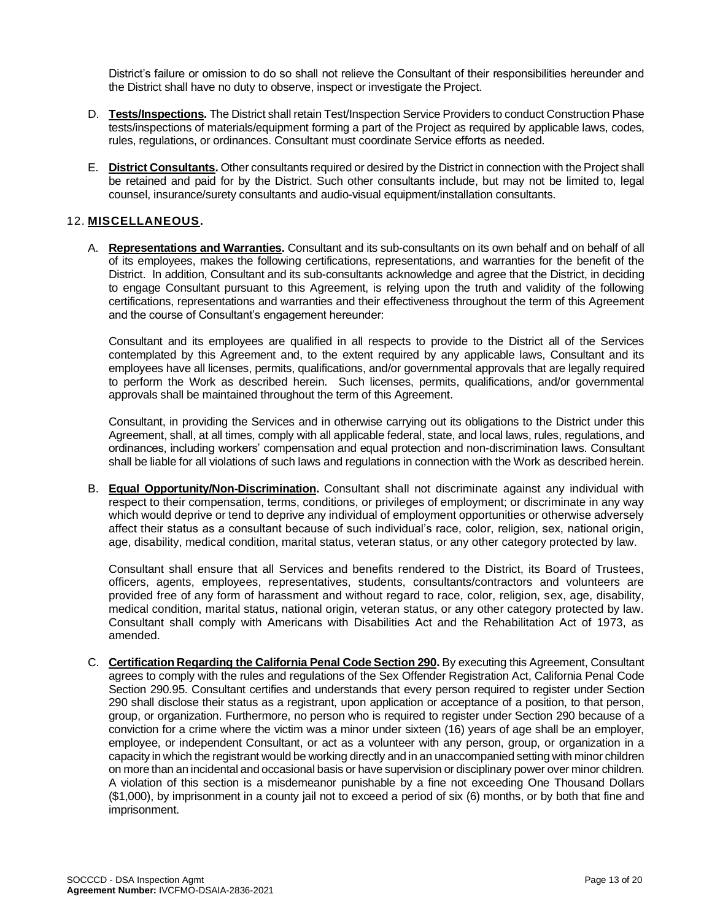District's failure or omission to do so shall not relieve the Consultant of their responsibilities hereunder and the District shall have no duty to observe, inspect or investigate the Project.

D. **Tests/Inspections.** The District shall retain Test/Inspection Service Providers to conduct Construction Phase tests/inspections of materials/equipment forming a part of the Project as required by applicable laws, codes, rules, regulations, or ordinances. Consultant must coordinate Service efforts as needed.

E. **District Consultants.** Other consultants required or desired by the District in connection with the Project shall be retained and paid for by the District. Such other consultants include, but may not be limited to, legal counsel, insurance/surety consultants and audio-visual equipment/installation consultants.

## 12. MISCELLANEOUS.

A. **Representations and Warranties.** Consultant and its sub-consultants on its own behalf and on behalf of all of its employees, makes the following certifications, representations, and warranties for the benefit of the District. In addition, Consultant and its sub-consultants acknowledge and agree that the District, in deciding to engage Consultant pursuant to this Agreement, is relying upon the truth and validity of the following certifications, representations and warranties and their effectiveness throughout the term of this Agreement and the course of Consultant's engagement hereunder:

Consultant and its employees are qualified in all respects to provide to the District all of the Services contemplated by this Agreement and, to the extent required by any applicable laws, Consultant and its employees have all licenses, permits, qualifications, and/or governmental approvals that are legally required to perform the Work as described herein. Such licenses, permits, qualifications, and/or governmental approvals shall be maintained throughout the term of this Agreement.

Consultant, in providing the Services and in otherwise carrying out its obligations to the District under this Agreement, shall, at all times, comply with all applicable federal, state, and local laws, rules, regulations, and ordinances, including workers' compensation and equal protection and non-discrimination laws. Consultant shall be liable for all violations of such laws and regulations in connection with the Work as described herein.

B. **Equal Opportunity/Non-Discrimination.** Consultant shall not discriminate against any individual with respect to their compensation, terms, conditions, or privileges of employment; or discriminate in any way which would deprive or tend to deprive any individual of employment opportunities or otherwise adversely affect their status as a consultant because of such individual's race, color, religion, sex, national origin, age, disability, medical condition, marital status, veteran status, or any other category protected by law.

Consultant shall ensure that all Services and benefits rendered to the District, its Board of Trustees, officers, agents, employees, representatives, students, consultants/contractors and volunteers are provided free of any form of harassment and without regard to race, color, religion, sex, age, disability, medical condition, marital status, national origin, veteran status, or any other category protected by law. Consultant shall comply with Americans with Disabilities Act and the Rehabilitation Act of 1973, as amended.

C. **Certification Regarding the California Penal Code Section 290.** By executing this Agreement, Consultant agrees to comply with the rules and regulations of the Sex Offender Registration Act, California Penal Code Section 290.95. Consultant certifies and understands that every person required to register under Section 290 shall disclose their status as a registrant, upon application or acceptance of a position, to that person, group, or organization. Furthermore, no person who is required to register under Section 290 because of a conviction for a crime where the victim was a minor under sixteen (16) years of age shall be an employer, employee, or independent Consultant, or act as a volunteer with any person, group, or organization in a capacity in which the registrant would be working directly and in an unaccompanied setting with minor children on more than an incidental and occasional basis or have supervision or disciplinary power over minor children. A violation of this section is a misdemeanor punishable by a fine not exceeding One Thousand Dollars ($1,000), by imprisonment in a county jail not to exceed a period of six (6) months, or by both that fine and imprisonment.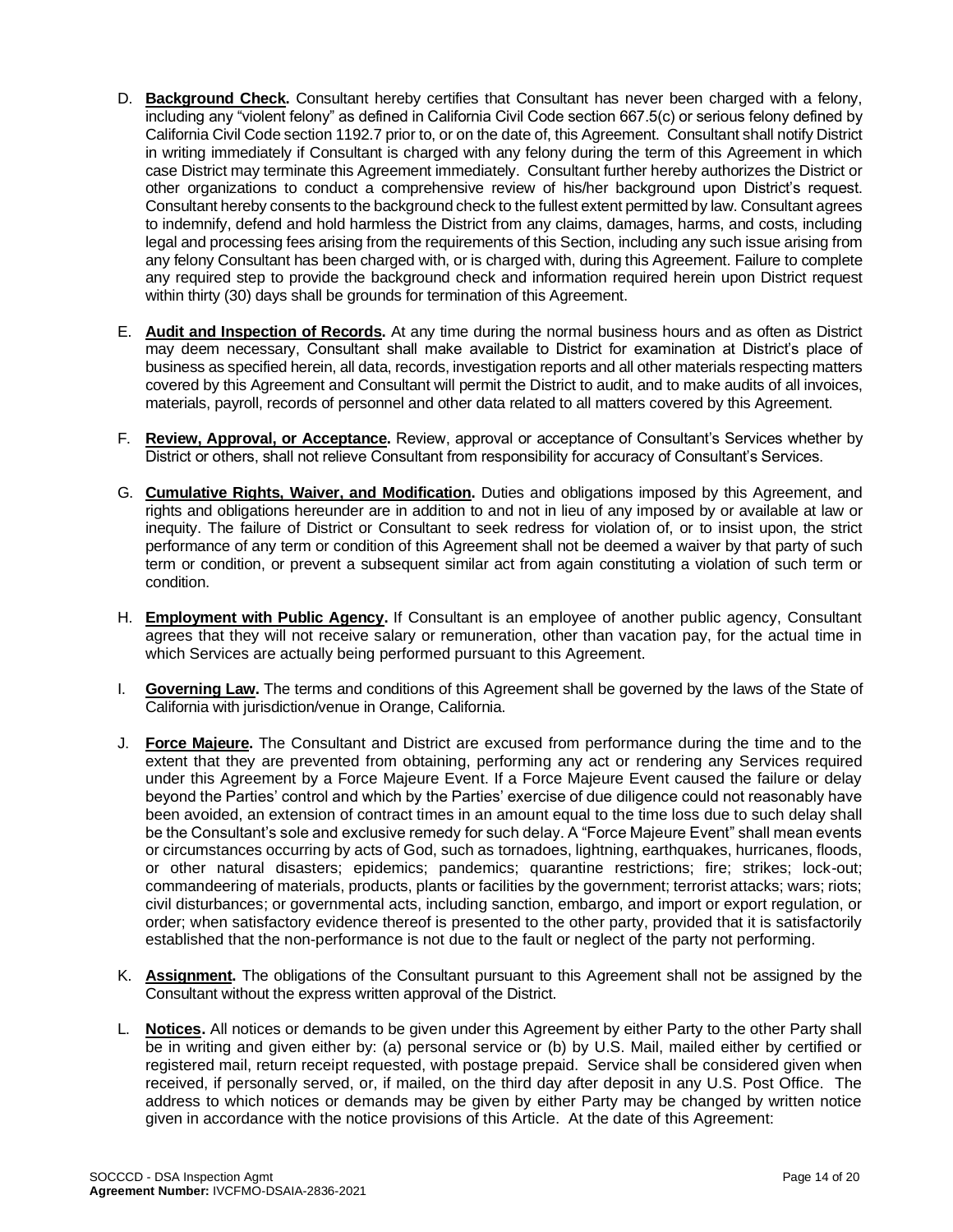D. **Background Check.** Consultant hereby certifies that Consultant has never been charged with a felony, including any "violent felony" as defined in California Civil Code section 667.5(c) or serious felony defined by California Civil Code section 1192.7 prior to, or on the date of, this Agreement. Consultant shall notify District in writing immediately if Consultant is charged with any felony during the term of this Agreement in which case District may terminate this Agreement immediately. Consultant further hereby authorizes the District or other organizations to conduct a comprehensive review of his/her background upon District's request. Consultant hereby consents to the background check to the fullest extent permitted by law. Consultant agrees to indemnify, defend and hold harmless the District from any claims, damages, harms, and costs, including legal and processing fees arising from the requirements of this Section, including any such issue arising from any felony Consultant has been charged with, or is charged with, during this Agreement. Failure to complete any required step to provide the background check and information required herein upon District request within thirty (30) days shall be grounds for termination of this Agreement.

E. **Audit and Inspection of Records.** At any time during the normal business hours and as often as District may deem necessary, Consultant shall make available to District for examination at District's place of business as specified herein, all data, records, investigation reports and all other materials respecting matters covered by this Agreement and Consultant will permit the District to audit, and to make audits of all invoices, materials, payroll, records of personnel and other data related to all matters covered by this Agreement.

F. **Review, Approval, or Acceptance.** Review, approval or acceptance of Consultant's Services whether by District or others, shall not relieve Consultant from responsibility for accuracy of Consultant's Services.

G. **Cumulative Rights, Waiver, and Modification.** Duties and obligations imposed by this Agreement, and rights and obligations hereunder are in addition to and not in lieu of any imposed by or available at law or inequity. The failure of District or Consultant to seek redress for violation of, or to insist upon, the strict performance of any term or condition of this Agreement shall not be deemed a waiver by that party of such term or condition, or prevent a subsequent similar act from again constituting a violation of such term or condition.

H. **Employment with Public Agency.** If Consultant is an employee of another public agency, Consultant agrees that they will not receive salary or remuneration, other than vacation pay, for the actual time in which Services are actually being performed pursuant to this Agreement.

I. **Governing Law.** The terms and conditions of this Agreement shall be governed by the laws of the State of California with jurisdiction/venue in Orange, California.

J. **Force Majeure.** The Consultant and District are excused from performance during the time and to the extent that they are prevented from obtaining, performing any act or rendering any Services required under this Agreement by a Force Majeure Event. If a Force Majeure Event caused the failure or delay beyond the Parties' control and which by the Parties' exercise of due diligence could not reasonably have been avoided, an extension of contract times in an amount equal to the time loss due to such delay shall be the Consultant's sole and exclusive remedy for such delay. A "Force Majeure Event" shall mean events or circumstances occurring by acts of God, such as tornadoes, lightning, earthquakes, hurricanes, floods, or other natural disasters; epidemics; pandemics; quarantine restrictions; fire; strikes; lock-out; commandeering of materials, products, plants or facilities by the government; terrorist attacks; wars; riots; civil disturbances; or governmental acts, including sanction, embargo, and import or export regulation, or order; when satisfactory evidence thereof is presented to the other party, provided that it is satisfactorily established that the non-performance is not due to the fault or neglect of the party not performing.

K. **Assignment.** The obligations of the Consultant pursuant to this Agreement shall not be assigned by the Consultant without the express written approval of the District.

L. **Notices.** All notices or demands to be given under this Agreement by either Party to the other Party shall be in writing and given either by: (a) personal service or (b) by U.S. Mail, mailed either by certified or registered mail, return receipt requested, with postage prepaid. Service shall be considered given when received, if personally served, or, if mailed, on the third day after deposit in any U.S. Post Office. The address to which notices or demands may be given by either Party may be changed by written notice given in accordance with the notice provisions of this Article. At the date of this Agreement: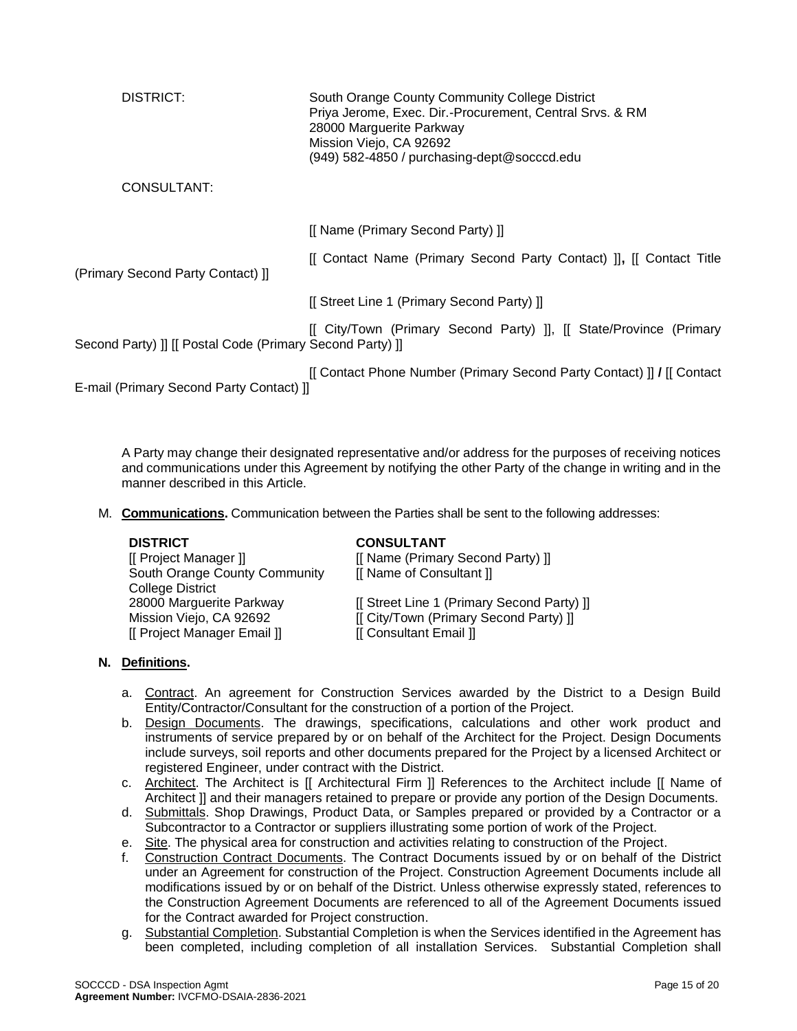DISTRICT: South Orange County Community College District
Priya Jerome, Exec. Dir.-Procurement, Central Srvs. & RM
28000 Marguerite Parkway
Mission Viejo, CA 92692
(949) 582-4850 / purchasing-dept@socccd.edu

CONSULTANT:

[[ Name (Primary Second Party) ]]

[[ Contact Name (Primary Second Party Contact) ]], [[ Contact Title (Primary Second Party Contact) ]]

[[ Street Line 1 (Primary Second Party) ]]

[[ City/Town (Primary Second Party) ]], [[ State/Province (Primary Second Party) ]] [[ Postal Code (Primary Second Party) ]]

[[ Contact Phone Number (Primary Second Party Contact) ]] **/** [[ Contact E-mail (Primary Second Party Contact) ]]

A Party may change their designated representative and/or address for the purposes of receiving notices and communications under this Agreement by notifying the other Party of the change in writing and in the manner described in this Article.

M. **Communications.** Communication between the Parties shall be sent to the following addresses:

| **DISTRICT** | **CONSULTANT** |
|---|---|
| [[ Project Manager ]] | [[ Name (Primary Second Party) ]] |
| South Orange County Community College District | [[ Name of Consultant ]] |
| 28000 Marguerite Parkway | [[ Street Line 1 (Primary Second Party) ]] |
| Mission Viejo, CA 92692 | [[ City/Town (Primary Second Party) ]] |
| [[ Project Manager Email ]] | [[ Consultant Email ]] |

**N. Definitions.**

a. Contract. An agreement for Construction Services awarded by the District to a Design Build Entity/Contractor/Consultant for the construction of a portion of the Project.
b. Design Documents. The drawings, specifications, calculations and other work product and instruments of service prepared by or on behalf of the Architect for the Project. Design Documents include surveys, soil reports and other documents prepared for the Project by a licensed Architect or registered Engineer, under contract with the District.
c. Architect. The Architect is [[ Architectural Firm ]] References to the Architect include [[ Name of Architect ]] and their managers retained to prepare or provide any portion of the Design Documents.
d. Submittals. Shop Drawings, Product Data, or Samples prepared or provided by a Contractor or a Subcontractor to a Contractor or suppliers illustrating some portion of work of the Project.
e. Site. The physical area for construction and activities relating to construction of the Project.
f. Construction Contract Documents. The Contract Documents issued by or on behalf of the District under an Agreement for construction of the Project. Construction Agreement Documents include all modifications issued by or on behalf of the District. Unless otherwise expressly stated, references to the Construction Agreement Documents are referenced to all of the Agreement Documents issued for the Contract awarded for Project construction.
g. Substantial Completion. Substantial Completion is when the Services identified in the Agreement has been completed, including completion of all installation Services. Substantial Completion shall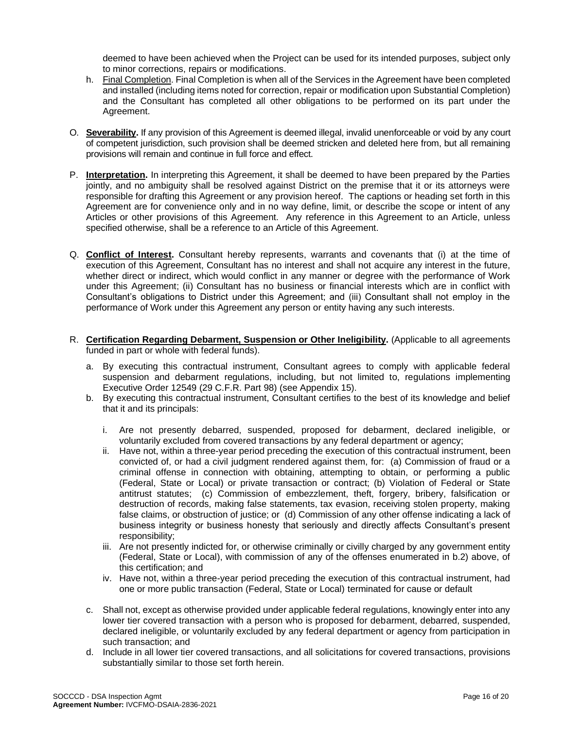deemed to have been achieved when the Project can be used for its intended purposes, subject only to minor corrections, repairs or modifications.

h. Final Completion. Final Completion is when all of the Services in the Agreement have been completed and installed (including items noted for correction, repair or modification upon Substantial Completion) and the Consultant has completed all other obligations to be performed on its part under the Agreement.

O. **Severability.** If any provision of this Agreement is deemed illegal, invalid unenforceable or void by any court of competent jurisdiction, such provision shall be deemed stricken and deleted here from, but all remaining provisions will remain and continue in full force and effect.

P. **Interpretation.** In interpreting this Agreement, it shall be deemed to have been prepared by the Parties jointly, and no ambiguity shall be resolved against District on the premise that it or its attorneys were responsible for drafting this Agreement or any provision hereof. The captions or heading set forth in this Agreement are for convenience only and in no way define, limit, or describe the scope or intent of any Articles or other provisions of this Agreement. Any reference in this Agreement to an Article, unless specified otherwise, shall be a reference to an Article of this Agreement.

Q. **Conflict of Interest.** Consultant hereby represents, warrants and covenants that (i) at the time of execution of this Agreement, Consultant has no interest and shall not acquire any interest in the future, whether direct or indirect, which would conflict in any manner or degree with the performance of Work under this Agreement; (ii) Consultant has no business or financial interests which are in conflict with Consultant's obligations to District under this Agreement; and (iii) Consultant shall not employ in the performance of Work under this Agreement any person or entity having any such interests.

R. **Certification Regarding Debarment, Suspension or Other Ineligibility.** (Applicable to all agreements funded in part or whole with federal funds).

a. By executing this contractual instrument, Consultant agrees to comply with applicable federal suspension and debarment regulations, including, but not limited to, regulations implementing Executive Order 12549 (29 C.F.R. Part 98) (see Appendix 15).

b. By executing this contractual instrument, Consultant certifies to the best of its knowledge and belief that it and its principals:

i. Are not presently debarred, suspended, proposed for debarment, declared ineligible, or voluntarily excluded from covered transactions by any federal department or agency;

ii. Have not, within a three-year period preceding the execution of this contractual instrument, been convicted of, or had a civil judgment rendered against them, for: (a) Commission of fraud or a criminal offense in connection with obtaining, attempting to obtain, or performing a public (Federal, State or Local) or private transaction or contract; (b) Violation of Federal or State antitrust statutes; (c) Commission of embezzlement, theft, forgery, bribery, falsification or destruction of records, making false statements, tax evasion, receiving stolen property, making false claims, or obstruction of justice; or (d) Commission of any other offense indicating a lack of business integrity or business honesty that seriously and directly affects Consultant's present responsibility;

iii. Are not presently indicted for, or otherwise criminally or civilly charged by any government entity (Federal, State or Local), with commission of any of the offenses enumerated in b.2) above, of this certification; and

iv. Have not, within a three-year period preceding the execution of this contractual instrument, had one or more public transaction (Federal, State or Local) terminated for cause or default

c. Shall not, except as otherwise provided under applicable federal regulations, knowingly enter into any lower tier covered transaction with a person who is proposed for debarment, debarred, suspended, declared ineligible, or voluntarily excluded by any federal department or agency from participation in such transaction; and

d. Include in all lower tier covered transactions, and all solicitations for covered transactions, provisions substantially similar to those set forth herein.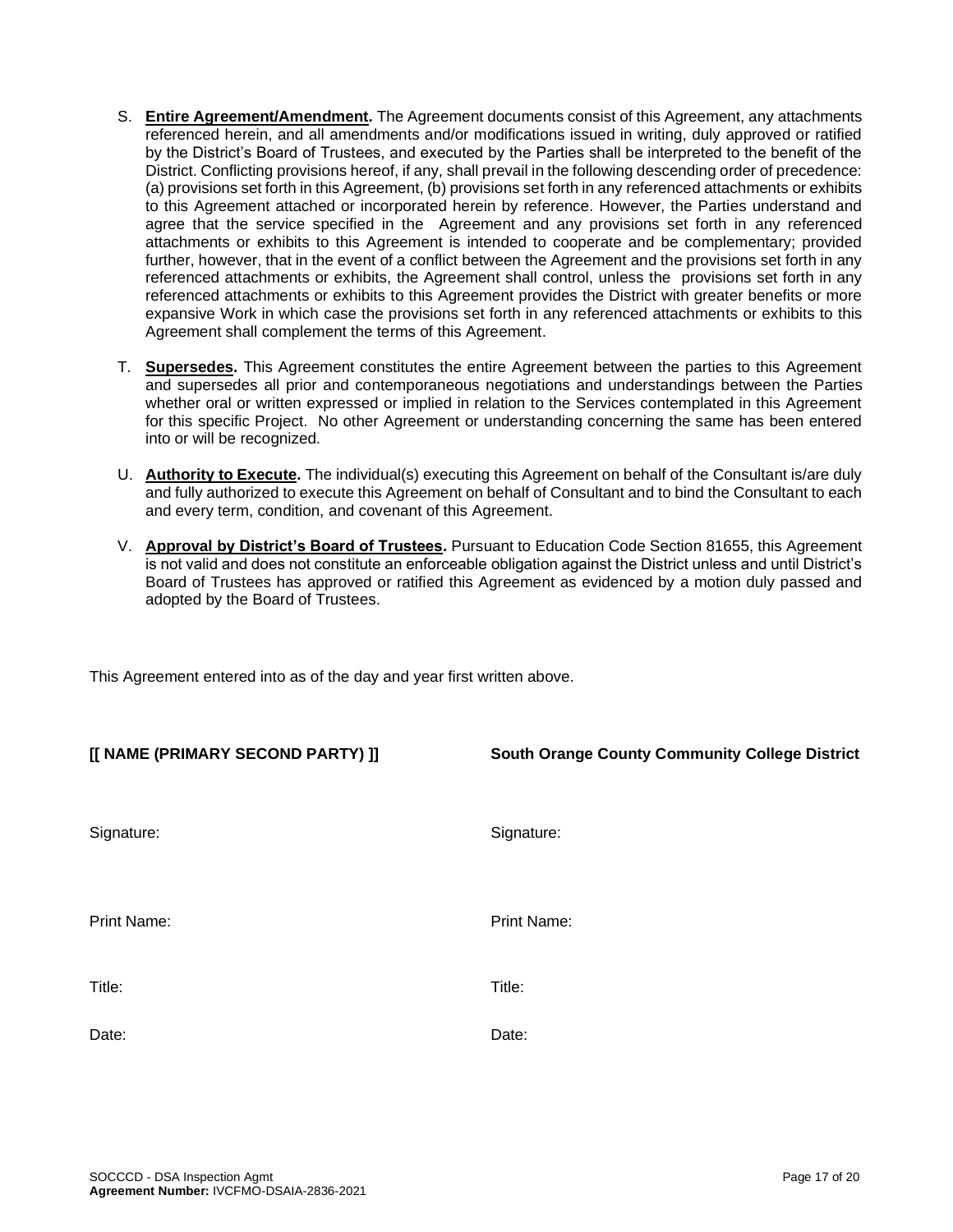S. **Entire Agreement/Amendment.** The Agreement documents consist of this Agreement, any attachments referenced herein, and all amendments and/or modifications issued in writing, duly approved or ratified by the District's Board of Trustees, and executed by the Parties shall be interpreted to the benefit of the District. Conflicting provisions hereof, if any, shall prevail in the following descending order of precedence: (a) provisions set forth in this Agreement, (b) provisions set forth in any referenced attachments or exhibits to this Agreement attached or incorporated herein by reference. However, the Parties understand and agree that the service specified in the Agreement and any provisions set forth in any referenced attachments or exhibits to this Agreement is intended to cooperate and be complementary; provided further, however, that in the event of a conflict between the Agreement and the provisions set forth in any referenced attachments or exhibits, the Agreement shall control, unless the provisions set forth in any referenced attachments or exhibits to this Agreement provides the District with greater benefits or more expansive Work in which case the provisions set forth in any referenced attachments or exhibits to this Agreement shall complement the terms of this Agreement.

T. **Supersedes.** This Agreement constitutes the entire Agreement between the parties to this Agreement and supersedes all prior and contemporaneous negotiations and understandings between the Parties whether oral or written expressed or implied in relation to the Services contemplated in this Agreement for this specific Project. No other Agreement or understanding concerning the same has been entered into or will be recognized.

U. **Authority to Execute.** The individual(s) executing this Agreement on behalf of the Consultant is/are duly and fully authorized to execute this Agreement on behalf of Consultant and to bind the Consultant to each and every term, condition, and covenant of this Agreement.

V. **Approval by District's Board of Trustees.** Pursuant to Education Code Section 81655, this Agreement is not valid and does not constitute an enforceable obligation against the District unless and until District's Board of Trustees has approved or ratified this Agreement as evidenced by a motion duly passed and adopted by the Board of Trustees.

This Agreement entered into as of the day and year first written above.

| **[[ NAME (PRIMARY SECOND PARTY) ]]** | **South Orange County Community College District** |
|---|---|
| Signature: | Signature: |
| Print Name: | Print Name: |
| Title: | Title: |
| Date: | Date: |

SOCCCD - DSA Inspection Agmt
**Agreement Number:** IVCFMO-DSAIA-2836-2021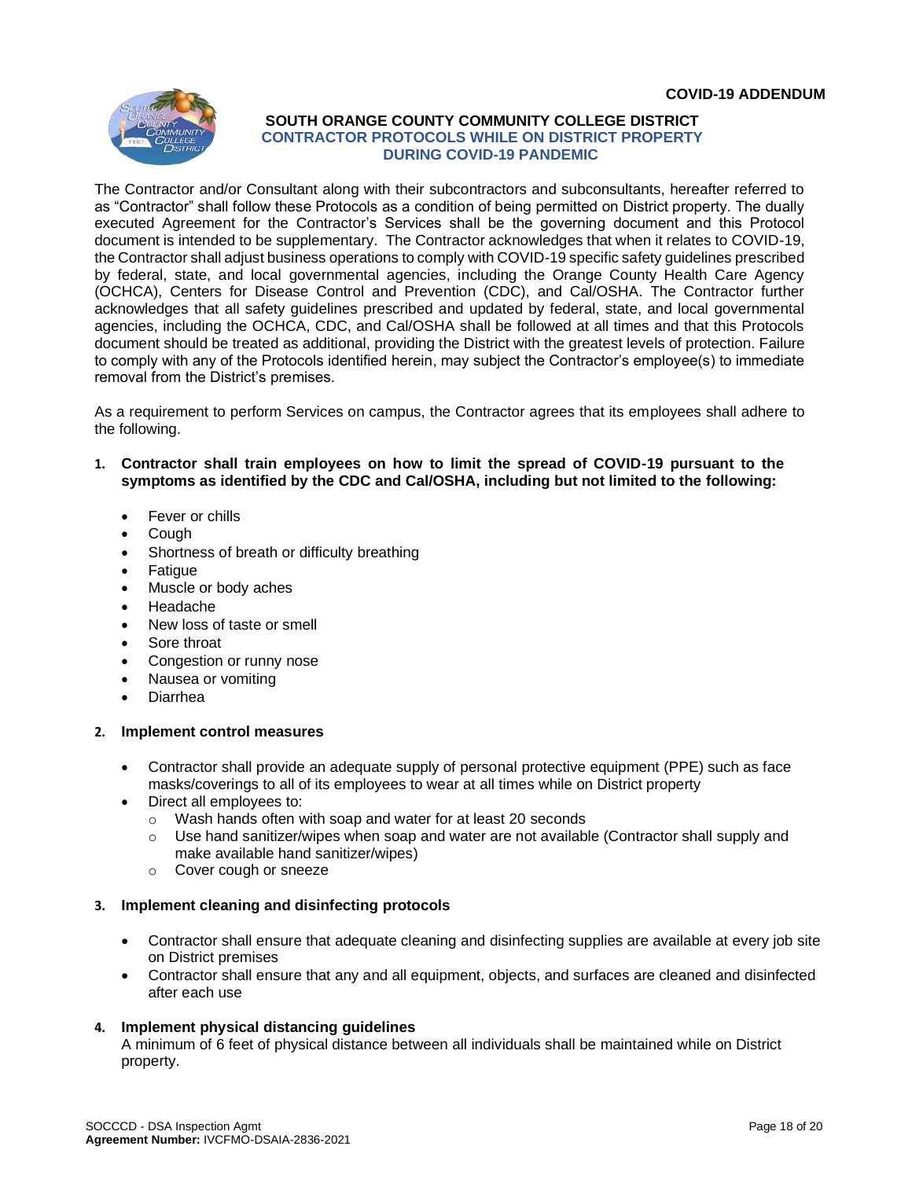**COVID-19 ADDENDUM**

**SOUTH ORANGE COUNTY COMMUNITY COLLEGE DISTRICT**
**CONTRACTOR PROTOCOLS WHILE ON DISTRICT PROPERTY DURING COVID-19 PANDEMIC**

The Contractor and/or Consultant along with their subcontractors and subconsultants, hereafter referred to as "Contractor" shall follow these Protocols as a condition of being permitted on District property. The dually executed Agreement for the Contractor's Services shall be the governing document and this Protocol document is intended to be supplementary. The Contractor acknowledges that when it relates to COVID-19, the Contractor shall adjust business operations to comply with COVID-19 specific safety guidelines prescribed by federal, state, and local governmental agencies, including the Orange County Health Care Agency (OCHCA), Centers for Disease Control and Prevention (CDC), and Cal/OSHA. The Contractor further acknowledges that all safety guidelines prescribed and updated by federal, state, and local governmental agencies, including the OCHCA, CDC, and Cal/OSHA shall be followed at all times and that this Protocols document should be treated as additional, providing the District with the greatest levels of protection. Failure to comply with any of the Protocols identified herein, may subject the Contractor's employee(s) to immediate removal from the District's premises.

As a requirement to perform Services on campus, the Contractor agrees that its employees shall adhere to the following.

1. **Contractor shall train employees on how to limit the spread of COVID-19 pursuant to the symptoms as identified by the CDC and Cal/OSHA, including but not limited to the following:**
    - Fever or chills
    - Cough
    - Shortness of breath or difficulty breathing
    - Fatigue
    - Muscle or body aches
    - Headache
    - New loss of taste or smell
    - Sore throat
    - Congestion or runny nose
    - Nausea or vomiting
    - Diarrhea

2. **Implement control measures**
    - Contractor shall provide an adequate supply of personal protective equipment (PPE) such as face masks/coverings to all of its employees to wear at all times while on District property
    - Direct all employees to:
        - Wash hands often with soap and water for at least 20 seconds
        - Use hand sanitizer/wipes when soap and water are not available (Contractor shall supply and make available hand sanitizer/wipes)
        - Cover cough or sneeze

3. **Implement cleaning and disinfecting protocols**
    - Contractor shall ensure that adequate cleaning and disinfecting supplies are available at every job site on District premises
    - Contractor shall ensure that any and all equipment, objects, and surfaces are cleaned and disinfected after each use

4. **Implement physical distancing guidelines**
   A minimum of 6 feet of physical distance between all individuals shall be maintained while on District property.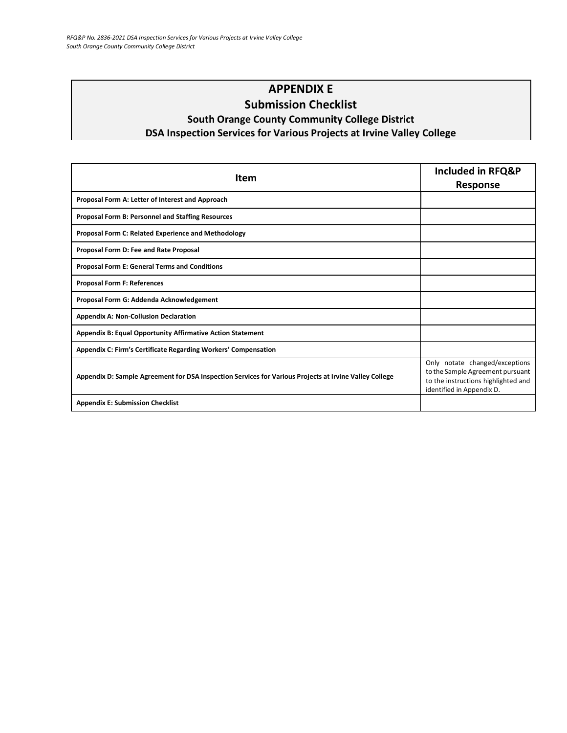# APPENDIX E

## Submission Checklist

### South Orange County Community College District

### DSA Inspection Services for Various Projects at Irvine Valley College

| Item | Included in RFQ&P Response |
|---|---|
| **Proposal Form A: Letter of Interest and Approach** | |
| **Proposal Form B: Personnel and Staffing Resources** | |
| **Proposal Form C: Related Experience and Methodology** | |
| **Proposal Form D: Fee and Rate Proposal** | |
| **Proposal Form E: General Terms and Conditions** | |
| **Proposal Form F: References** | |
| **Proposal Form G: Addenda Acknowledgement** | |
| **Appendix A: Non-Collusion Declaration** | |
| **Appendix B: Equal Opportunity Affirmative Action Statement** | |
| **Appendix C: Firm's Certificate Regarding Workers' Compensation** | |
| **Appendix D: Sample Agreement for DSA Inspection Services for Various Projects at Irvine Valley College** | Only notate changed/exceptions to the Sample Agreement pursuant to the instructions highlighted and identified in Appendix D. |
| **Appendix E: Submission Checklist** | |